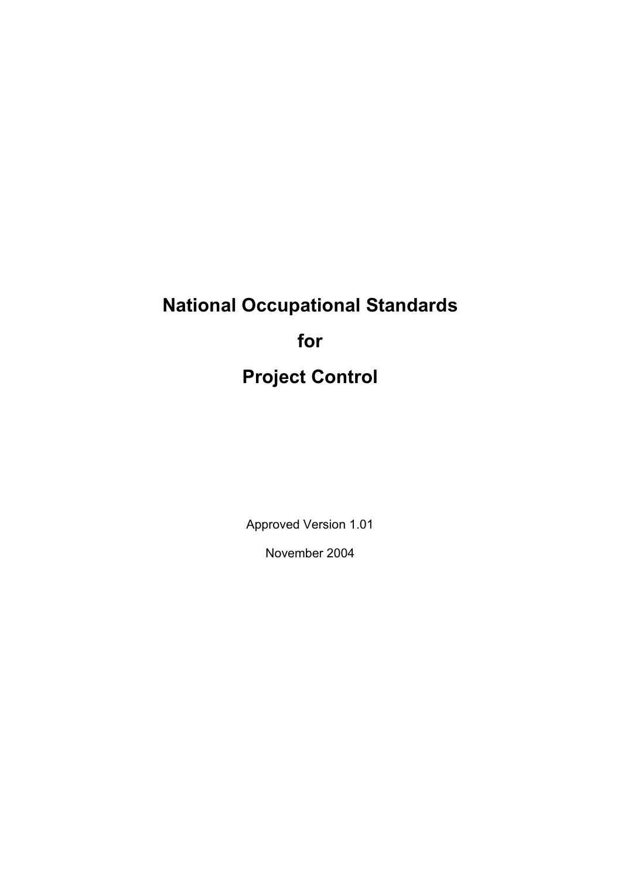# National Occupational Standards

# for

# Project Control

Approved Version 1.01

November 2004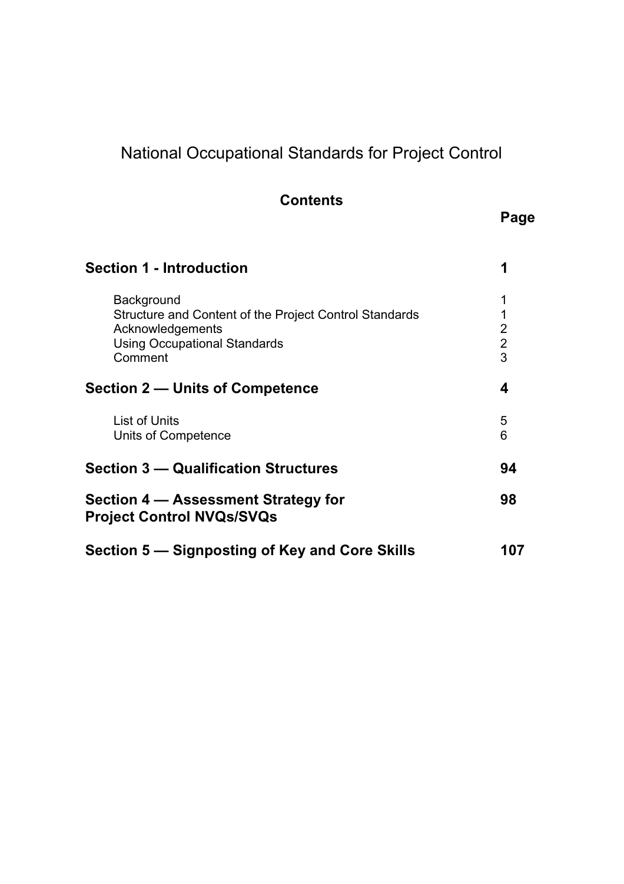# National Occupational Standards for Project Control

## Contents

| | Page |
|---|---|
| **Section 1 - Introduction** | **1** |
| Background | 1 |
| Structure and Content of the Project Control Standards | 1 |
| Acknowledgements | 2 |
| Using Occupational Standards | 2 |
| Comment | 3 |
| **Section 2 — Units of Competence** | **4** |
| List of Units | 5 |
| Units of Competence | 6 |
| **Section 3 — Qualification Structures** | **94** |
| **Section 4 — Assessment Strategy for Project Control NVQs/SVQs** | **98** |
| **Section 5 — Signposting of Key and Core Skills** | **107** |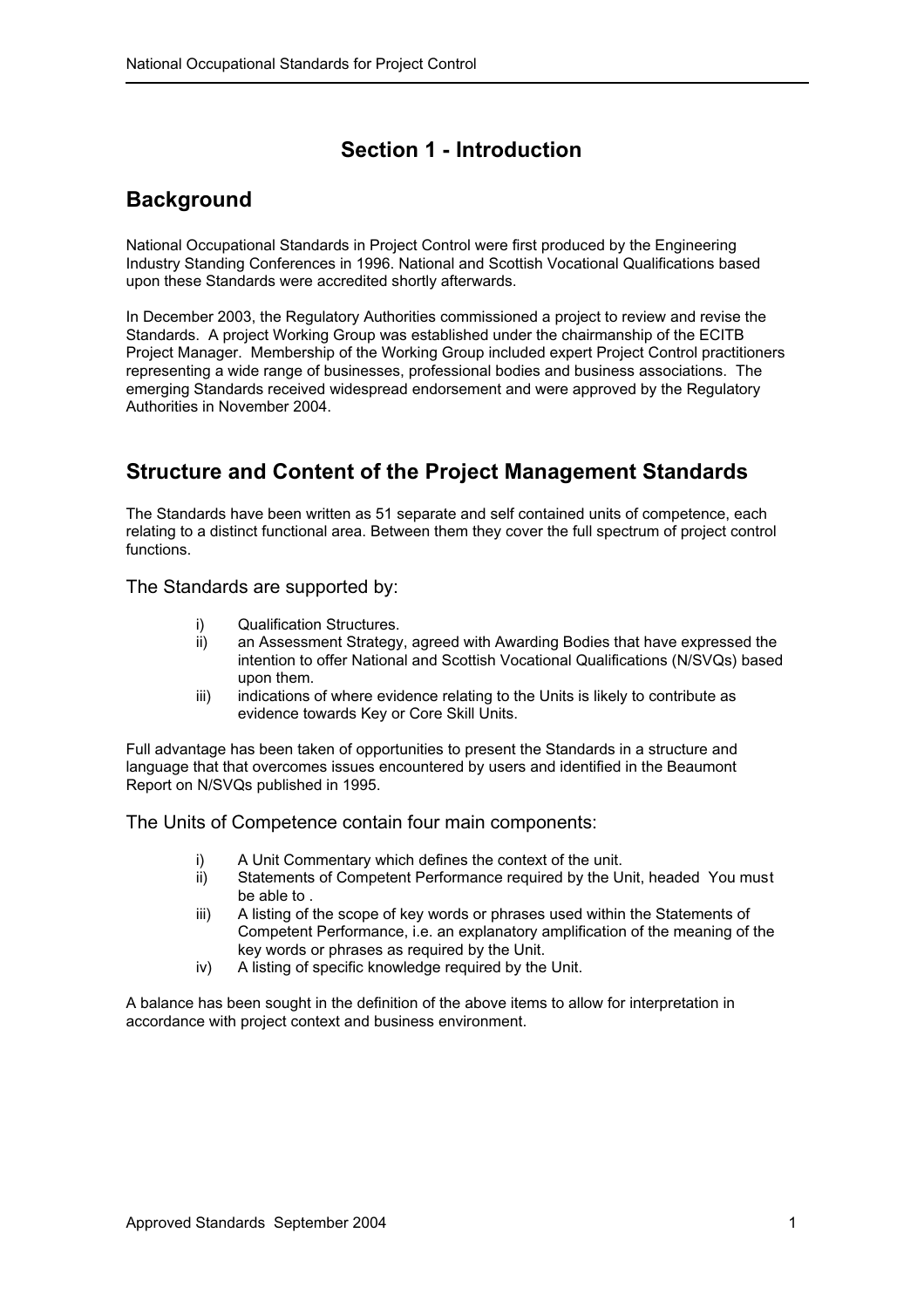# Section 1 - Introduction

## Background

National Occupational Standards in Project Control were first produced by the Engineering Industry Standing Conferences in 1996. National and Scottish Vocational Qualifications based upon these Standards were accredited shortly afterwards.

In December 2003, the Regulatory Authorities commissioned a project to review and revise the Standards. A project Working Group was established under the chairmanship of the ECITB Project Manager. Membership of the Working Group included expert Project Control practitioners representing a wide range of businesses, professional bodies and business associations. The emerging Standards received widespread endorsement and were approved by the Regulatory Authorities in November 2004.

## Structure and Content of the Project Management Standards

The Standards have been written as 51 separate and self contained units of competence, each relating to a distinct functional area. Between them they cover the full spectrum of project control functions.

### The Standards are supported by:

i) Qualification Structures.
ii) an Assessment Strategy, agreed with Awarding Bodies that have expressed the intention to offer National and Scottish Vocational Qualifications (N/SVQs) based upon them.
iii) indications of where evidence relating to the Units is likely to contribute as evidence towards Key or Core Skill Units.

Full advantage has been taken of opportunities to present the Standards in a structure and language that that overcomes issues encountered by users and identified in the Beaumont Report on N/SVQs published in 1995.

### The Units of Competence contain four main components:

i) A Unit Commentary which defines the context of the unit.
ii) Statements of Competent Performance required by the Unit, headed You must be able to .
iii) A listing of the scope of key words or phrases used within the Statements of Competent Performance, i.e. an explanatory amplification of the meaning of the key words or phrases as required by the Unit.
iv) A listing of specific knowledge required by the Unit.

A balance has been sought in the definition of the above items to allow for interpretation in accordance with project context and business environment.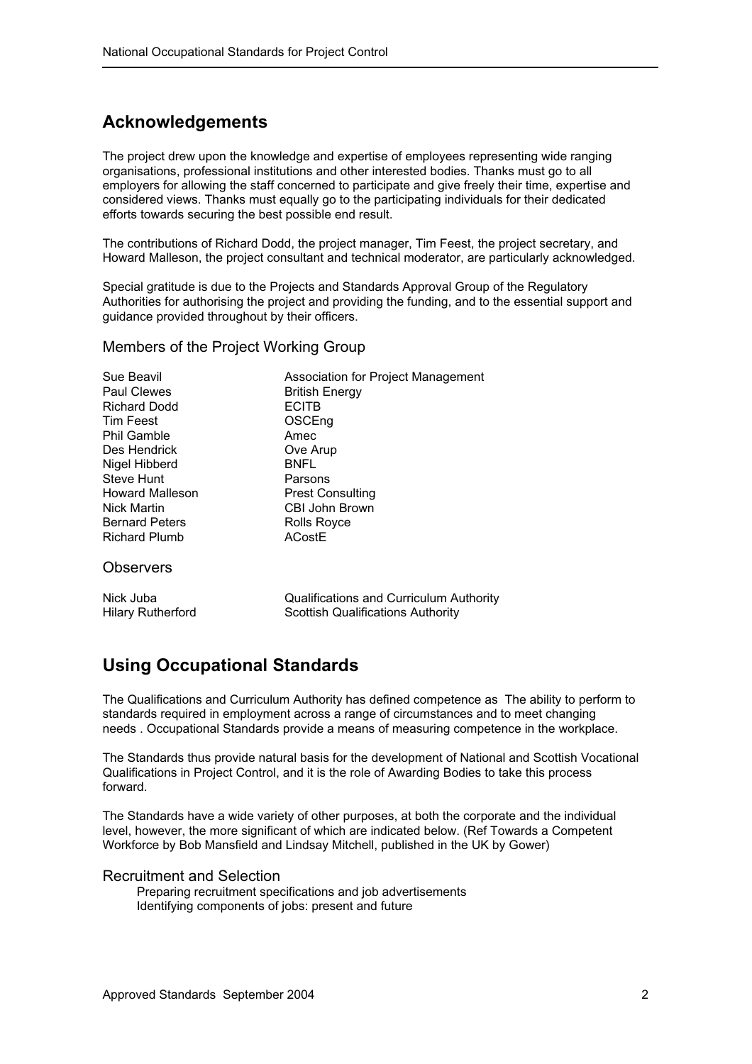## Acknowledgements

The project drew upon the knowledge and expertise of employees representing wide ranging organisations, professional institutions and other interested bodies. Thanks must go to all employers for allowing the staff concerned to participate and give freely their time, expertise and considered views. Thanks must equally go to the participating individuals for their dedicated efforts towards securing the best possible end result.

The contributions of Richard Dodd, the project manager, Tim Feest, the project secretary, and Howard Malleson, the project consultant and technical moderator, are particularly acknowledged.

Special gratitude is due to the Projects and Standards Approval Group of the Regulatory Authorities for authorising the project and providing the funding, and to the essential support and guidance provided throughout by their officers.

### Members of the Project Working Group

| | |
|---|---|
| Sue Beavil | Association for Project Management |
| Paul Clewes | British Energy |
| Richard Dodd | ECITB |
| Tim Feest | OSCEng |
| Phil Gamble | Amec |
| Des Hendrick | Ove Arup |
| Nigel Hibberd | BNFL |
| Steve Hunt | Parsons |
| Howard Malleson | Prest Consulting |
| Nick Martin | CBI John Brown |
| Bernard Peters | Rolls Royce |
| Richard Plumb | ACostE |

### Observers

| | |
|---|---|
| Nick Juba | Qualifications and Curriculum Authority |
| Hilary Rutherford | Scottish Qualifications Authority |

## Using Occupational Standards

The Qualifications and Curriculum Authority has defined competence as The ability to perform to standards required in employment across a range of circumstances and to meet changing needs . Occupational Standards provide a means of measuring competence in the workplace.

The Standards thus provide natural basis for the development of National and Scottish Vocational Qualifications in Project Control, and it is the role of Awarding Bodies to take this process forward.

The Standards have a wide variety of other purposes, at both the corporate and the individual level, however, the more significant of which are indicated below. (Ref Towards a Competent Workforce by Bob Mansfield and Lindsay Mitchell, published in the UK by Gower)

### Recruitment and Selection

Preparing recruitment specifications and job advertisements
Identifying components of jobs: present and future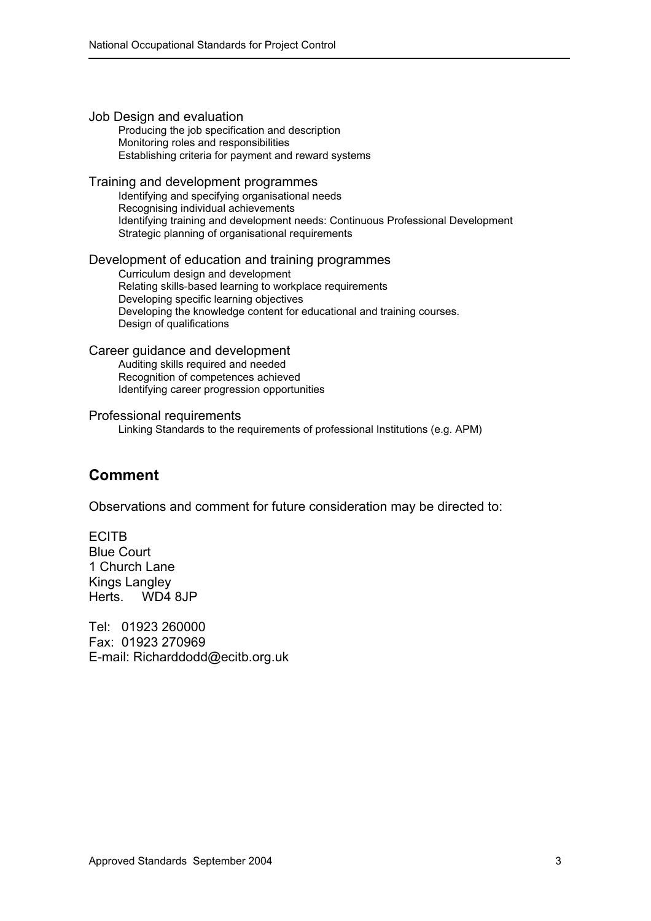### Job Design and evaluation

- Producing the job specification and description
- Monitoring roles and responsibilities
- Establishing criteria for payment and reward systems

### Training and development programmes

- Identifying and specifying organisational needs
- Recognising individual achievements
- Identifying training and development needs: Continuous Professional Development
- Strategic planning of organisational requirements

### Development of education and training programmes

- Curriculum design and development
- Relating skills-based learning to workplace requirements
- Developing specific learning objectives
- Developing the knowledge content for educational and training courses.
- Design of qualifications

### Career guidance and development

- Auditing skills required and needed
- Recognition of competences achieved
- Identifying career progression opportunities

### Professional requirements

- Linking Standards to the requirements of professional Institutions (e.g. APM)

## Comment

Observations and comment for future consideration may be directed to:

ECITB
Blue Court
1 Church Lane
Kings Langley
Herts.  WD4 8JP

Tel: 01923 260000
Fax: 01923 270969
E-mail: Richarddodd@ecitb.org.uk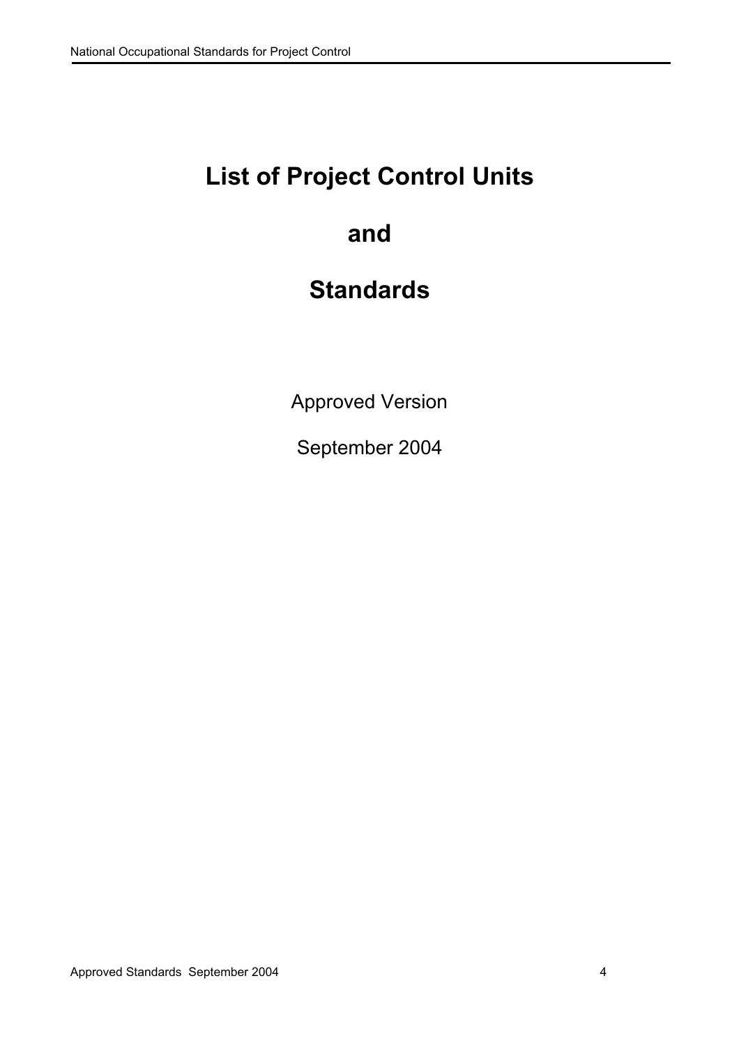# List of Project Control Units

# and

# Standards

Approved Version

September 2004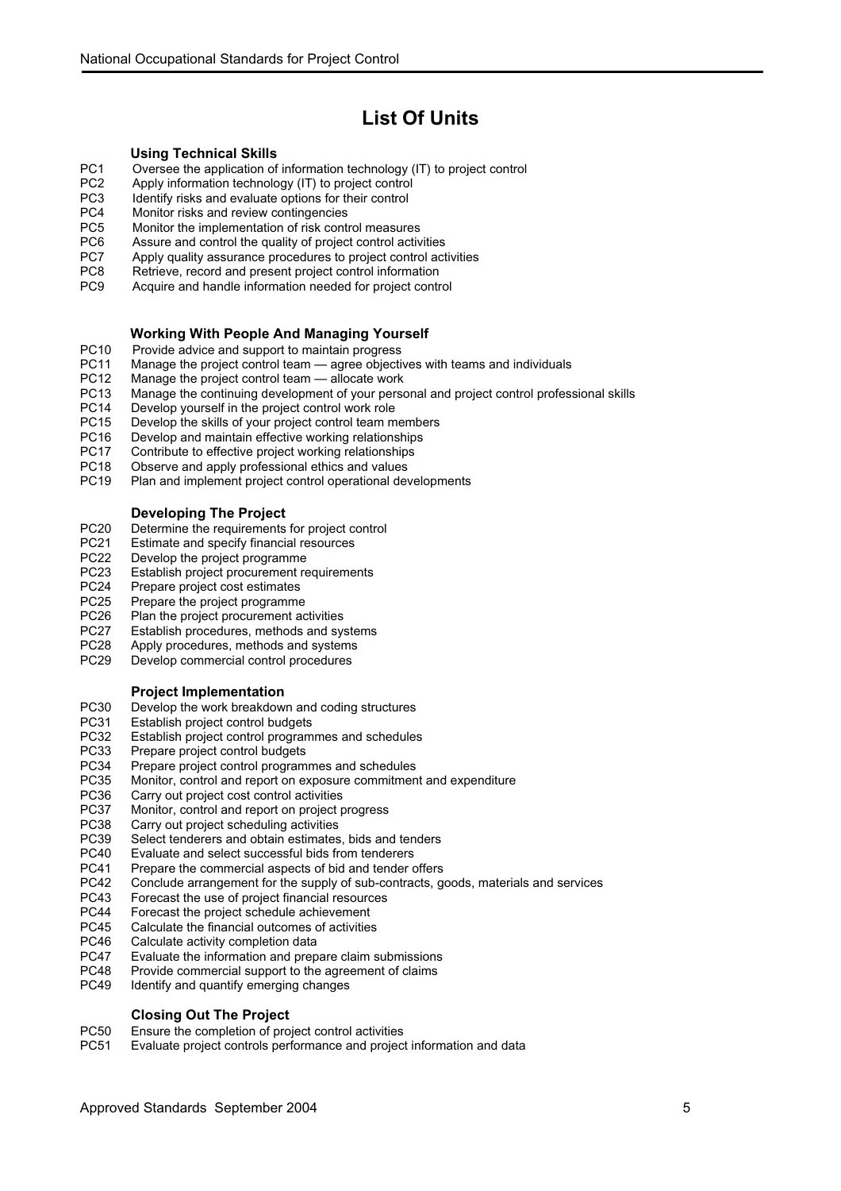# List Of Units

### Using Technical Skills

- PC1 Oversee the application of information technology (IT) to project control
- PC2 Apply information technology (IT) to project control
- PC3 Identify risks and evaluate options for their control
- PC4 Monitor risks and review contingencies
- PC5 Monitor the implementation of risk control measures
- PC6 Assure and control the quality of project control activities
- PC7 Apply quality assurance procedures to project control activities
- PC8 Retrieve, record and present project control information
- PC9 Acquire and handle information needed for project control

### Working With People And Managing Yourself

- PC10 Provide advice and support to maintain progress
- PC11 Manage the project control team — agree objectives with teams and individuals
- PC12 Manage the project control team — allocate work
- PC13 Manage the continuing development of your personal and project control professional skills
- PC14 Develop yourself in the project control work role
- PC15 Develop the skills of your project control team members
- PC16 Develop and maintain effective working relationships
- PC17 Contribute to effective project working relationships
- PC18 Observe and apply professional ethics and values
- PC19 Plan and implement project control operational developments

### Developing The Project

- PC20 Determine the requirements for project control
- PC21 Estimate and specify financial resources
- PC22 Develop the project programme
- PC23 Establish project procurement requirements
- PC24 Prepare project cost estimates
- PC25 Prepare the project programme
- PC26 Plan the project procurement activities
- PC27 Establish procedures, methods and systems
- PC28 Apply procedures, methods and systems
- PC29 Develop commercial control procedures

### Project Implementation

- PC30 Develop the work breakdown and coding structures
- PC31 Establish project control budgets
- PC32 Establish project control programmes and schedules
- PC33 Prepare project control budgets
- PC34 Prepare project control programmes and schedules
- PC35 Monitor, control and report on exposure commitment and expenditure
- PC36 Carry out project cost control activities
- PC37 Monitor, control and report on project progress
- PC38 Carry out project scheduling activities
- PC39 Select tenderers and obtain estimates, bids and tenders
- PC40 Evaluate and select successful bids from tenderers
- PC41 Prepare the commercial aspects of bid and tender offers
- PC42 Conclude arrangement for the supply of sub-contracts, goods, materials and services
- PC43 Forecast the use of project financial resources
- PC44 Forecast the project schedule achievement
- PC45 Calculate the financial outcomes of activities
- PC46 Calculate activity completion data
- PC47 Evaluate the information and prepare claim submissions
- PC48 Provide commercial support to the agreement of claims
- PC49 Identify and quantify emerging changes

### Closing Out The Project

- PC50 Ensure the completion of project control activities
- PC51 Evaluate project controls performance and project information and data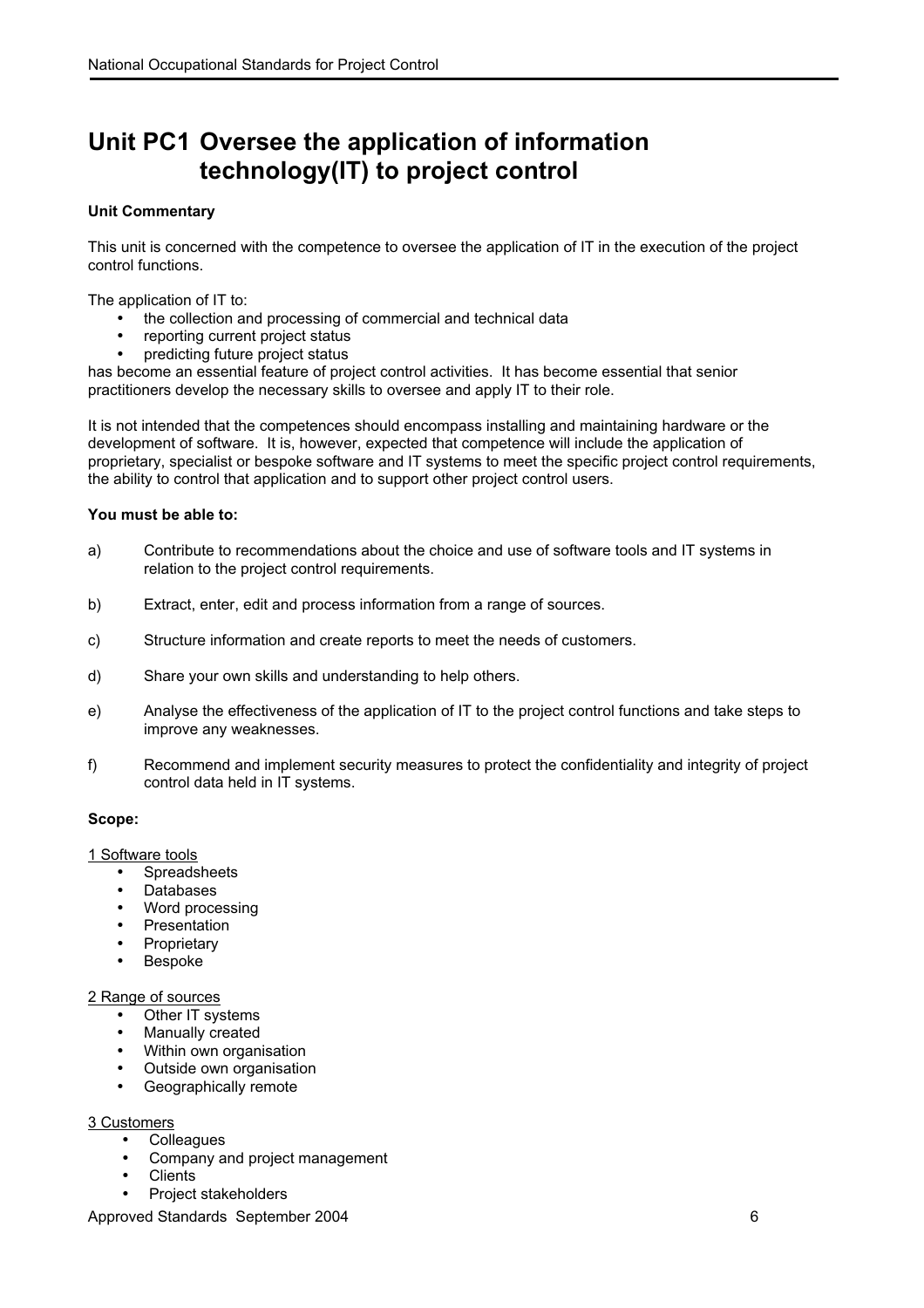# Unit PC1 Oversee the application of information technology(IT) to project control

**Unit Commentary**

This unit is concerned with the competence to oversee the application of IT in the execution of the project control functions.

The application of IT to:

- the collection and processing of commercial and technical data
- reporting current project status
- predicting future project status

has become an essential feature of project control activities. It has become essential that senior practitioners develop the necessary skills to oversee and apply IT to their role.

It is not intended that the competences should encompass installing and maintaining hardware or the development of software. It is, however, expected that competence will include the application of proprietary, specialist or bespoke software and IT systems to meet the specific project control requirements, the ability to control that application and to support other project control users.

**You must be able to:**

a) Contribute to recommendations about the choice and use of software tools and IT systems in relation to the project control requirements.

b) Extract, enter, edit and process information from a range of sources.

c) Structure information and create reports to meet the needs of customers.

d) Share your own skills and understanding to help others.

e) Analyse the effectiveness of the application of IT to the project control functions and take steps to improve any weaknesses.

f) Recommend and implement security measures to protect the confidentiality and integrity of project control data held in IT systems.

**Scope:**

<u>1 Software tools</u>

- Spreadsheets
- Databases
- Word processing
- Presentation
- Proprietary
- Bespoke

<u>2 Range of sources</u>

- Other IT systems
- Manually created
- Within own organisation
- Outside own organisation
- Geographically remote

<u>3 Customers</u>

- Colleagues
- Company and project management
- Clients
- Project stakeholders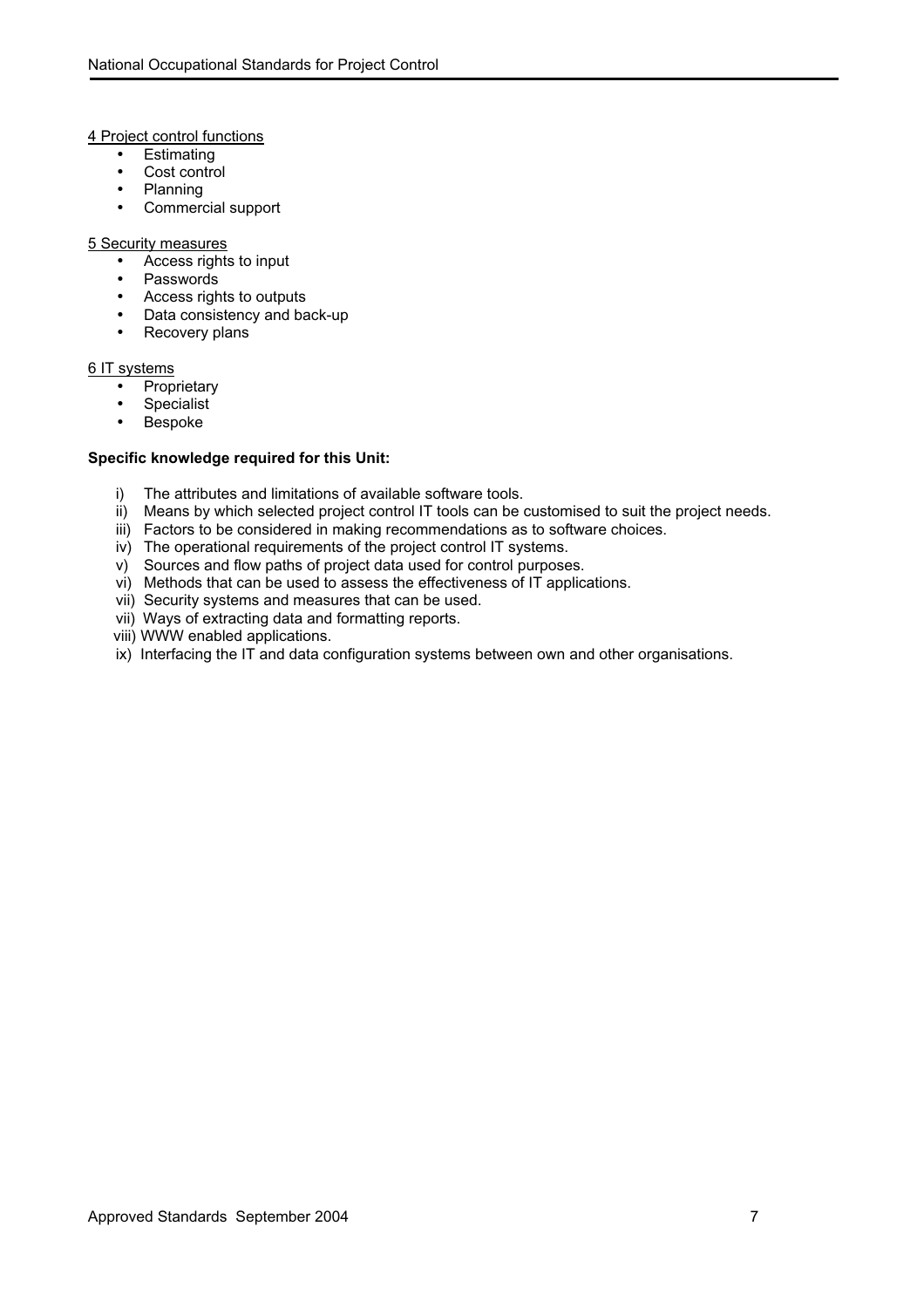<u>4 Project control functions</u>

- Estimating
- Cost control
- Planning
- Commercial support

<u>5 Security measures</u>

- Access rights to input
- Passwords
- Access rights to outputs
- Data consistency and back-up
- Recovery plans

<u>6 IT systems</u>

- Proprietary
- Specialist
- Bespoke

**Specific knowledge required for this Unit:**

i) The attributes and limitations of available software tools.
ii) Means by which selected project control IT tools can be customised to suit the project needs.
iii) Factors to be considered in making recommendations as to software choices.
iv) The operational requirements of the project control IT systems.
v) Sources and flow paths of project data used for control purposes.
vi) Methods that can be used to assess the effectiveness of IT applications.
vii) Security systems and measures that can be used.
vii) Ways of extracting data and formatting reports.
viii) WWW enabled applications.
ix) Interfacing the IT and data configuration systems between own and other organisations.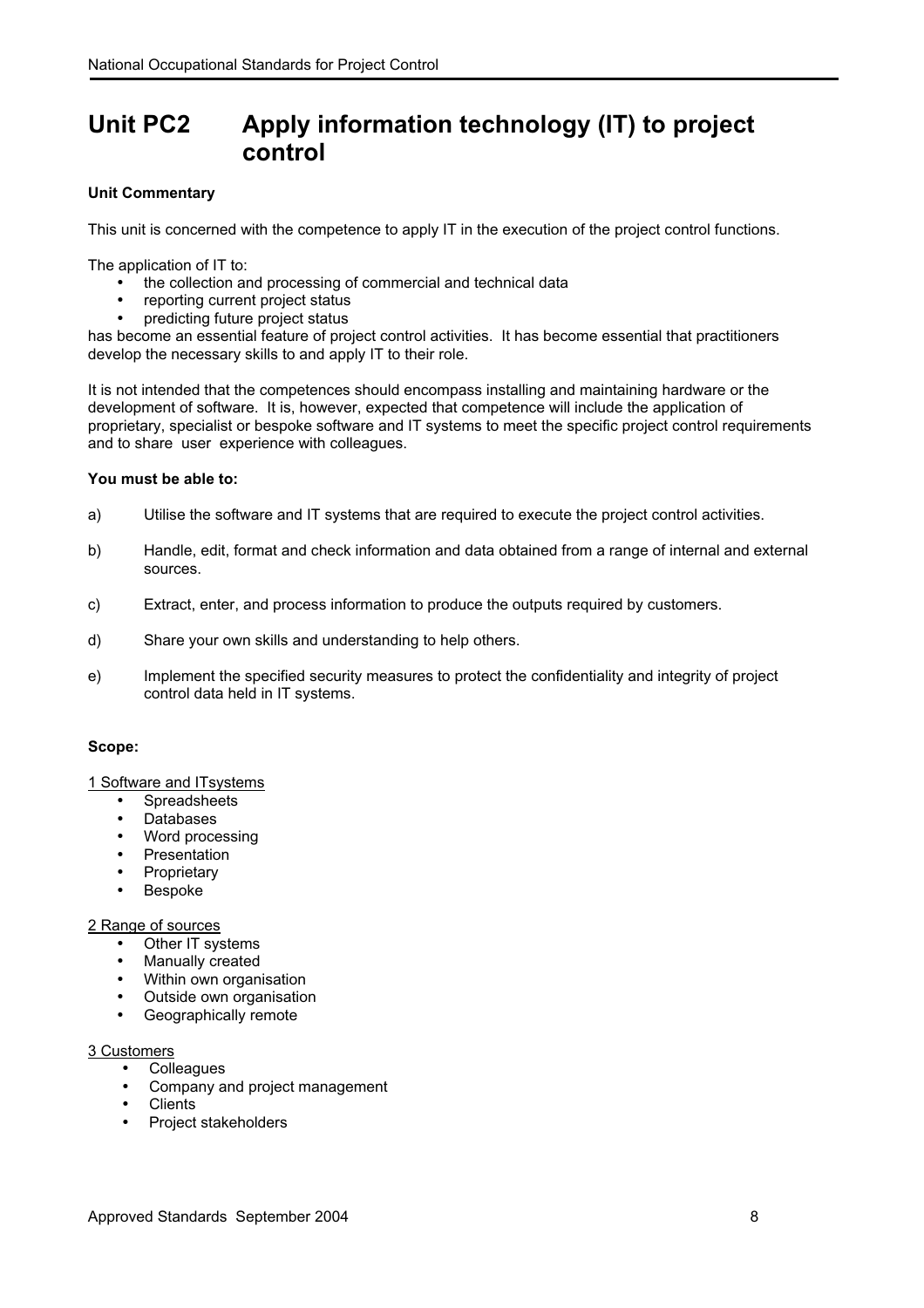# Unit PC2 Apply information technology (IT) to project control

**Unit Commentary**

This unit is concerned with the competence to apply IT in the execution of the project control functions.

The application of IT to:

- the collection and processing of commercial and technical data
- reporting current project status
- predicting future project status

has become an essential feature of project control activities. It has become essential that practitioners develop the necessary skills to and apply IT to their role.

It is not intended that the competences should encompass installing and maintaining hardware or the development of software. It is, however, expected that competence will include the application of proprietary, specialist or bespoke software and IT systems to meet the specific project control requirements and to share user experience with colleagues.

**You must be able to:**

a) Utilise the software and IT systems that are required to execute the project control activities.

b) Handle, edit, format and check information and data obtained from a range of internal and external sources.

c) Extract, enter, and process information to produce the outputs required by customers.

d) Share your own skills and understanding to help others.

e) Implement the specified security measures to protect the confidentiality and integrity of project control data held in IT systems.

**Scope:**

1 Software and ITsystems

- Spreadsheets
- Databases
- Word processing
- Presentation
- Proprietary
- Bespoke

2 Range of sources

- Other IT systems
- Manually created
- Within own organisation
- Outside own organisation
- Geographically remote

3 Customers

- Colleagues
- Company and project management
- Clients
- Project stakeholders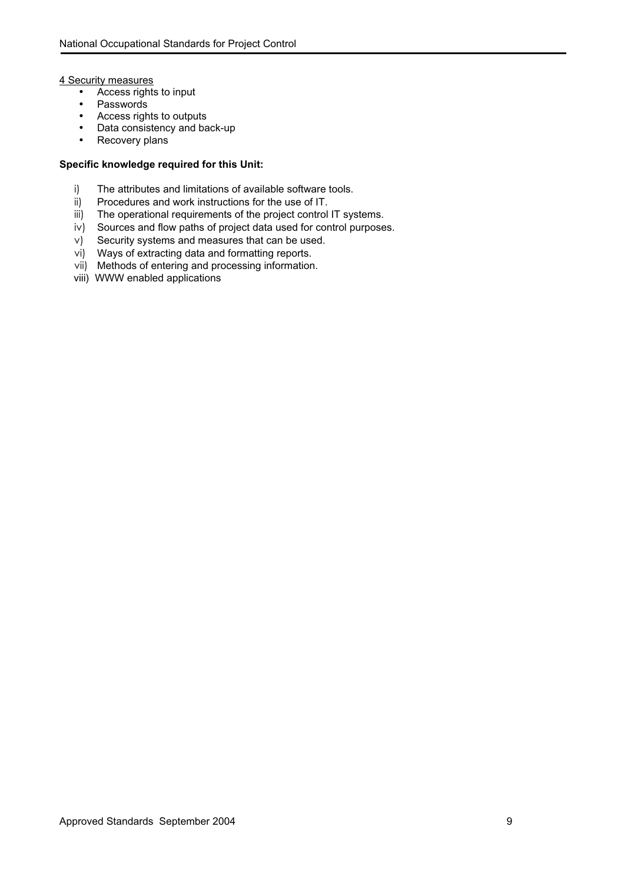<u>4 Security measures</u>

- Access rights to input
- Passwords
- Access rights to outputs
- Data consistency and back-up
- Recovery plans

**Specific knowledge required for this Unit:**

i) The attributes and limitations of available software tools.
ii) Procedures and work instructions for the use of IT.
iii) The operational requirements of the project control IT systems.
iv) Sources and flow paths of project data used for control purposes.
v) Security systems and measures that can be used.
vi) Ways of extracting data and formatting reports.
vii) Methods of entering and processing information.
viii) WWW enabled applications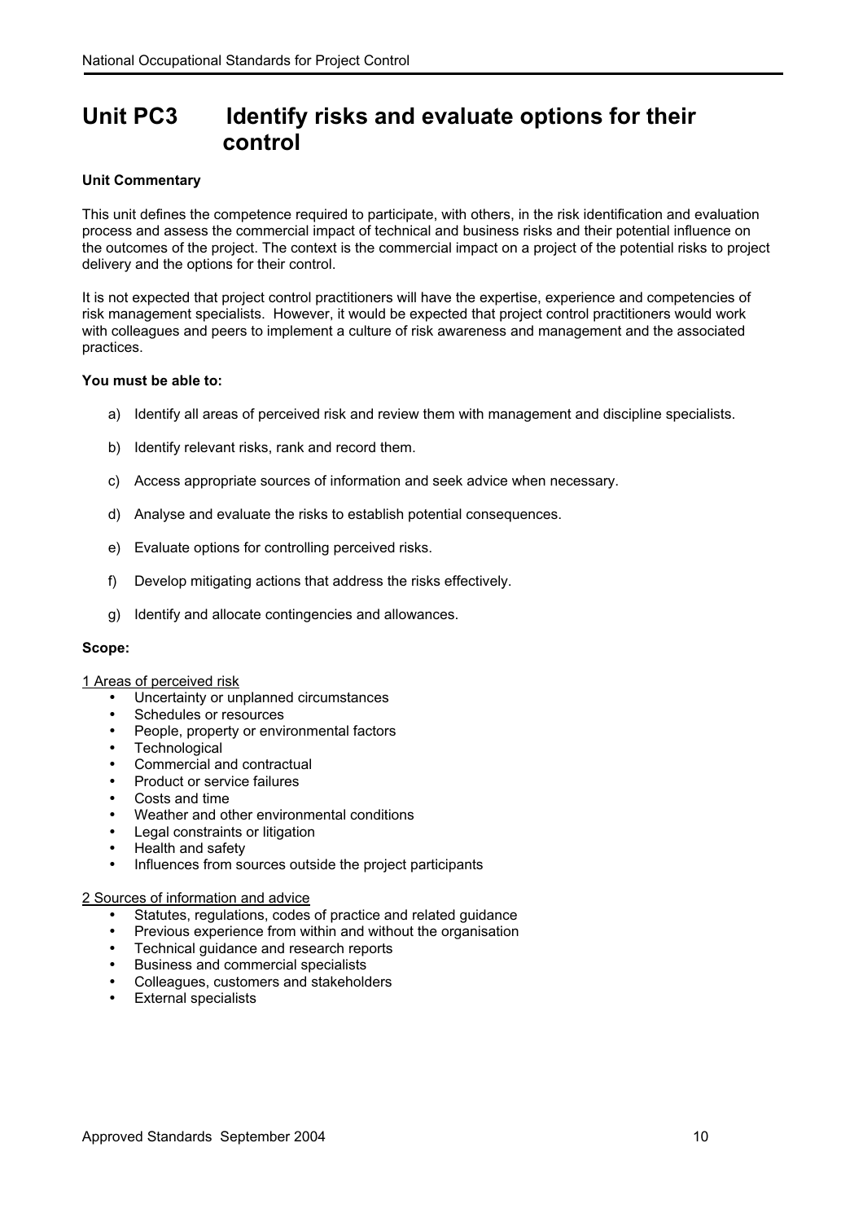# Unit PC3 Identify risks and evaluate options for their control

**Unit Commentary**

This unit defines the competence required to participate, with others, in the risk identification and evaluation process and assess the commercial impact of technical and business risks and their potential influence on the outcomes of the project. The context is the commercial impact on a project of the potential risks to project delivery and the options for their control.

It is not expected that project control practitioners will have the expertise, experience and competencies of risk management specialists. However, it would be expected that project control practitioners would work with colleagues and peers to implement a culture of risk awareness and management and the associated practices.

**You must be able to:**

a) Identify all areas of perceived risk and review them with management and discipline specialists.

b) Identify relevant risks, rank and record them.

c) Access appropriate sources of information and seek advice when necessary.

d) Analyse and evaluate the risks to establish potential consequences.

e) Evaluate options for controlling perceived risks.

f) Develop mitigating actions that address the risks effectively.

g) Identify and allocate contingencies and allowances.

**Scope:**

1 Areas of perceived risk

- Uncertainty or unplanned circumstances
- Schedules or resources
- People, property or environmental factors
- Technological
- Commercial and contractual
- Product or service failures
- Costs and time
- Weather and other environmental conditions
- Legal constraints or litigation
- Health and safety
- Influences from sources outside the project participants

2 Sources of information and advice

- Statutes, regulations, codes of practice and related guidance
- Previous experience from within and without the organisation
- Technical guidance and research reports
- Business and commercial specialists
- Colleagues, customers and stakeholders
- External specialists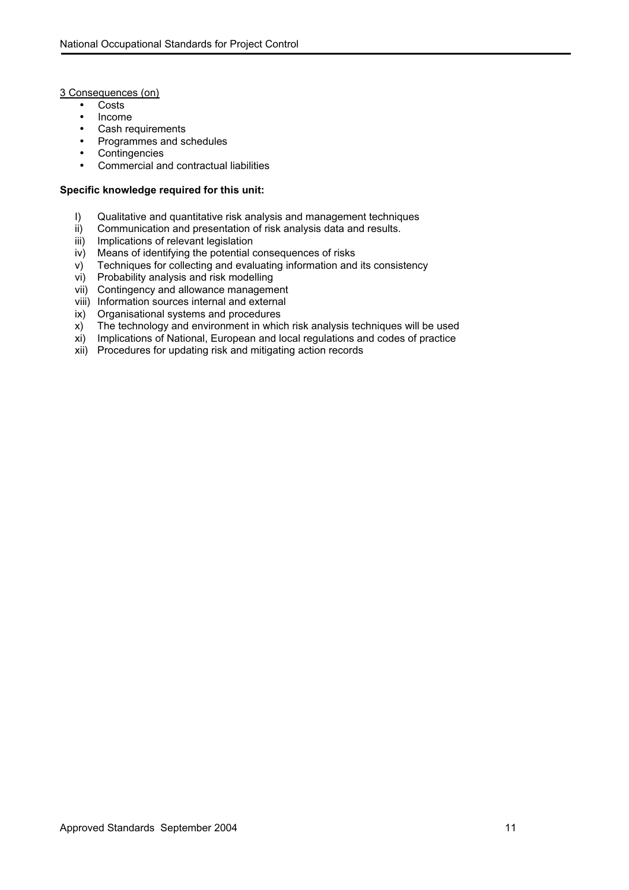<u>3 Consequences (on)</u>

- Costs
- Income
- Cash requirements
- Programmes and schedules
- Contingencies
- Commercial and contractual liabilities

**Specific knowledge required for this unit:**

I) Qualitative and quantitative risk analysis and management techniques
ii) Communication and presentation of risk analysis data and results.
iii) Implications of relevant legislation
iv) Means of identifying the potential consequences of risks
v) Techniques for collecting and evaluating information and its consistency
vi) Probability analysis and risk modelling
vii) Contingency and allowance management
viii) Information sources internal and external
ix) Organisational systems and procedures
x) The technology and environment in which risk analysis techniques will be used
xi) Implications of National, European and local regulations and codes of practice
xii) Procedures for updating risk and mitigating action records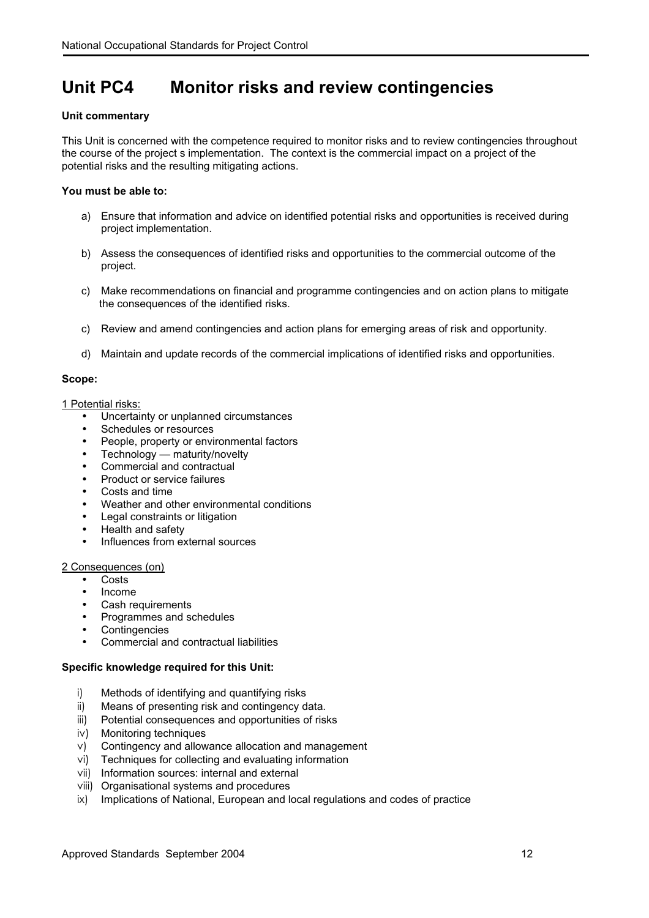# Unit PC4 Monitor risks and review contingencies

**Unit commentary**

This Unit is concerned with the competence required to monitor risks and to review contingencies throughout the course of the project s implementation. The context is the commercial impact on a project of the potential risks and the resulting mitigating actions.

**You must be able to:**

a) Ensure that information and advice on identified potential risks and opportunities is received during project implementation.

b) Assess the consequences of identified risks and opportunities to the commercial outcome of the project.

c) Make recommendations on financial and programme contingencies and on action plans to mitigate the consequences of the identified risks.

c) Review and amend contingencies and action plans for emerging areas of risk and opportunity.

d) Maintain and update records of the commercial implications of identified risks and opportunities.

**Scope:**

1 Potential risks:

- Uncertainty or unplanned circumstances
- Schedules or resources
- People, property or environmental factors
- Technology — maturity/novelty
- Commercial and contractual
- Product or service failures
- Costs and time
- Weather and other environmental conditions
- Legal constraints or litigation
- Health and safety
- Influences from external sources

2 Consequences (on)

- Costs
- Income
- Cash requirements
- Programmes and schedules
- Contingencies
- Commercial and contractual liabilities

**Specific knowledge required for this Unit:**

i) Methods of identifying and quantifying risks
ii) Means of presenting risk and contingency data.
iii) Potential consequences and opportunities of risks
iv) Monitoring techniques
v) Contingency and allowance allocation and management
vi) Techniques for collecting and evaluating information
vii) Information sources: internal and external
viii) Organisational systems and procedures
ix) Implications of National, European and local regulations and codes of practice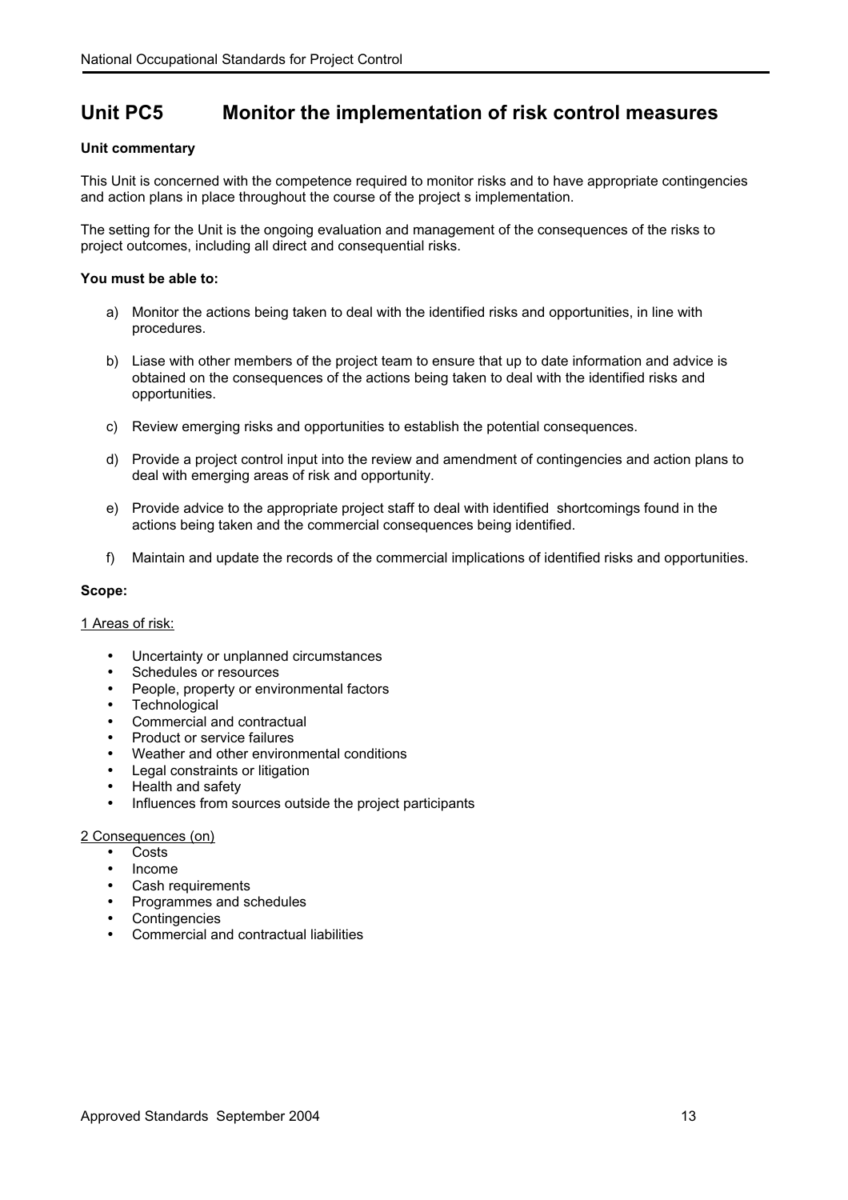# Unit PC5 Monitor the implementation of risk control measures

**Unit commentary**

This Unit is concerned with the competence required to monitor risks and to have appropriate contingencies and action plans in place throughout the course of the project s implementation.

The setting for the Unit is the ongoing evaluation and management of the consequences of the risks to project outcomes, including all direct and consequential risks.

**You must be able to:**

a) Monitor the actions being taken to deal with the identified risks and opportunities, in line with procedures.

b) Liase with other members of the project team to ensure that up to date information and advice is obtained on the consequences of the actions being taken to deal with the identified risks and opportunities.

c) Review emerging risks and opportunities to establish the potential consequences.

d) Provide a project control input into the review and amendment of contingencies and action plans to deal with emerging areas of risk and opportunity.

e) Provide advice to the appropriate project staff to deal with identified shortcomings found in the actions being taken and the commercial consequences being identified.

f) Maintain and update the records of the commercial implications of identified risks and opportunities.

**Scope:**

<u>1 Areas of risk:</u>

- Uncertainty or unplanned circumstances
- Schedules or resources
- People, property or environmental factors
- Technological
- Commercial and contractual
- Product or service failures
- Weather and other environmental conditions
- Legal constraints or litigation
- Health and safety
- Influences from sources outside the project participants

<u>2 Consequences (on)</u>

- Costs
- Income
- Cash requirements
- Programmes and schedules
- Contingencies
- Commercial and contractual liabilities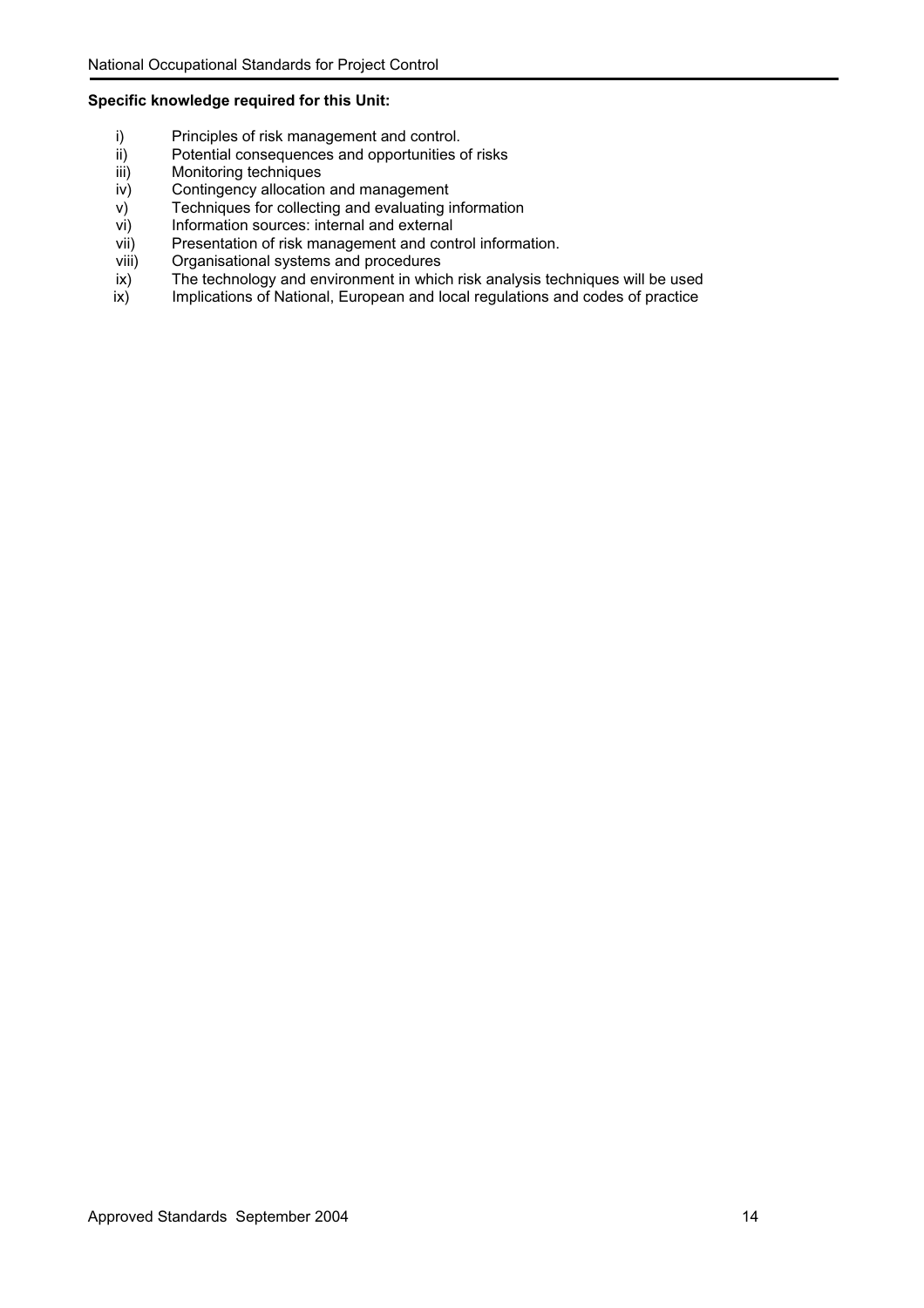**Specific knowledge required for this Unit:**

i) Principles of risk management and control.
ii) Potential consequences and opportunities of risks
iii) Monitoring techniques
iv) Contingency allocation and management
v) Techniques for collecting and evaluating information
vi) Information sources: internal and external
vii) Presentation of risk management and control information.
viii) Organisational systems and procedures
ix) The technology and environment in which risk analysis techniques will be used
ix) Implications of National, European and local regulations and codes of practice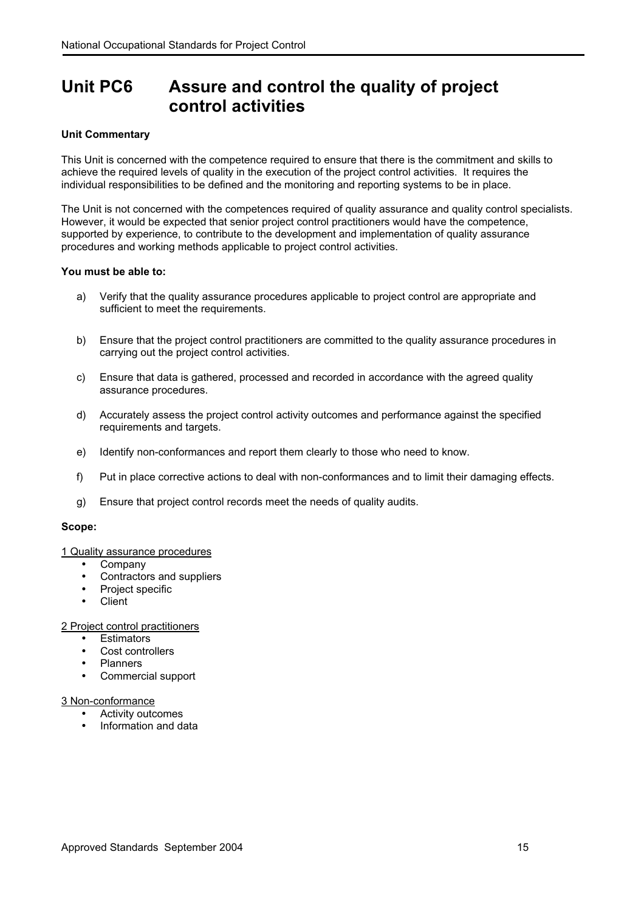# Unit PC6 Assure and control the quality of project control activities

**Unit Commentary**

This Unit is concerned with the competence required to ensure that there is the commitment and skills to achieve the required levels of quality in the execution of the project control activities. It requires the individual responsibilities to be defined and the monitoring and reporting systems to be in place.

The Unit is not concerned with the competences required of quality assurance and quality control specialists. However, it would be expected that senior project control practitioners would have the competence, supported by experience, to contribute to the development and implementation of quality assurance procedures and working methods applicable to project control activities.

**You must be able to:**

a) Verify that the quality assurance procedures applicable to project control are appropriate and sufficient to meet the requirements.

b) Ensure that the project control practitioners are committed to the quality assurance procedures in carrying out the project control activities.

c) Ensure that data is gathered, processed and recorded in accordance with the agreed quality assurance procedures.

d) Accurately assess the project control activity outcomes and performance against the specified requirements and targets.

e) Identify non-conformances and report them clearly to those who need to know.

f) Put in place corrective actions to deal with non-conformances and to limit their damaging effects.

g) Ensure that project control records meet the needs of quality audits.

**Scope:**

<u>1 Quality assurance procedures</u>

- Company
- Contractors and suppliers
- Project specific
- Client

<u>2 Project control practitioners</u>

- Estimators
- Cost controllers
- Planners
- Commercial support

<u>3 Non-conformance</u>

- Activity outcomes
- Information and data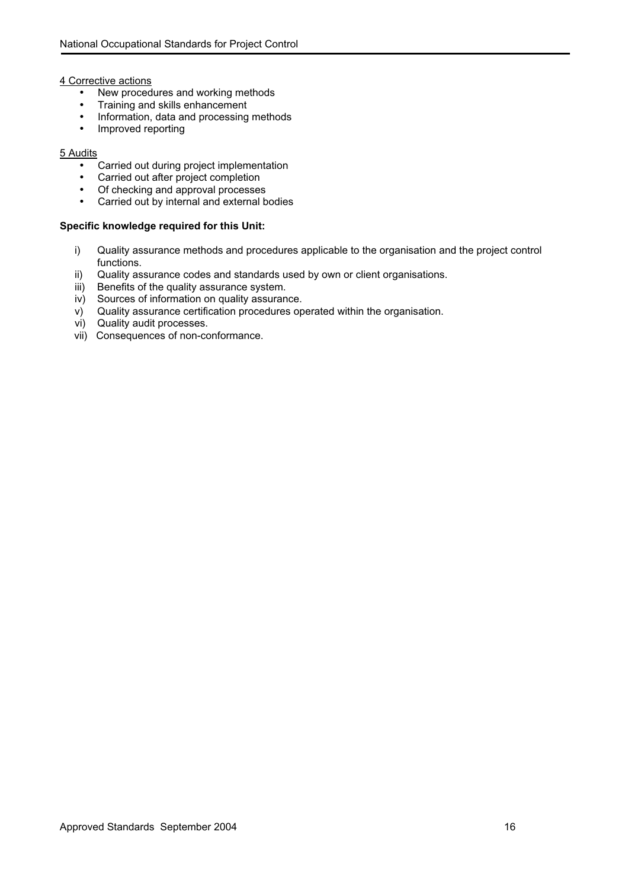4 Corrective actions

- New procedures and working methods
- Training and skills enhancement
- Information, data and processing methods
- Improved reporting

5 Audits

- Carried out during project implementation
- Carried out after project completion
- Of checking and approval processes
- Carried out by internal and external bodies

**Specific knowledge required for this Unit:**

i) Quality assurance methods and procedures applicable to the organisation and the project control functions.
ii) Quality assurance codes and standards used by own or client organisations.
iii) Benefits of the quality assurance system.
iv) Sources of information on quality assurance.
v) Quality assurance certification procedures operated within the organisation.
vi) Quality audit processes.
vii) Consequences of non-conformance.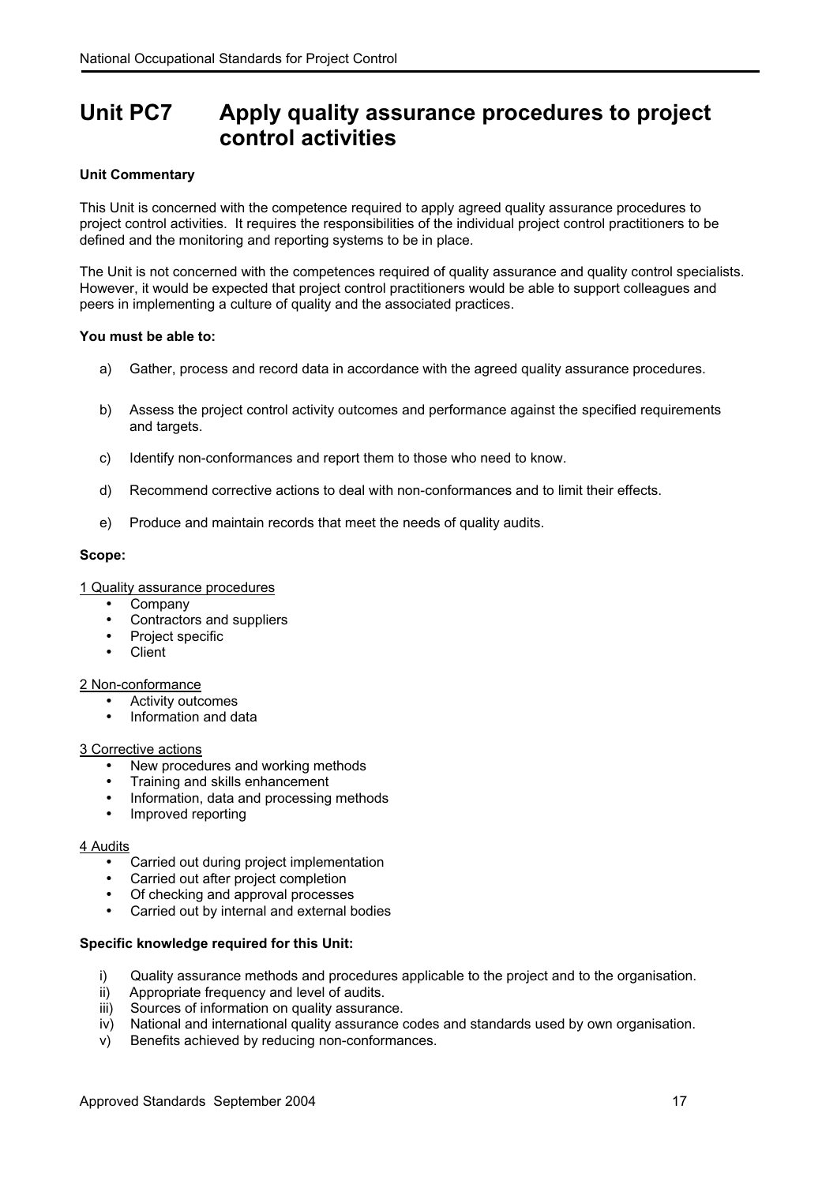# Unit PC7 Apply quality assurance procedures to project control activities

**Unit Commentary**

This Unit is concerned with the competence required to apply agreed quality assurance procedures to project control activities. It requires the responsibilities of the individual project control practitioners to be defined and the monitoring and reporting systems to be in place.

The Unit is not concerned with the competences required of quality assurance and quality control specialists. However, it would be expected that project control practitioners would be able to support colleagues and peers in implementing a culture of quality and the associated practices.

**You must be able to:**

a) Gather, process and record data in accordance with the agreed quality assurance procedures.

b) Assess the project control activity outcomes and performance against the specified requirements and targets.

c) Identify non-conformances and report them to those who need to know.

d) Recommend corrective actions to deal with non-conformances and to limit their effects.

e) Produce and maintain records that meet the needs of quality audits.

**Scope:**

1 Quality assurance procedures

- Company
- Contractors and suppliers
- Project specific
- Client

2 Non-conformance

- Activity outcomes
- Information and data

3 Corrective actions

- New procedures and working methods
- Training and skills enhancement
- Information, data and processing methods
- Improved reporting

4 Audits

- Carried out during project implementation
- Carried out after project completion
- Of checking and approval processes
- Carried out by internal and external bodies

**Specific knowledge required for this Unit:**

i) Quality assurance methods and procedures applicable to the project and to the organisation.
ii) Appropriate frequency and level of audits.
iii) Sources of information on quality assurance.
iv) National and international quality assurance codes and standards used by own organisation.
v) Benefits achieved by reducing non-conformances.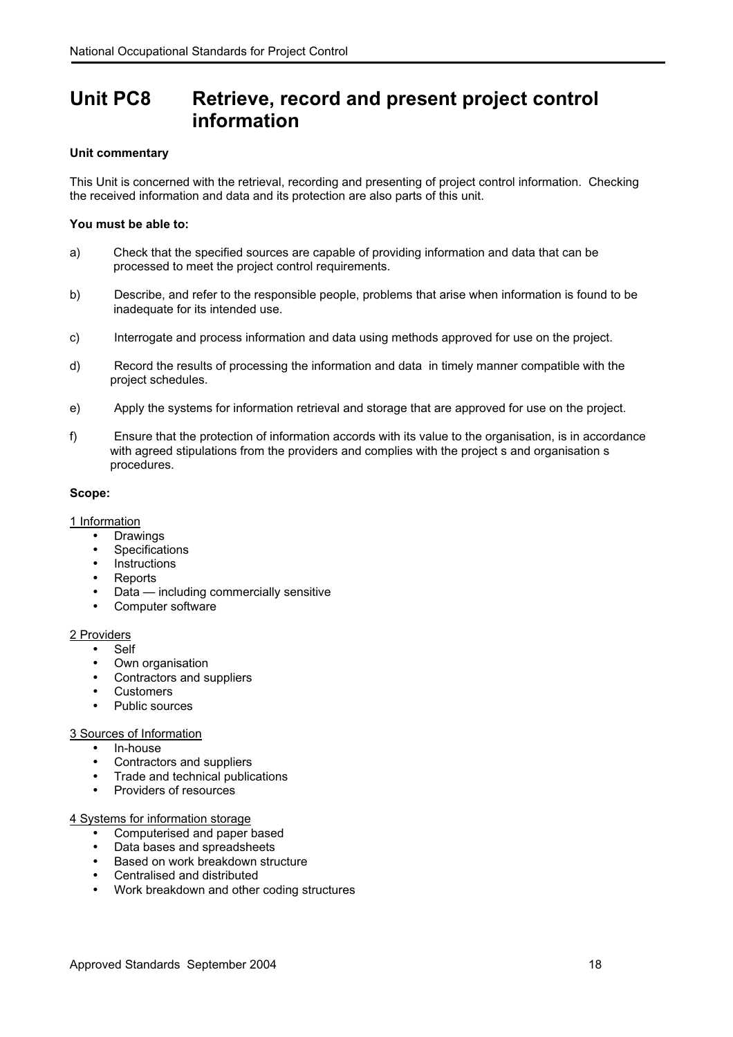# Unit PC8 Retrieve, record and present project control information

**Unit commentary**

This Unit is concerned with the retrieval, recording and presenting of project control information. Checking the received information and data and its protection are also parts of this unit.

**You must be able to:**

a) Check that the specified sources are capable of providing information and data that can be processed to meet the project control requirements.

b) Describe, and refer to the responsible people, problems that arise when information is found to be inadequate for its intended use.

c) Interrogate and process information and data using methods approved for use on the project.

d) Record the results of processing the information and data in timely manner compatible with the project schedules.

e) Apply the systems for information retrieval and storage that are approved for use on the project.

f) Ensure that the protection of information accords with its value to the organisation, is in accordance with agreed stipulations from the providers and complies with the project s and organisation s procedures.

**Scope:**

<u>1 Information</u>

- Drawings
- Specifications
- Instructions
- Reports
- Data — including commercially sensitive
- Computer software

<u>2 Providers</u>

- Self
- Own organisation
- Contractors and suppliers
- Customers
- Public sources

<u>3 Sources of Information</u>

- In-house
- Contractors and suppliers
- Trade and technical publications
- Providers of resources

<u>4 Systems for information storage</u>

- Computerised and paper based
- Data bases and spreadsheets
- Based on work breakdown structure
- Centralised and distributed
- Work breakdown and other coding structures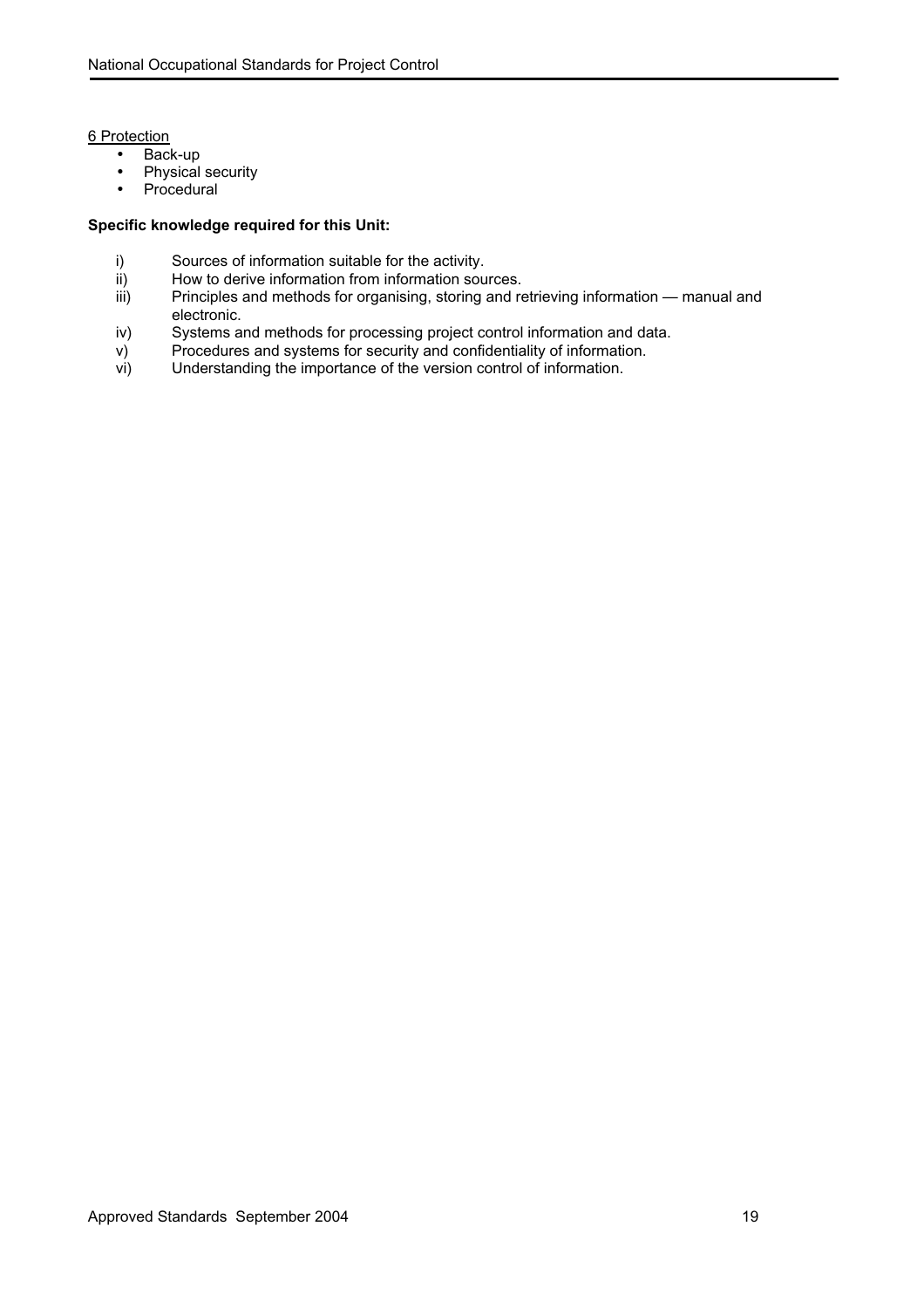<u>6 Protection</u>

- Back-up
- Physical security
- Procedural

**Specific knowledge required for this Unit:**

i) Sources of information suitable for the activity.
ii) How to derive information from information sources.
iii) Principles and methods for organising, storing and retrieving information — manual and electronic.
iv) Systems and methods for processing project control information and data.
v) Procedures and systems for security and confidentiality of information.
vi) Understanding the importance of the version control of information.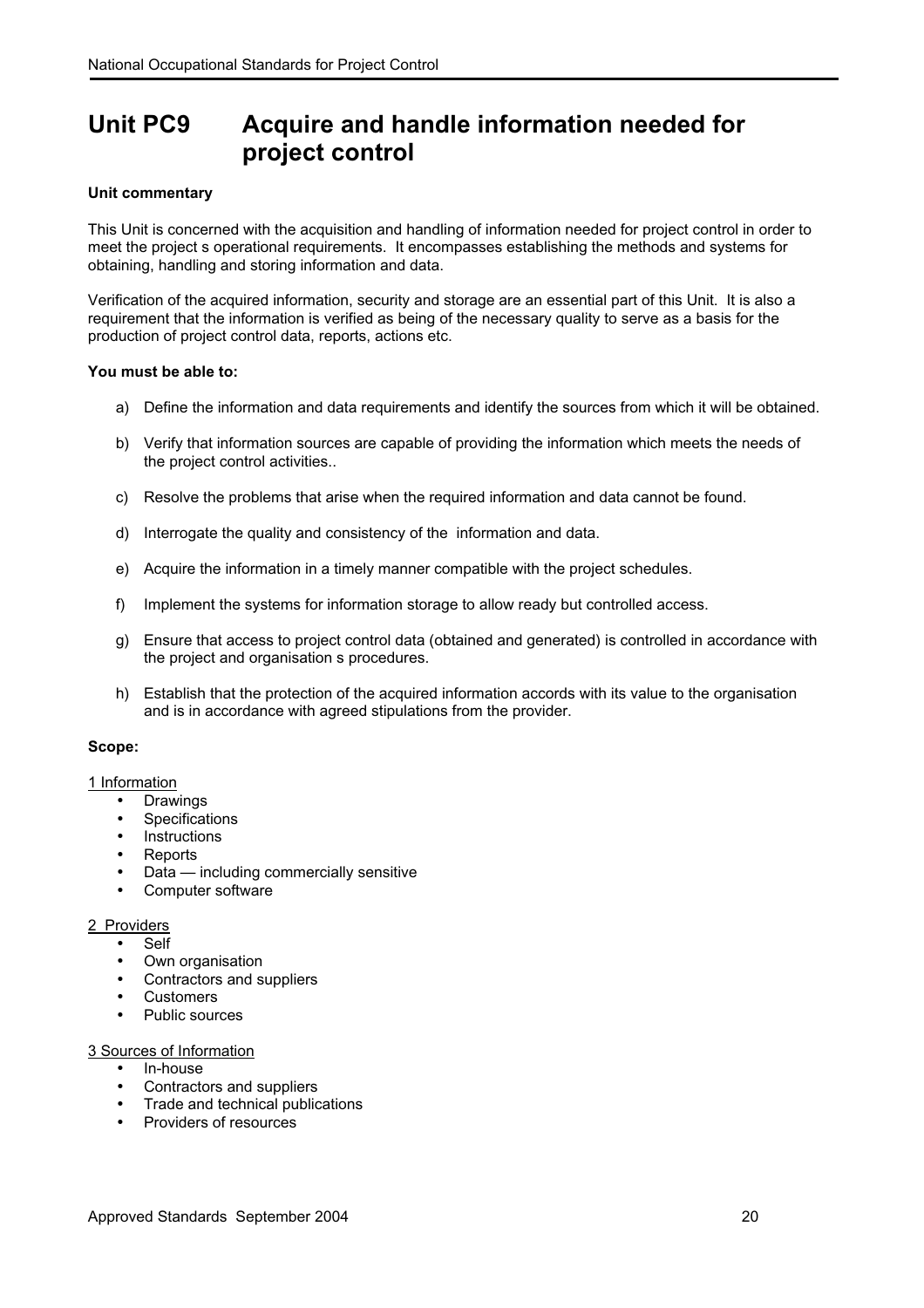# Unit PC9 Acquire and handle information needed for project control

**Unit commentary**

This Unit is concerned with the acquisition and handling of information needed for project control in order to meet the project s operational requirements. It encompasses establishing the methods and systems for obtaining, handling and storing information and data.

Verification of the acquired information, security and storage are an essential part of this Unit. It is also a requirement that the information is verified as being of the necessary quality to serve as a basis for the production of project control data, reports, actions etc.

**You must be able to:**

a) Define the information and data requirements and identify the sources from which it will be obtained.

b) Verify that information sources are capable of providing the information which meets the needs of the project control activities..

c) Resolve the problems that arise when the required information and data cannot be found.

d) Interrogate the quality and consistency of the information and data.

e) Acquire the information in a timely manner compatible with the project schedules.

f) Implement the systems for information storage to allow ready but controlled access.

g) Ensure that access to project control data (obtained and generated) is controlled in accordance with the project and organisation s procedures.

h) Establish that the protection of the acquired information accords with its value to the organisation and is in accordance with agreed stipulations from the provider.

**Scope:**

1 Information

- Drawings
- Specifications
- Instructions
- Reports
- Data — including commercially sensitive
- Computer software

2 Providers

- Self
- Own organisation
- Contractors and suppliers
- Customers
- Public sources

3 Sources of Information

- In-house
- Contractors and suppliers
- Trade and technical publications
- Providers of resources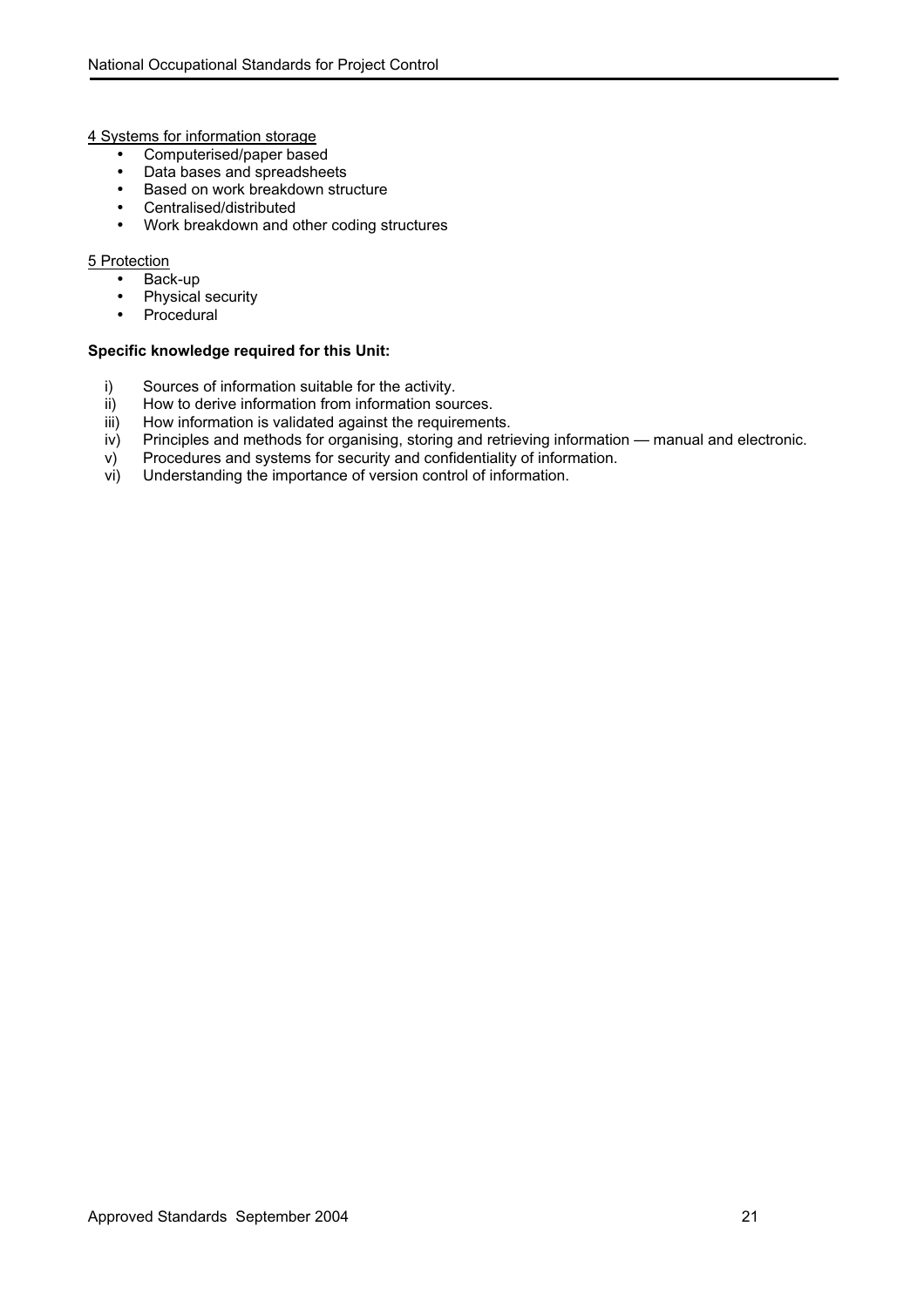4 Systems for information storage

- Computerised/paper based
- Data bases and spreadsheets
- Based on work breakdown structure
- Centralised/distributed
- Work breakdown and other coding structures

5 Protection

- Back-up
- Physical security
- Procedural

**Specific knowledge required for this Unit:**

i) Sources of information suitable for the activity.
ii) How to derive information from information sources.
iii) How information is validated against the requirements.
iv) Principles and methods for organising, storing and retrieving information — manual and electronic.
v) Procedures and systems for security and confidentiality of information.
vi) Understanding the importance of version control of information.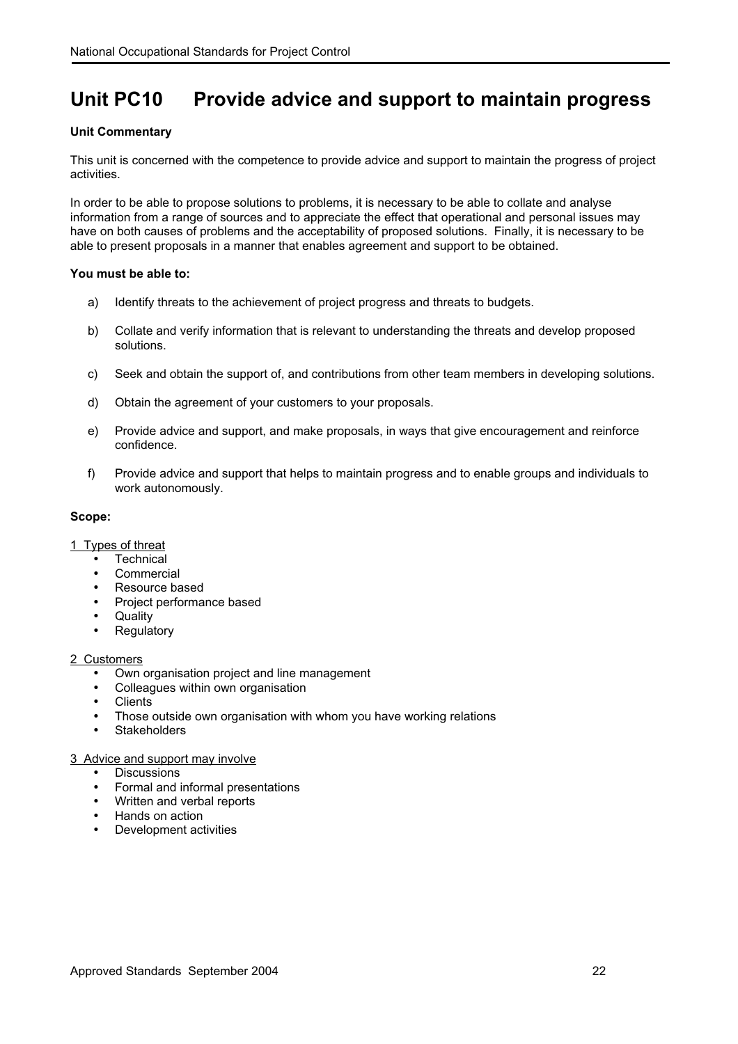# Unit PC10 Provide advice and support to maintain progress

**Unit Commentary**

This unit is concerned with the competence to provide advice and support to maintain the progress of project activities.

In order to be able to propose solutions to problems, it is necessary to be able to collate and analyse information from a range of sources and to appreciate the effect that operational and personal issues may have on both causes of problems and the acceptability of proposed solutions. Finally, it is necessary to be able to present proposals in a manner that enables agreement and support to be obtained.

**You must be able to:**

a) Identify threats to the achievement of project progress and threats to budgets.

b) Collate and verify information that is relevant to understanding the threats and develop proposed solutions.

c) Seek and obtain the support of, and contributions from other team members in developing solutions.

d) Obtain the agreement of your customers to your proposals.

e) Provide advice and support, and make proposals, in ways that give encouragement and reinforce confidence.

f) Provide advice and support that helps to maintain progress and to enable groups and individuals to work autonomously.

**Scope:**

1 Types of threat
- Technical
- Commercial
- Resource based
- Project performance based
- Quality
- Regulatory

2 Customers
- Own organisation project and line management
- Colleagues within own organisation
- Clients
- Those outside own organisation with whom you have working relations
- Stakeholders

3 Advice and support may involve
- Discussions
- Formal and informal presentations
- Written and verbal reports
- Hands on action
- Development activities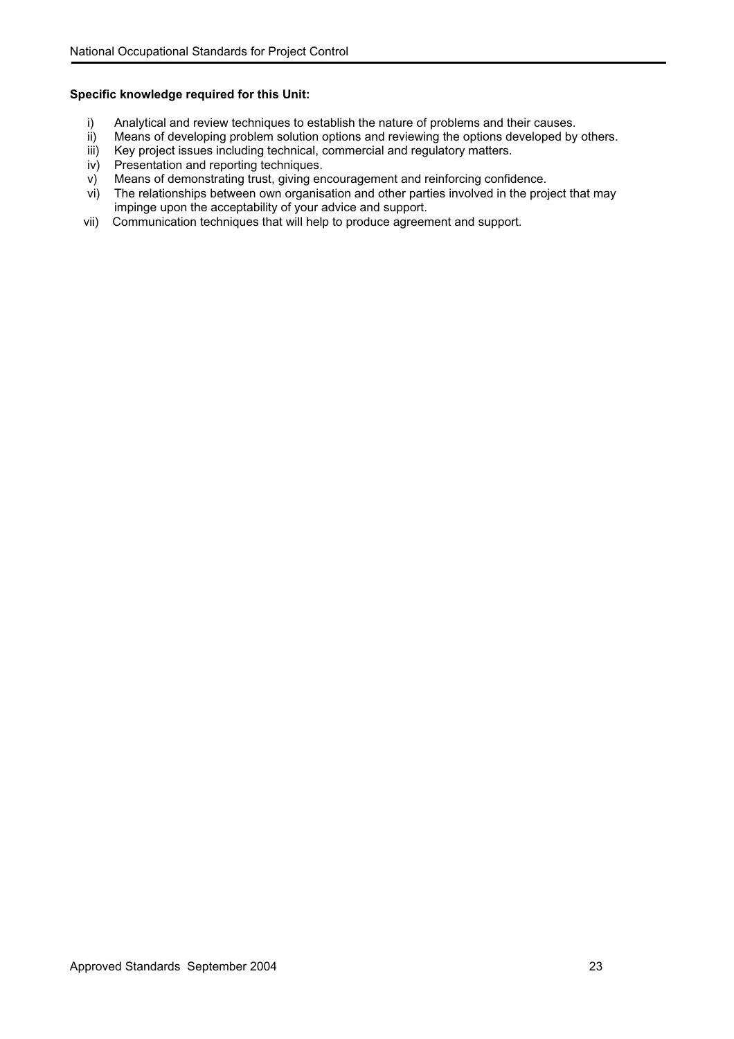**Specific knowledge required for this Unit:**

i) Analytical and review techniques to establish the nature of problems and their causes.
ii) Means of developing problem solution options and reviewing the options developed by others.
iii) Key project issues including technical, commercial and regulatory matters.
iv) Presentation and reporting techniques.
v) Means of demonstrating trust, giving encouragement and reinforcing confidence.
vi) The relationships between own organisation and other parties involved in the project that may impinge upon the acceptability of your advice and support.
vii) Communication techniques that will help to produce agreement and support.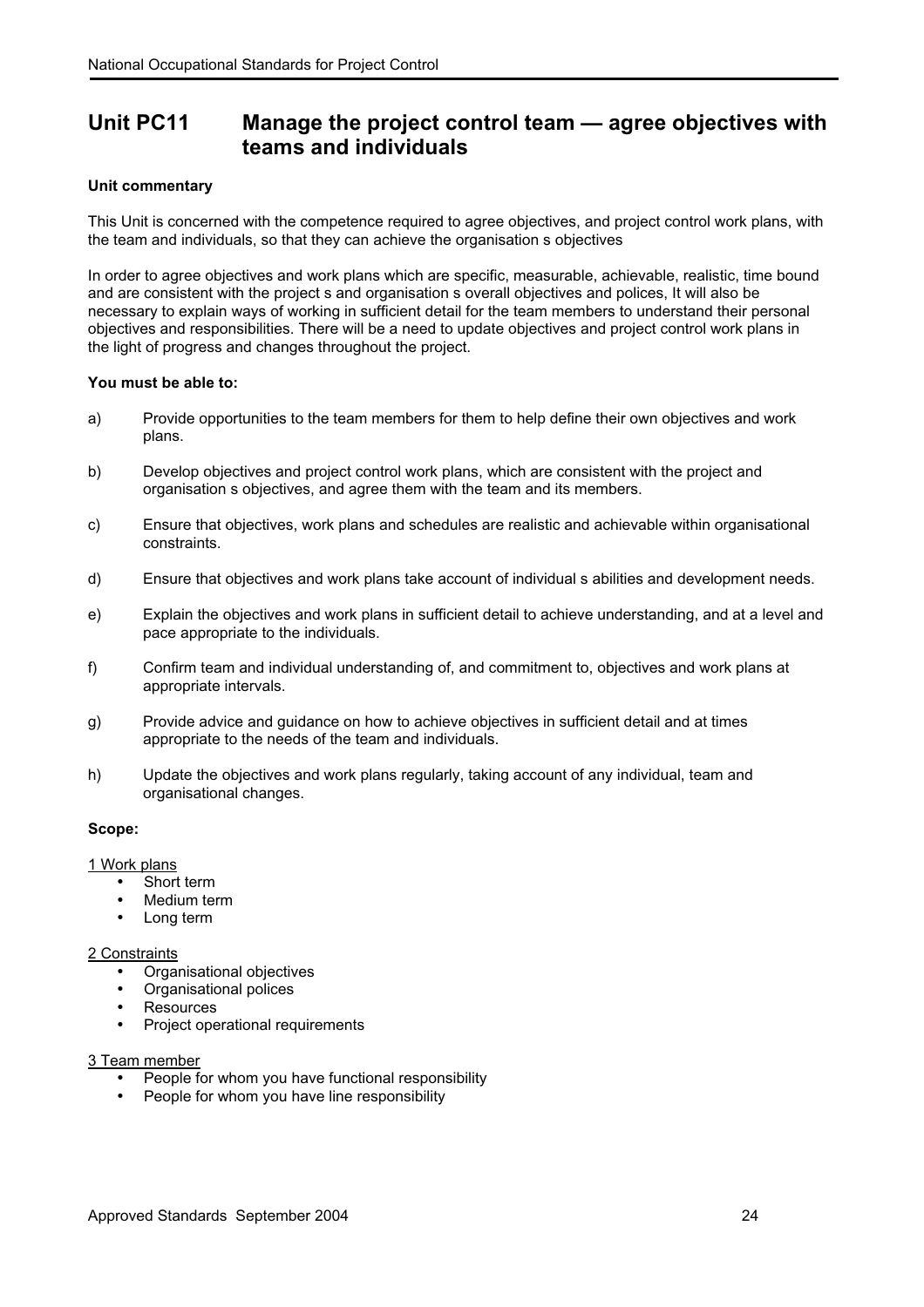## Unit PC11 Manage the project control team — agree objectives with teams and individuals

**Unit commentary**

This Unit is concerned with the competence required to agree objectives, and project control work plans, with the team and individuals, so that they can achieve the organisation s objectives

In order to agree objectives and work plans which are specific, measurable, achievable, realistic, time bound and are consistent with the project s and organisation s overall objectives and polices, It will also be necessary to explain ways of working in sufficient detail for the team members to understand their personal objectives and responsibilities. There will be a need to update objectives and project control work plans in the light of progress and changes throughout the project.

**You must be able to:**

a) Provide opportunities to the team members for them to help define their own objectives and work plans.

b) Develop objectives and project control work plans, which are consistent with the project and organisation s objectives, and agree them with the team and its members.

c) Ensure that objectives, work plans and schedules are realistic and achievable within organisational constraints.

d) Ensure that objectives and work plans take account of individual s abilities and development needs.

e) Explain the objectives and work plans in sufficient detail to achieve understanding, and at a level and pace appropriate to the individuals.

f) Confirm team and individual understanding of, and commitment to, objectives and work plans at appropriate intervals.

g) Provide advice and guidance on how to achieve objectives in sufficient detail and at times appropriate to the needs of the team and individuals.

h) Update the objectives and work plans regularly, taking account of any individual, team and organisational changes.

**Scope:**

1 Work plans

- Short term
- Medium term
- Long term

2 Constraints

- Organisational objectives
- Organisational polices
- Resources
- Project operational requirements

3 Team member

- People for whom you have functional responsibility
- People for whom you have line responsibility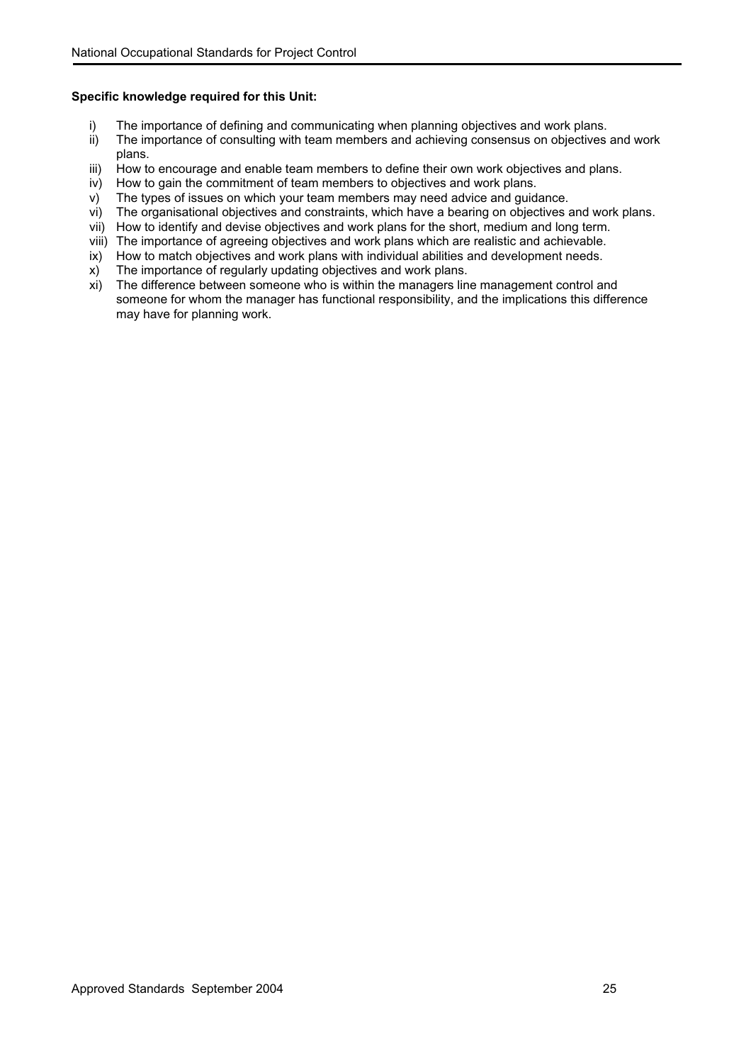**Specific knowledge required for this Unit:**

i) The importance of defining and communicating when planning objectives and work plans.
ii) The importance of consulting with team members and achieving consensus on objectives and work plans.
iii) How to encourage and enable team members to define their own work objectives and plans.
iv) How to gain the commitment of team members to objectives and work plans.
v) The types of issues on which your team members may need advice and guidance.
vi) The organisational objectives and constraints, which have a bearing on objectives and work plans.
vii) How to identify and devise objectives and work plans for the short, medium and long term.
viii) The importance of agreeing objectives and work plans which are realistic and achievable.
ix) How to match objectives and work plans with individual abilities and development needs.
x) The importance of regularly updating objectives and work plans.
xi) The difference between someone who is within the managers line management control and someone for whom the manager has functional responsibility, and the implications this difference may have for planning work.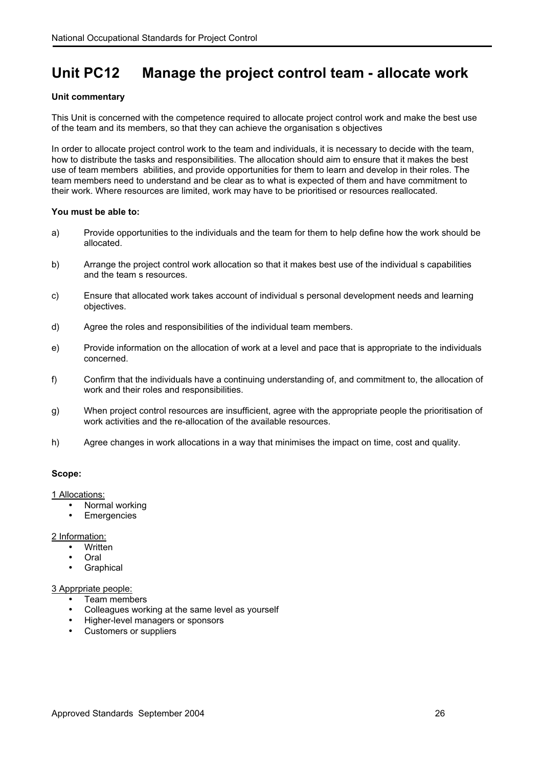# Unit PC12 Manage the project control team - allocate work

**Unit commentary**

This Unit is concerned with the competence required to allocate project control work and make the best use of the team and its members, so that they can achieve the organisation s objectives

In order to allocate project control work to the team and individuals, it is necessary to decide with the team, how to distribute the tasks and responsibilities. The allocation should aim to ensure that it makes the best use of team members abilities, and provide opportunities for them to learn and develop in their roles. The team members need to understand and be clear as to what is expected of them and have commitment to their work. Where resources are limited, work may have to be prioritised or resources reallocated.

**You must be able to:**

a) Provide opportunities to the individuals and the team for them to help define how the work should be allocated.

b) Arrange the project control work allocation so that it makes best use of the individual s capabilities and the team s resources.

c) Ensure that allocated work takes account of individual s personal development needs and learning objectives.

d) Agree the roles and responsibilities of the individual team members.

e) Provide information on the allocation of work at a level and pace that is appropriate to the individuals concerned.

f) Confirm that the individuals have a continuing understanding of, and commitment to, the allocation of work and their roles and responsibilities.

g) When project control resources are insufficient, agree with the appropriate people the prioritisation of work activities and the re-allocation of the available resources.

h) Agree changes in work allocations in a way that minimises the impact on time, cost and quality.

**Scope:**

1 Allocations:

- Normal working
- Emergencies

2 Information:

- Written
- Oral
- Graphical

3 Apprpriate people:

- Team members
- Colleagues working at the same level as yourself
- Higher-level managers or sponsors
- Customers or suppliers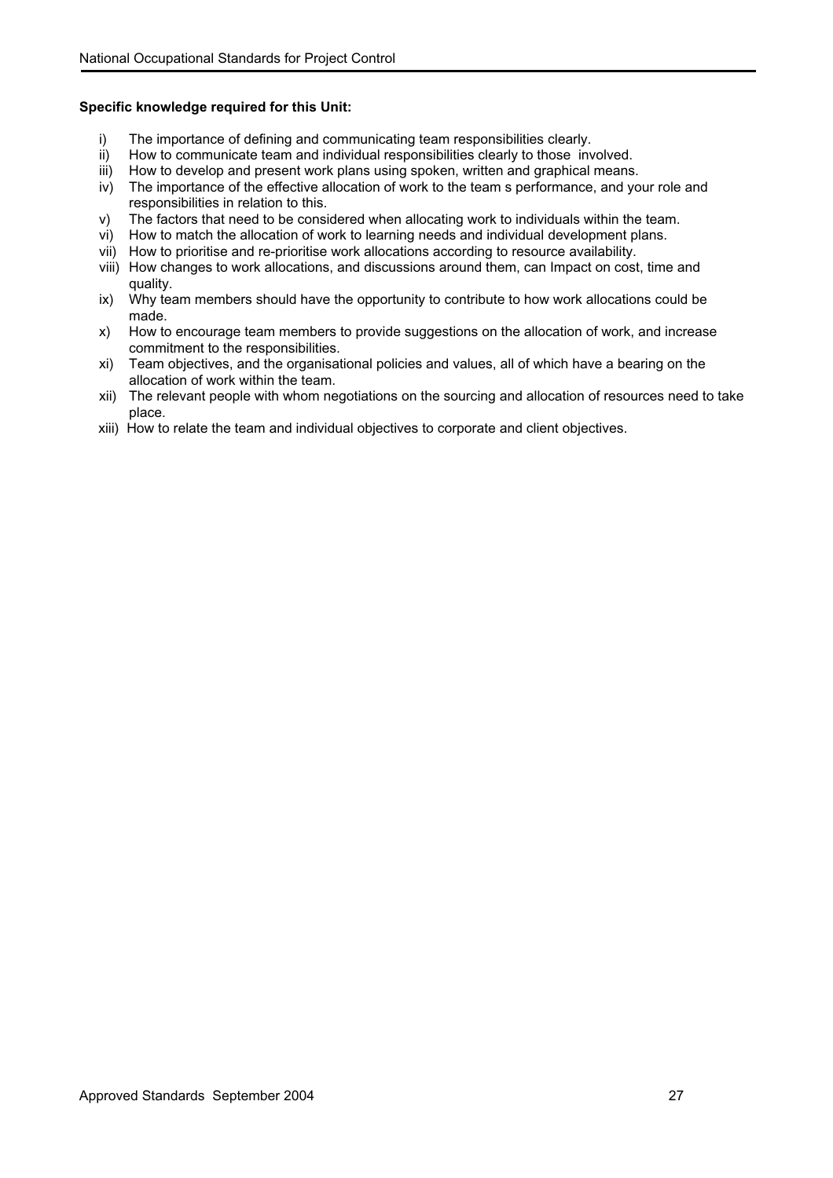**Specific knowledge required for this Unit:**

i) The importance of defining and communicating team responsibilities clearly.
ii) How to communicate team and individual responsibilities clearly to those involved.
iii) How to develop and present work plans using spoken, written and graphical means.
iv) The importance of the effective allocation of work to the team s performance, and your role and responsibilities in relation to this.
v) The factors that need to be considered when allocating work to individuals within the team.
vi) How to match the allocation of work to learning needs and individual development plans.
vii) How to prioritise and re-prioritise work allocations according to resource availability.
viii) How changes to work allocations, and discussions around them, can Impact on cost, time and quality.
ix) Why team members should have the opportunity to contribute to how work allocations could be made.
x) How to encourage team members to provide suggestions on the allocation of work, and increase commitment to the responsibilities.
xi) Team objectives, and the organisational policies and values, all of which have a bearing on the allocation of work within the team.
xii) The relevant people with whom negotiations on the sourcing and allocation of resources need to take place.
xiii) How to relate the team and individual objectives to corporate and client objectives.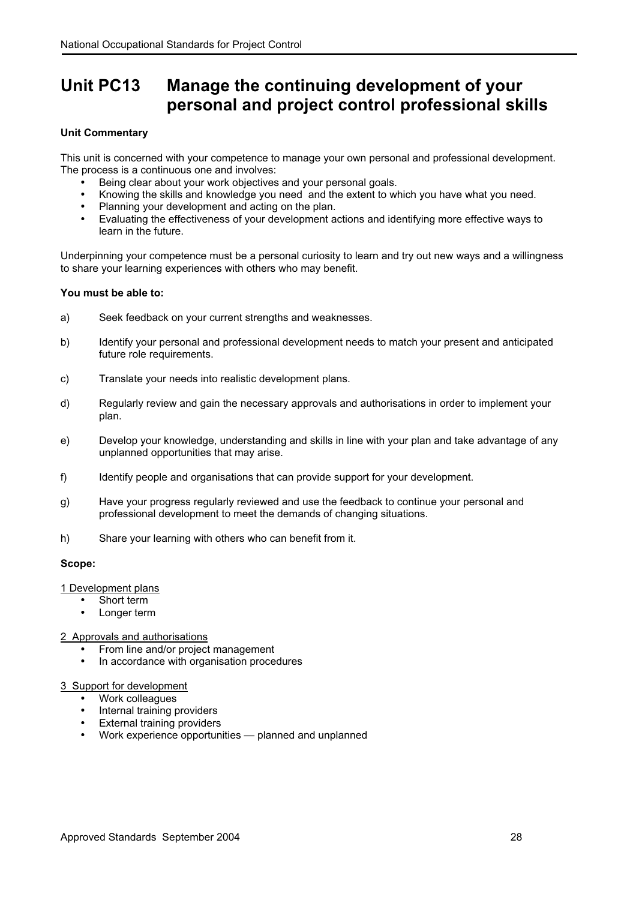# Unit PC13 Manage the continuing development of your personal and project control professional skills

**Unit Commentary**

This unit is concerned with your competence to manage your own personal and professional development. The process is a continuous one and involves:

- Being clear about your work objectives and your personal goals.
- Knowing the skills and knowledge you need and the extent to which you have what you need.
- Planning your development and acting on the plan.
- Evaluating the effectiveness of your development actions and identifying more effective ways to learn in the future.

Underpinning your competence must be a personal curiosity to learn and try out new ways and a willingness to share your learning experiences with others who may benefit.

**You must be able to:**

a) Seek feedback on your current strengths and weaknesses.

b) Identify your personal and professional development needs to match your present and anticipated future role requirements.

c) Translate your needs into realistic development plans.

d) Regularly review and gain the necessary approvals and authorisations in order to implement your plan.

e) Develop your knowledge, understanding and skills in line with your plan and take advantage of any unplanned opportunities that may arise.

f) Identify people and organisations that can provide support for your development.

g) Have your progress regularly reviewed and use the feedback to continue your personal and professional development to meet the demands of changing situations.

h) Share your learning with others who can benefit from it.

**Scope:**

<u>1 Development plans</u>

- Short term
- Longer term

<u>2 Approvals and authorisations</u>

- From line and/or project management
- In accordance with organisation procedures

<u>3 Support for development</u>

- Work colleagues
- Internal training providers
- External training providers
- Work experience opportunities — planned and unplanned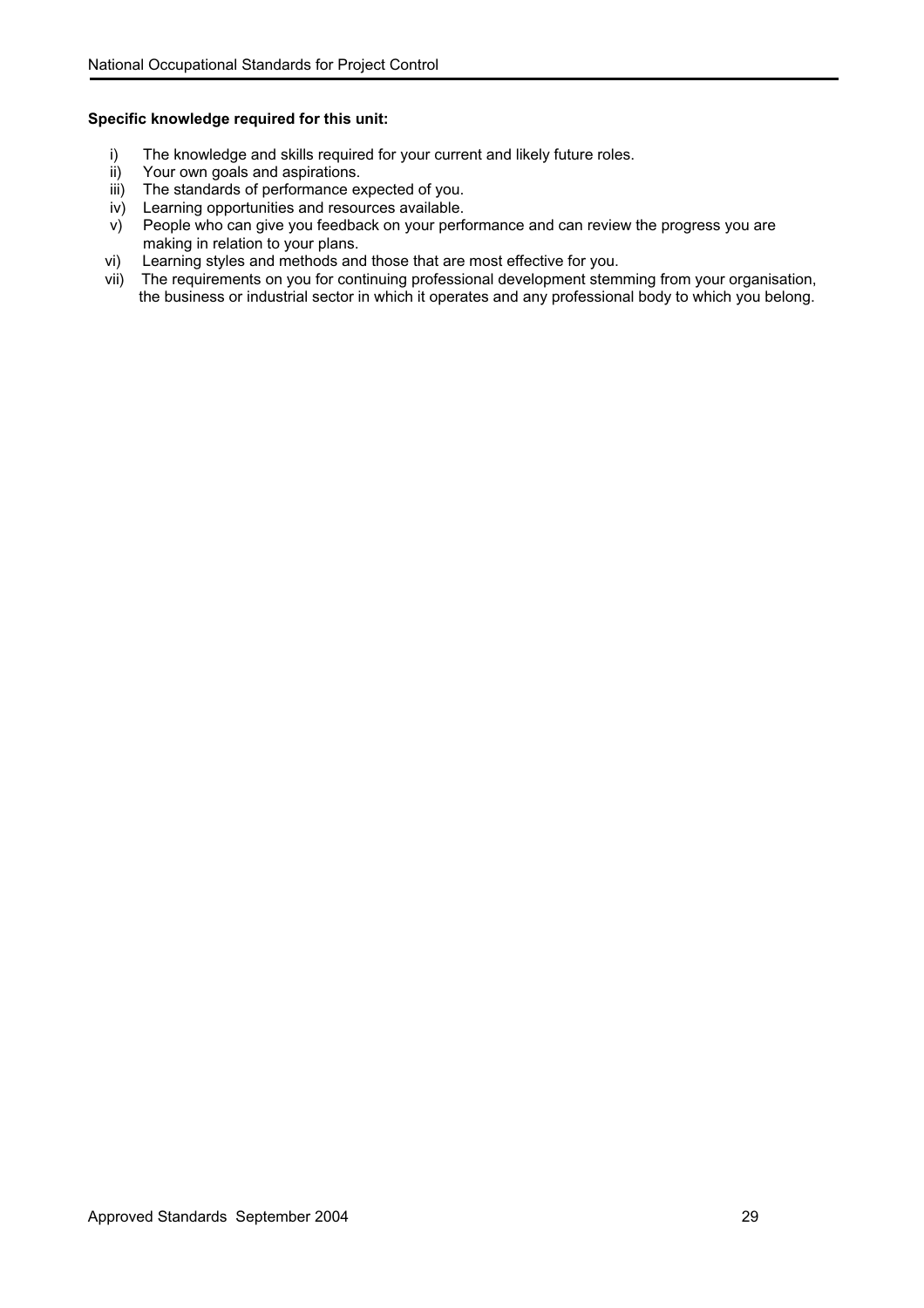**Specific knowledge required for this unit:**

i) The knowledge and skills required for your current and likely future roles.
ii) Your own goals and aspirations.
iii) The standards of performance expected of you.
iv) Learning opportunities and resources available.
v) People who can give you feedback on your performance and can review the progress you are making in relation to your plans.
vi) Learning styles and methods and those that are most effective for you.
vii) The requirements on you for continuing professional development stemming from your organisation, the business or industrial sector in which it operates and any professional body to which you belong.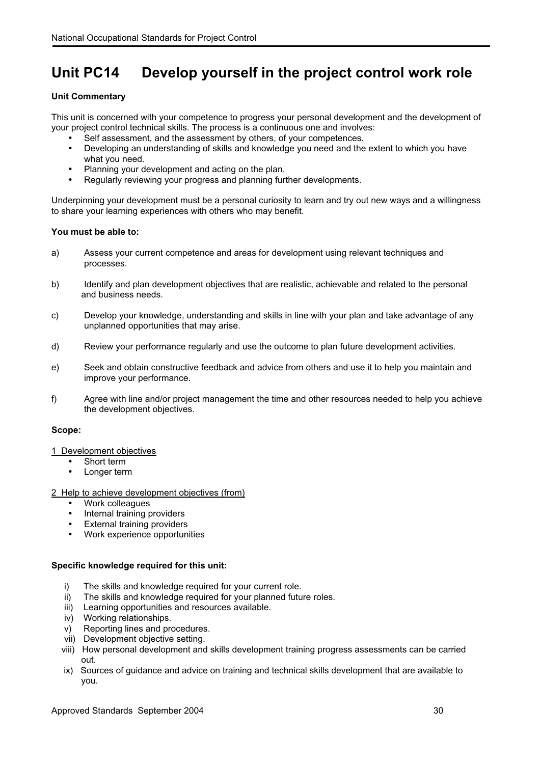# Unit PC14 Develop yourself in the project control work role

**Unit Commentary**

This unit is concerned with your competence to progress your personal development and the development of your project control technical skills. The process is a continuous one and involves:

- Self assessment, and the assessment by others, of your competences.
- Developing an understanding of skills and knowledge you need and the extent to which you have what you need.
- Planning your development and acting on the plan.
- Regularly reviewing your progress and planning further developments.

Underpinning your development must be a personal curiosity to learn and try out new ways and a willingness to share your learning experiences with others who may benefit.

**You must be able to:**

a) Assess your current competence and areas for development using relevant techniques and processes.

b) Identify and plan development objectives that are realistic, achievable and related to the personal and business needs.

c) Develop your knowledge, understanding and skills in line with your plan and take advantage of any unplanned opportunities that may arise.

d) Review your performance regularly and use the outcome to plan future development activities.

e) Seek and obtain constructive feedback and advice from others and use it to help you maintain and improve your performance.

f) Agree with line and/or project management the time and other resources needed to help you achieve the development objectives.

**Scope:**

1 Development objectives

- Short term
- Longer term

2 Help to achieve development objectives (from)

- Work colleagues
- Internal training providers
- External training providers
- Work experience opportunities

**Specific knowledge required for this unit:**

i) The skills and knowledge required for your current role.
ii) The skills and knowledge required for your planned future roles.
iii) Learning opportunities and resources available.
iv) Working relationships.
v) Reporting lines and procedures.
vii) Development objective setting.
viii) How personal development and skills development training progress assessments can be carried out.
ix) Sources of guidance and advice on training and technical skills development that are available to you.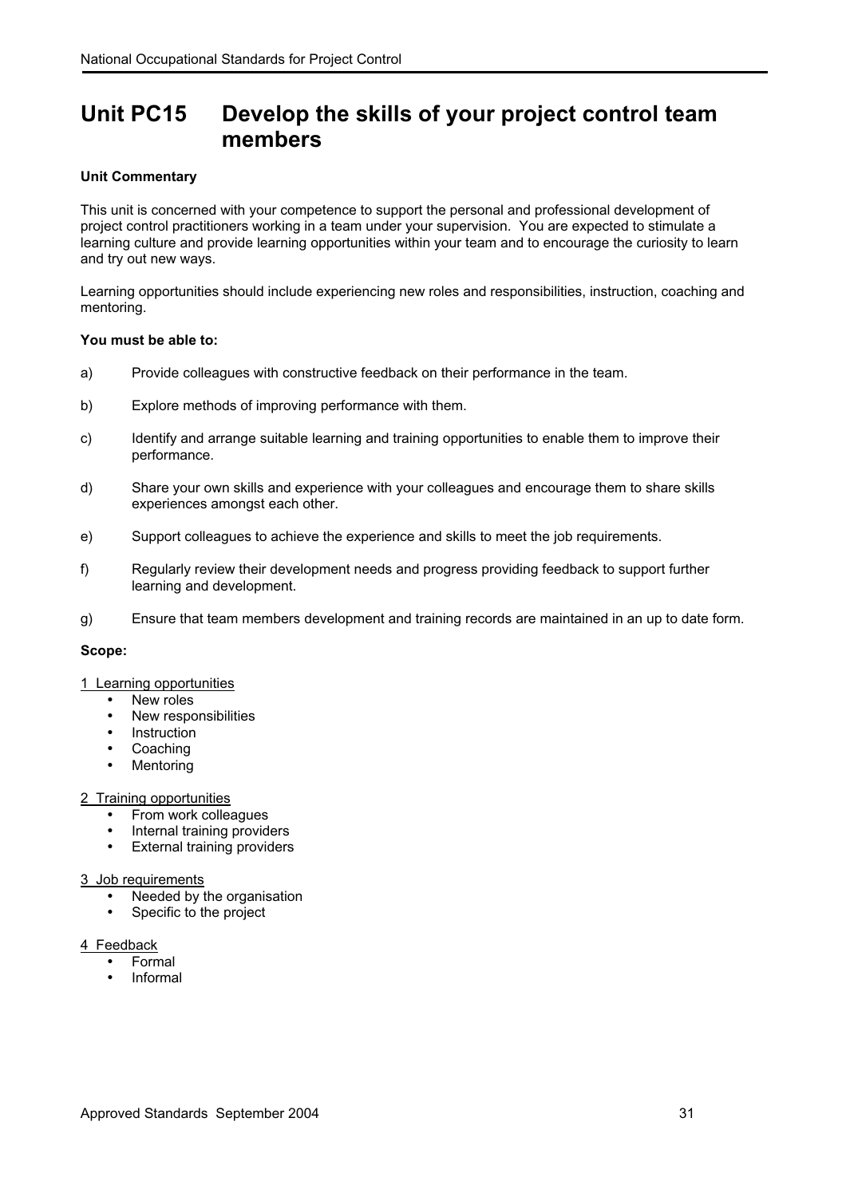# Unit PC15 Develop the skills of your project control team members

**Unit Commentary**

This unit is concerned with your competence to support the personal and professional development of project control practitioners working in a team under your supervision. You are expected to stimulate a learning culture and provide learning opportunities within your team and to encourage the curiosity to learn and try out new ways.

Learning opportunities should include experiencing new roles and responsibilities, instruction, coaching and mentoring.

**You must be able to:**

a) Provide colleagues with constructive feedback on their performance in the team.

b) Explore methods of improving performance with them.

c) Identify and arrange suitable learning and training opportunities to enable them to improve their performance.

d) Share your own skills and experience with your colleagues and encourage them to share skills experiences amongst each other.

e) Support colleagues to achieve the experience and skills to meet the job requirements.

f) Regularly review their development needs and progress providing feedback to support further learning and development.

g) Ensure that team members development and training records are maintained in an up to date form.

**Scope:**

1 Learning opportunities
- New roles
- New responsibilities
- Instruction
- Coaching
- Mentoring

2 Training opportunities
- From work colleagues
- Internal training providers
- External training providers

3 Job requirements
- Needed by the organisation
- Specific to the project

4 Feedback
- Formal
- Informal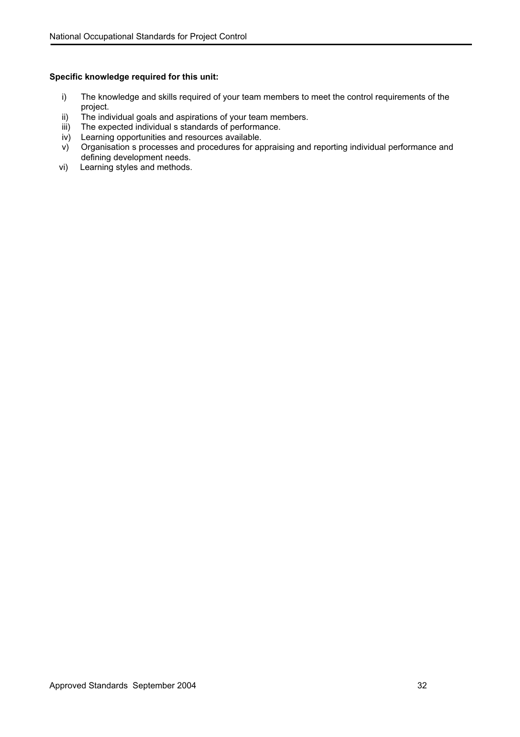**Specific knowledge required for this unit:**

i) The knowledge and skills required of your team members to meet the control requirements of the project.
ii) The individual goals and aspirations of your team members.
iii) The expected individual s standards of performance.
iv) Learning opportunities and resources available.
v) Organisation s processes and procedures for appraising and reporting individual performance and defining development needs.
vi) Learning styles and methods.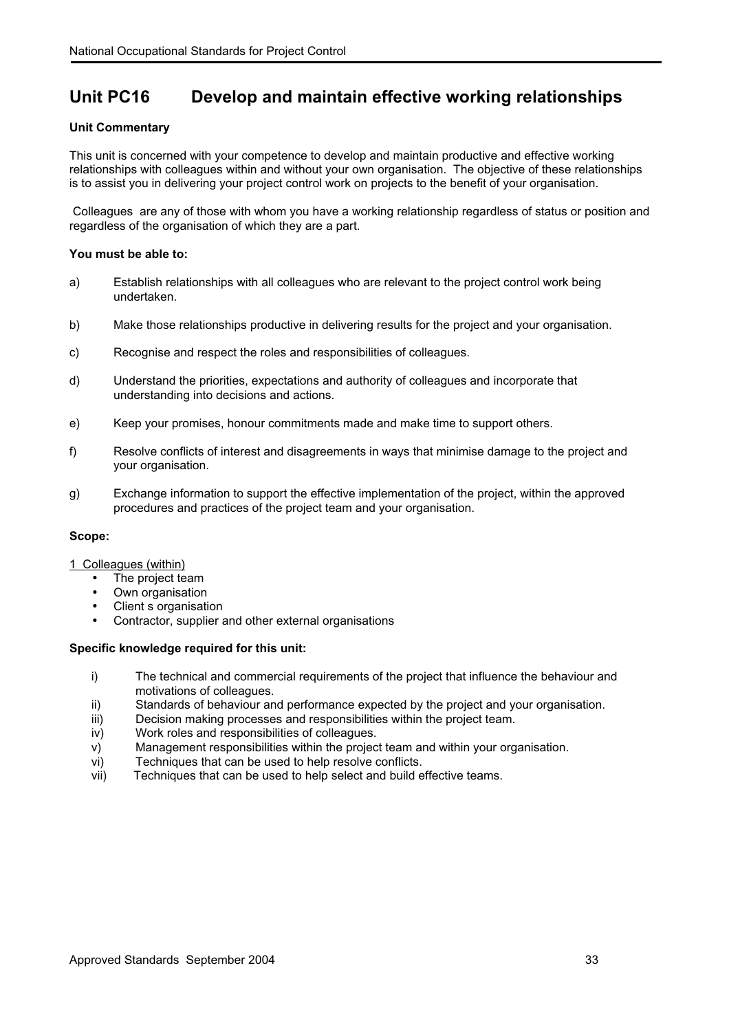## Unit PC16 Develop and maintain effective working relationships

**Unit Commentary**

This unit is concerned with your competence to develop and maintain productive and effective working relationships with colleagues within and without your own organisation. The objective of these relationships is to assist you in delivering your project control work on projects to the benefit of your organisation.

Colleagues are any of those with whom you have a working relationship regardless of status or position and regardless of the organisation of which they are a part.

**You must be able to:**

a) Establish relationships with all colleagues who are relevant to the project control work being undertaken.

b) Make those relationships productive in delivering results for the project and your organisation.

c) Recognise and respect the roles and responsibilities of colleagues.

d) Understand the priorities, expectations and authority of colleagues and incorporate that understanding into decisions and actions.

e) Keep your promises, honour commitments made and make time to support others.

f) Resolve conflicts of interest and disagreements in ways that minimise damage to the project and your organisation.

g) Exchange information to support the effective implementation of the project, within the approved procedures and practices of the project team and your organisation.

**Scope:**

1 Colleagues (within)

- The project team
- Own organisation
- Client s organisation
- Contractor, supplier and other external organisations

**Specific knowledge required for this unit:**

i) The technical and commercial requirements of the project that influence the behaviour and motivations of colleagues.
ii) Standards of behaviour and performance expected by the project and your organisation.
iii) Decision making processes and responsibilities within the project team.
iv) Work roles and responsibilities of colleagues.
v) Management responsibilities within the project team and within your organisation.
vi) Techniques that can be used to help resolve conflicts.
vii) Techniques that can be used to help select and build effective teams.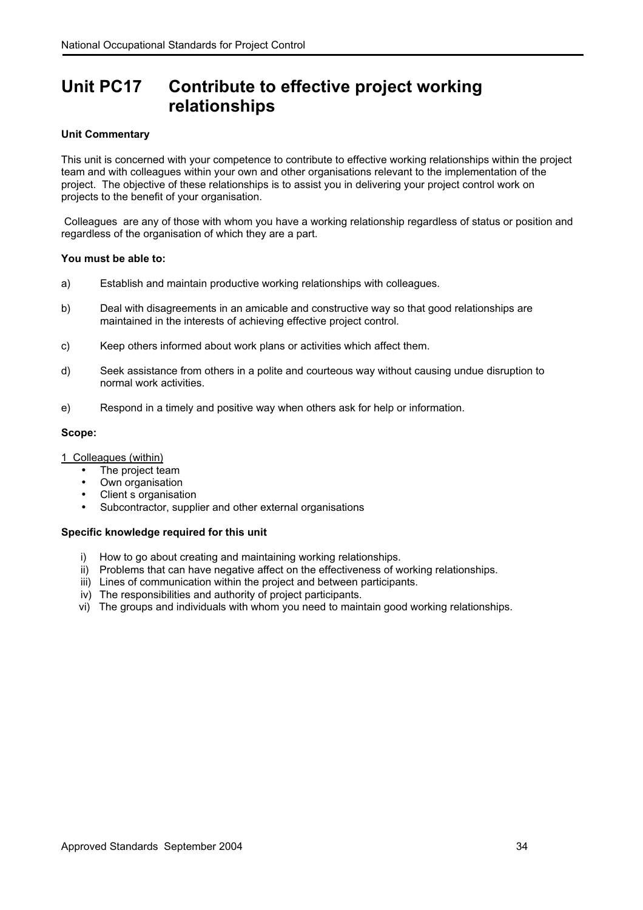# Unit PC17 Contribute to effective project working relationships

**Unit Commentary**

This unit is concerned with your competence to contribute to effective working relationships within the project team and with colleagues within your own and other organisations relevant to the implementation of the project. The objective of these relationships is to assist you in delivering your project control work on projects to the benefit of your organisation.

Colleagues are any of those with whom you have a working relationship regardless of status or position and regardless of the organisation of which they are a part.

**You must be able to:**

a) Establish and maintain productive working relationships with colleagues.

b) Deal with disagreements in an amicable and constructive way so that good relationships are maintained in the interests of achieving effective project control.

c) Keep others informed about work plans or activities which affect them.

d) Seek assistance from others in a polite and courteous way without causing undue disruption to normal work activities.

e) Respond in a timely and positive way when others ask for help or information.

**Scope:**

1 Colleagues (within)

- The project team
- Own organisation
- Client s organisation
- Subcontractor, supplier and other external organisations

**Specific knowledge required for this unit**

i) How to go about creating and maintaining working relationships.
ii) Problems that can have negative affect on the effectiveness of working relationships.
iii) Lines of communication within the project and between participants.
iv) The responsibilities and authority of project participants.
vi) The groups and individuals with whom you need to maintain good working relationships.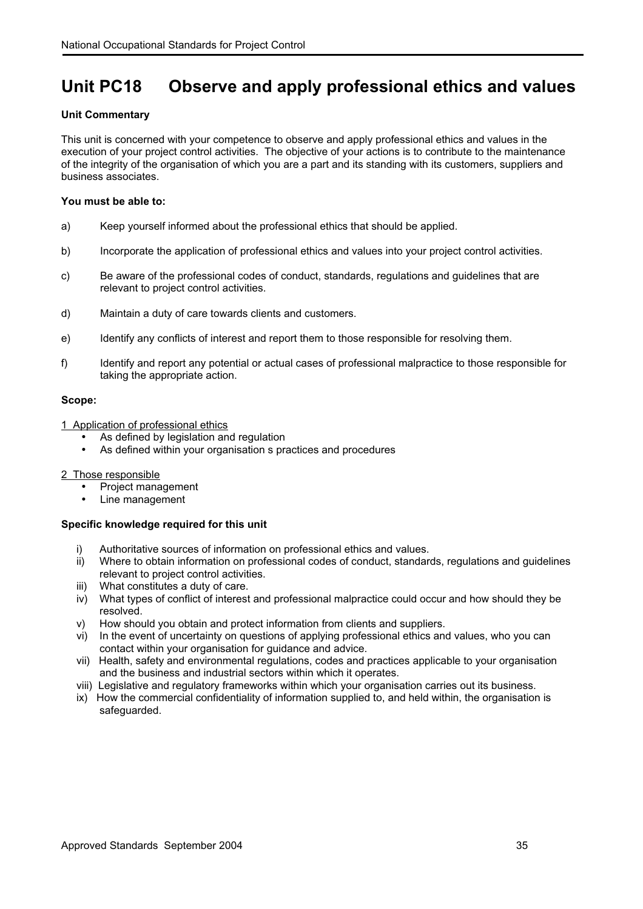# Unit PC18 Observe and apply professional ethics and values

**Unit Commentary**

This unit is concerned with your competence to observe and apply professional ethics and values in the execution of your project control activities. The objective of your actions is to contribute to the maintenance of the integrity of the organisation of which you are a part and its standing with its customers, suppliers and business associates.

**You must be able to:**

a) Keep yourself informed about the professional ethics that should be applied.

b) Incorporate the application of professional ethics and values into your project control activities.

c) Be aware of the professional codes of conduct, standards, regulations and guidelines that are relevant to project control activities.

d) Maintain a duty of care towards clients and customers.

e) Identify any conflicts of interest and report them to those responsible for resolving them.

f) Identify and report any potential or actual cases of professional malpractice to those responsible for taking the appropriate action.

**Scope:**

1 Application of professional ethics
- As defined by legislation and regulation
- As defined within your organisation s practices and procedures

2 Those responsible
- Project management
- Line management

**Specific knowledge required for this unit**

i) Authoritative sources of information on professional ethics and values.
ii) Where to obtain information on professional codes of conduct, standards, regulations and guidelines relevant to project control activities.
iii) What constitutes a duty of care.
iv) What types of conflict of interest and professional malpractice could occur and how should they be resolved.
v) How should you obtain and protect information from clients and suppliers.
vi) In the event of uncertainty on questions of applying professional ethics and values, who you can contact within your organisation for guidance and advice.
vii) Health, safety and environmental regulations, codes and practices applicable to your organisation and the business and industrial sectors within which it operates.
viii) Legislative and regulatory frameworks within which your organisation carries out its business.
ix) How the commercial confidentiality of information supplied to, and held within, the organisation is safeguarded.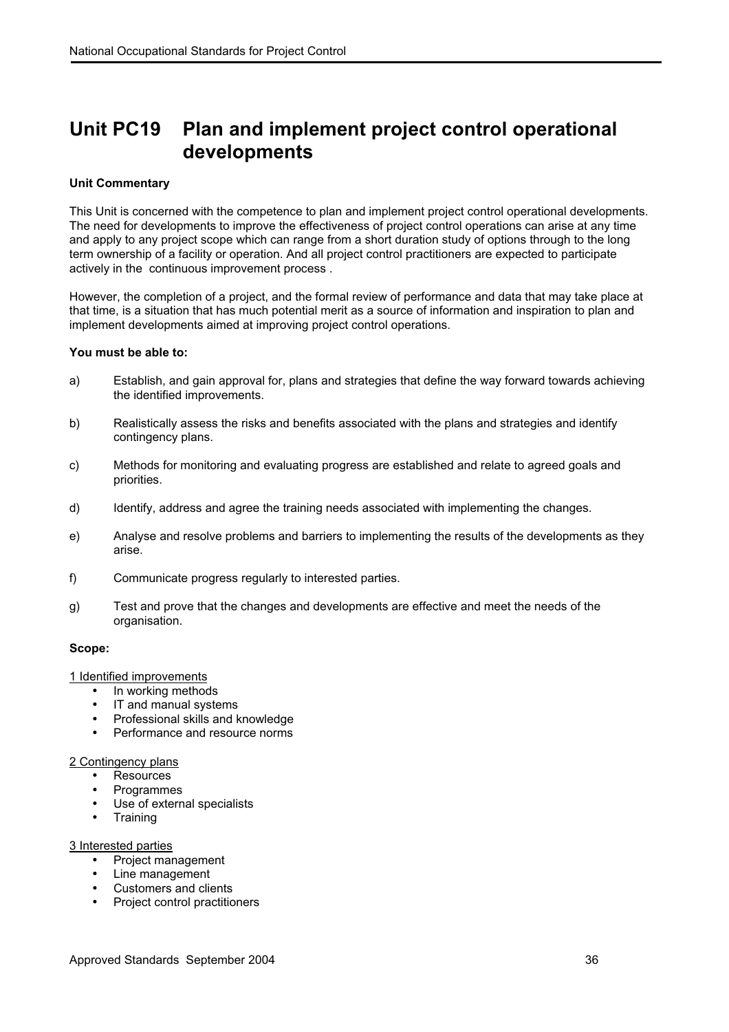# Unit PC19 Plan and implement project control operational developments

**Unit Commentary**

This Unit is concerned with the competence to plan and implement project control operational developments. The need for developments to improve the effectiveness of project control operations can arise at any time and apply to any project scope which can range from a short duration study of options through to the long term ownership of a facility or operation. And all project control practitioners are expected to participate actively in the continuous improvement process .

However, the completion of a project, and the formal review of performance and data that may take place at that time, is a situation that has much potential merit as a source of information and inspiration to plan and implement developments aimed at improving project control operations.

**You must be able to:**

a) Establish, and gain approval for, plans and strategies that define the way forward towards achieving the identified improvements.

b) Realistically assess the risks and benefits associated with the plans and strategies and identify contingency plans.

c) Methods for monitoring and evaluating progress are established and relate to agreed goals and priorities.

d) Identify, address and agree the training needs associated with implementing the changes.

e) Analyse and resolve problems and barriers to implementing the results of the developments as they arise.

f) Communicate progress regularly to interested parties.

g) Test and prove that the changes and developments are effective and meet the needs of the organisation.

**Scope:**

1 Identified improvements
- In working methods
- IT and manual systems
- Professional skills and knowledge
- Performance and resource norms

2 Contingency plans
- Resources
- Programmes
- Use of external specialists
- Training

3 Interested parties
- Project management
- Line management
- Customers and clients
- Project control practitioners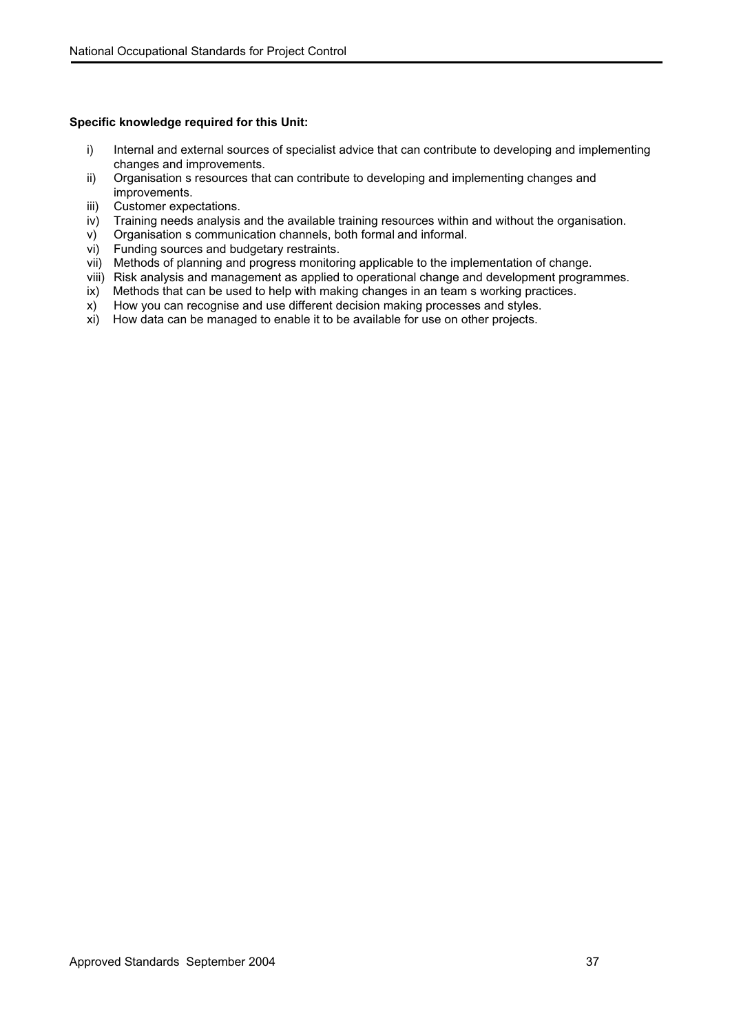**Specific knowledge required for this Unit:**

i) Internal and external sources of specialist advice that can contribute to developing and implementing changes and improvements.
ii) Organisation s resources that can contribute to developing and implementing changes and improvements.
iii) Customer expectations.
iv) Training needs analysis and the available training resources within and without the organisation.
v) Organisation s communication channels, both formal and informal.
vi) Funding sources and budgetary restraints.
vii) Methods of planning and progress monitoring applicable to the implementation of change.
viii) Risk analysis and management as applied to operational change and development programmes.
ix) Methods that can be used to help with making changes in an team s working practices.
x) How you can recognise and use different decision making processes and styles.
xi) How data can be managed to enable it to be available for use on other projects.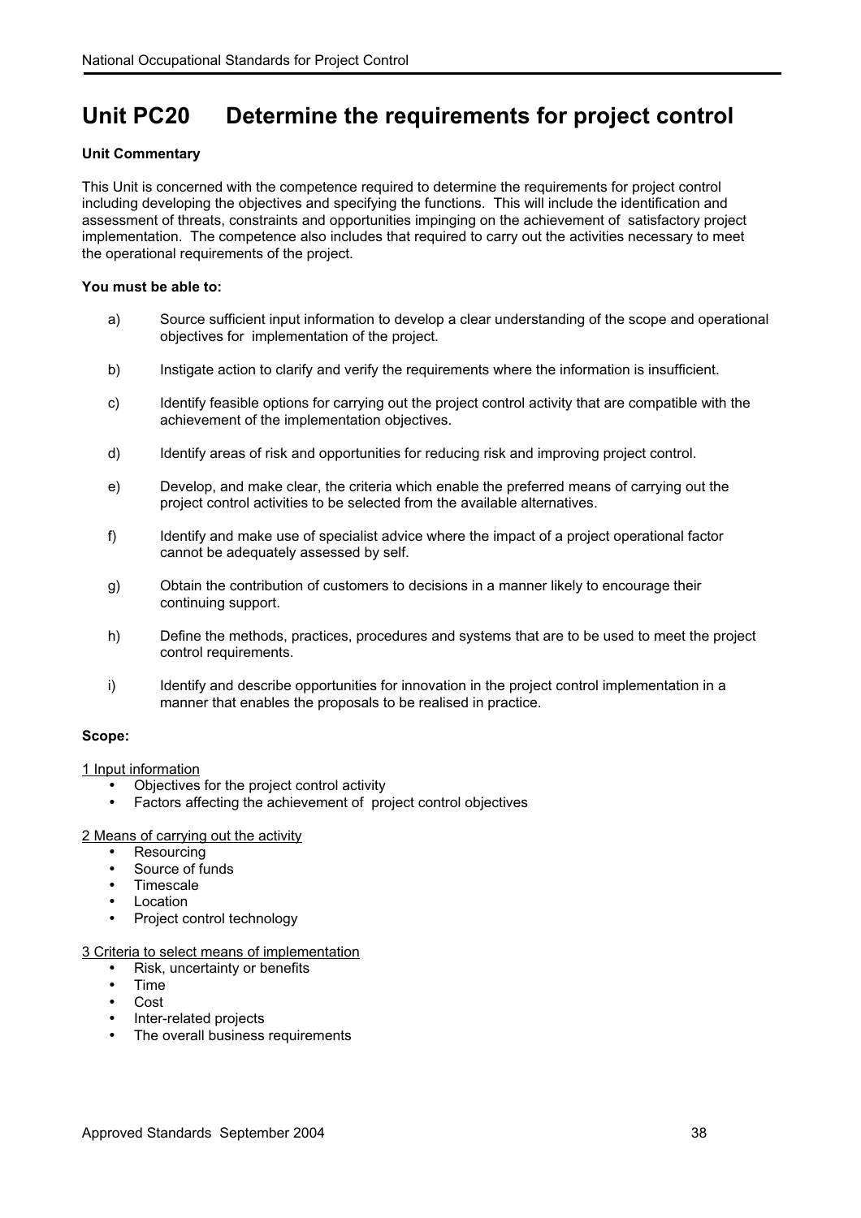# Unit PC20 Determine the requirements for project control

**Unit Commentary**

This Unit is concerned with the competence required to determine the requirements for project control including developing the objectives and specifying the functions. This will include the identification and assessment of threats, constraints and opportunities impinging on the achievement of satisfactory project implementation. The competence also includes that required to carry out the activities necessary to meet the operational requirements of the project.

**You must be able to:**

a) Source sufficient input information to develop a clear understanding of the scope and operational objectives for implementation of the project.

b) Instigate action to clarify and verify the requirements where the information is insufficient.

c) Identify feasible options for carrying out the project control activity that are compatible with the achievement of the implementation objectives.

d) Identify areas of risk and opportunities for reducing risk and improving project control.

e) Develop, and make clear, the criteria which enable the preferred means of carrying out the project control activities to be selected from the available alternatives.

f) Identify and make use of specialist advice where the impact of a project operational factor cannot be adequately assessed by self.

g) Obtain the contribution of customers to decisions in a manner likely to encourage their continuing support.

h) Define the methods, practices, procedures and systems that are to be used to meet the project control requirements.

i) Identify and describe opportunities for innovation in the project control implementation in a manner that enables the proposals to be realised in practice.

**Scope:**

<u>1 Input information</u>

- Objectives for the project control activity
- Factors affecting the achievement of project control objectives

<u>2 Means of carrying out the activity</u>

- Resourcing
- Source of funds
- Timescale
- Location
- Project control technology

<u>3 Criteria to select means of implementation</u>

- Risk, uncertainty or benefits
- Time
- Cost
- Inter-related projects
- The overall business requirements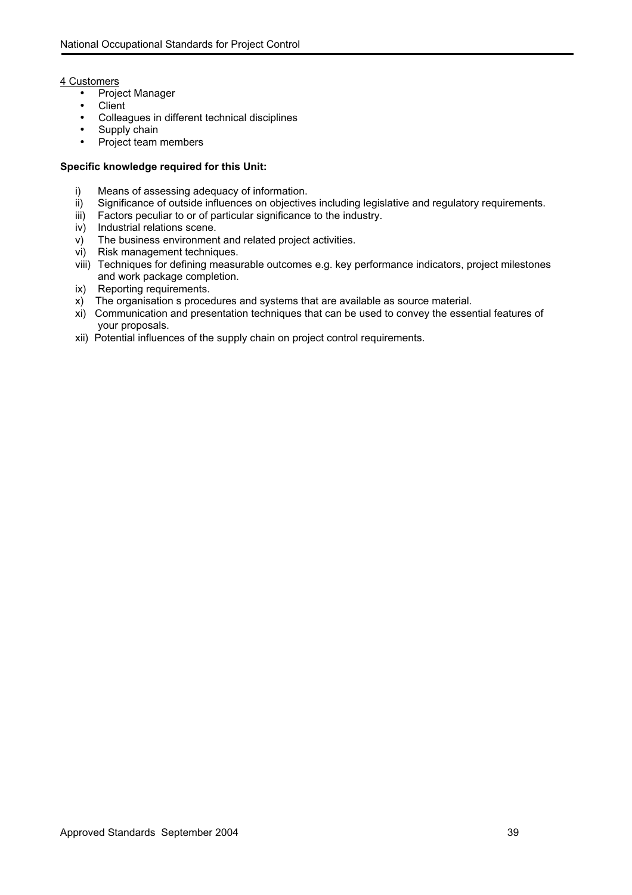<u>4 Customers</u>

- Project Manager
- Client
- Colleagues in different technical disciplines
- Supply chain
- Project team members

**Specific knowledge required for this Unit:**

i) Means of assessing adequacy of information.
ii) Significance of outside influences on objectives including legislative and regulatory requirements.
iii) Factors peculiar to or of particular significance to the industry.
iv) Industrial relations scene.
v) The business environment and related project activities.
vi) Risk management techniques.
viii) Techniques for defining measurable outcomes e.g. key performance indicators, project milestones and work package completion.
ix) Reporting requirements.
x) The organisation s procedures and systems that are available as source material.
xi) Communication and presentation techniques that can be used to convey the essential features of your proposals.
xii) Potential influences of the supply chain on project control requirements.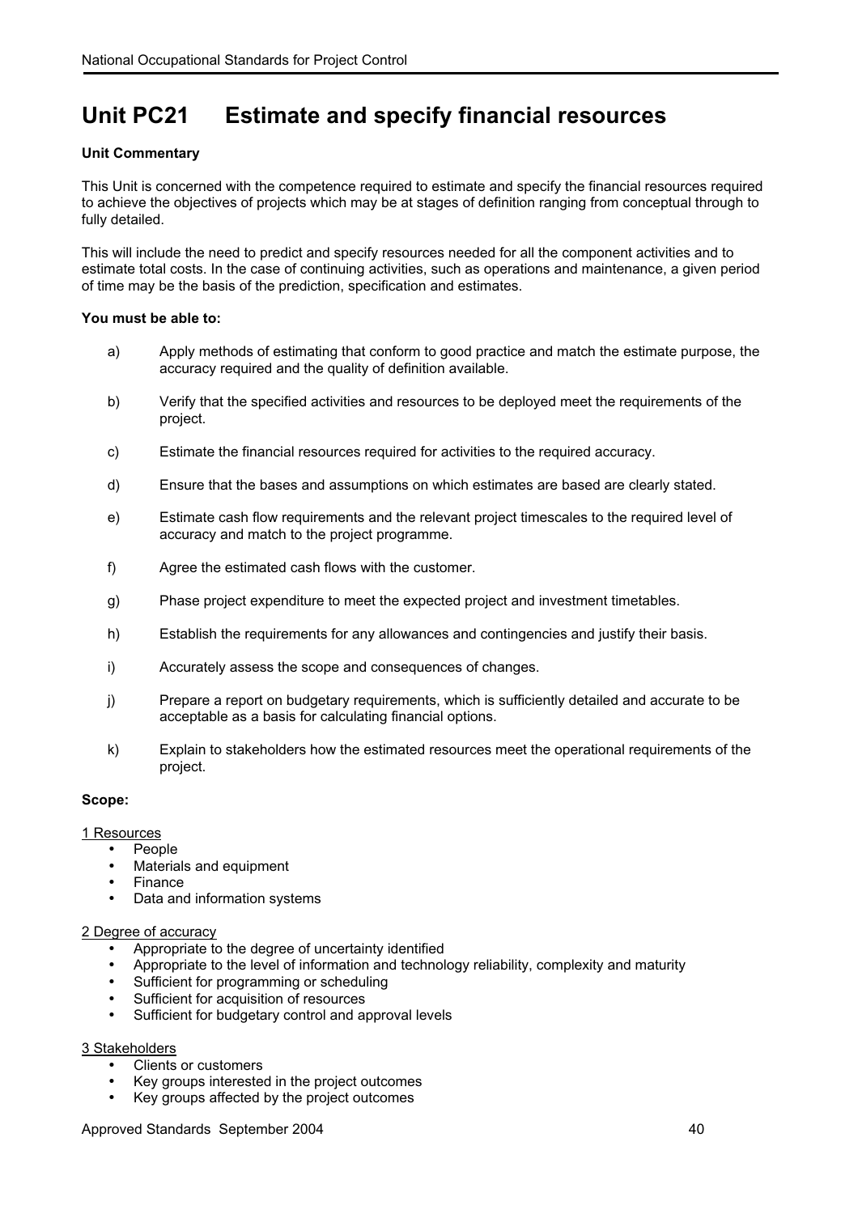# Unit PC21 Estimate and specify financial resources

**Unit Commentary**

This Unit is concerned with the competence required to estimate and specify the financial resources required to achieve the objectives of projects which may be at stages of definition ranging from conceptual through to fully detailed.

This will include the need to predict and specify resources needed for all the component activities and to estimate total costs. In the case of continuing activities, such as operations and maintenance, a given period of time may be the basis of the prediction, specification and estimates.

**You must be able to:**

a) Apply methods of estimating that conform to good practice and match the estimate purpose, the accuracy required and the quality of definition available.

b) Verify that the specified activities and resources to be deployed meet the requirements of the project.

c) Estimate the financial resources required for activities to the required accuracy.

d) Ensure that the bases and assumptions on which estimates are based are clearly stated.

e) Estimate cash flow requirements and the relevant project timescales to the required level of accuracy and match to the project programme.

f) Agree the estimated cash flows with the customer.

g) Phase project expenditure to meet the expected project and investment timetables.

h) Establish the requirements for any allowances and contingencies and justify their basis.

i) Accurately assess the scope and consequences of changes.

j) Prepare a report on budgetary requirements, which is sufficiently detailed and accurate to be acceptable as a basis for calculating financial options.

k) Explain to stakeholders how the estimated resources meet the operational requirements of the project.

**Scope:**

1 Resources

- People
- Materials and equipment
- Finance
- Data and information systems

2 Degree of accuracy

- Appropriate to the degree of uncertainty identified
- Appropriate to the level of information and technology reliability, complexity and maturity
- Sufficient for programming or scheduling
- Sufficient for acquisition of resources
- Sufficient for budgetary control and approval levels

3 Stakeholders

- Clients or customers
- Key groups interested in the project outcomes
- Key groups affected by the project outcomes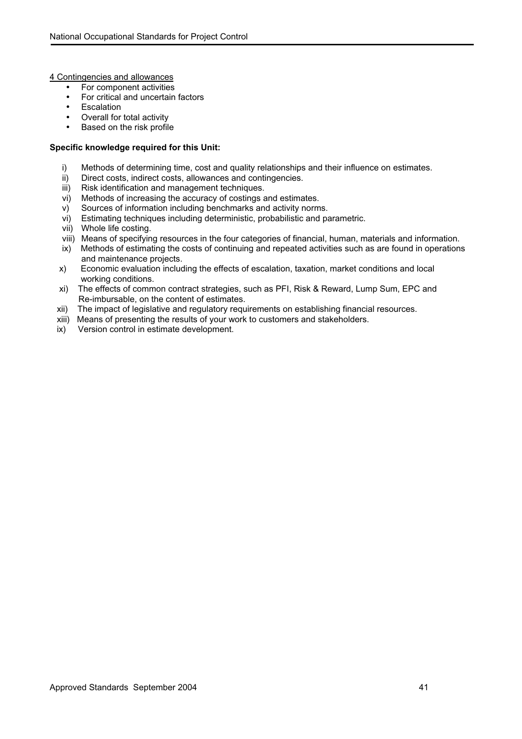4 Contingencies and allowances

- For component activities
- For critical and uncertain factors
- Escalation
- Overall for total activity
- Based on the risk profile

**Specific knowledge required for this Unit:**

i) Methods of determining time, cost and quality relationships and their influence on estimates.
ii) Direct costs, indirect costs, allowances and contingencies.
iii) Risk identification and management techniques.
vi) Methods of increasing the accuracy of costings and estimates.
v) Sources of information including benchmarks and activity norms.
vi) Estimating techniques including deterministic, probabilistic and parametric.
vii) Whole life costing.
viii) Means of specifying resources in the four categories of financial, human, materials and information.
ix) Methods of estimating the costs of continuing and repeated activities such as are found in operations and maintenance projects.
x) Economic evaluation including the effects of escalation, taxation, market conditions and local working conditions.
xi) The effects of common contract strategies, such as PFI, Risk & Reward, Lump Sum, EPC and Re-imbursable, on the content of estimates.
xii) The impact of legislative and regulatory requirements on establishing financial resources.
xiii) Means of presenting the results of your work to customers and stakeholders.
ix) Version control in estimate development.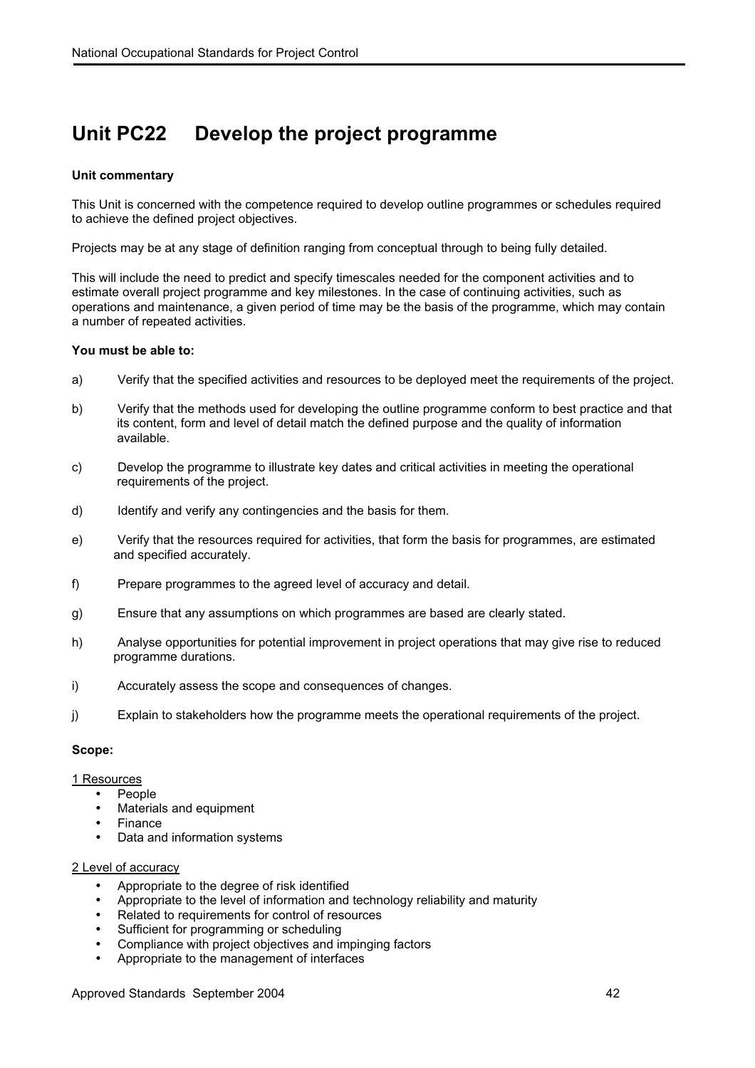# Unit PC22 Develop the project programme

**Unit commentary**

This Unit is concerned with the competence required to develop outline programmes or schedules required to achieve the defined project objectives.

Projects may be at any stage of definition ranging from conceptual through to being fully detailed.

This will include the need to predict and specify timescales needed for the component activities and to estimate overall project programme and key milestones. In the case of continuing activities, such as operations and maintenance, a given period of time may be the basis of the programme, which may contain a number of repeated activities.

**You must be able to:**

a) Verify that the specified activities and resources to be deployed meet the requirements of the project.

b) Verify that the methods used for developing the outline programme conform to best practice and that its content, form and level of detail match the defined purpose and the quality of information available.

c) Develop the programme to illustrate key dates and critical activities in meeting the operational requirements of the project.

d) Identify and verify any contingencies and the basis for them.

e) Verify that the resources required for activities, that form the basis for programmes, are estimated and specified accurately.

f) Prepare programmes to the agreed level of accuracy and detail.

g) Ensure that any assumptions on which programmes are based are clearly stated.

h) Analyse opportunities for potential improvement in project operations that may give rise to reduced programme durations.

i) Accurately assess the scope and consequences of changes.

j) Explain to stakeholders how the programme meets the operational requirements of the project.

**Scope:**

1 Resources

- People
- Materials and equipment
- Finance
- Data and information systems

2 Level of accuracy

- Appropriate to the degree of risk identified
- Appropriate to the level of information and technology reliability and maturity
- Related to requirements for control of resources
- Sufficient for programming or scheduling
- Compliance with project objectives and impinging factors
- Appropriate to the management of interfaces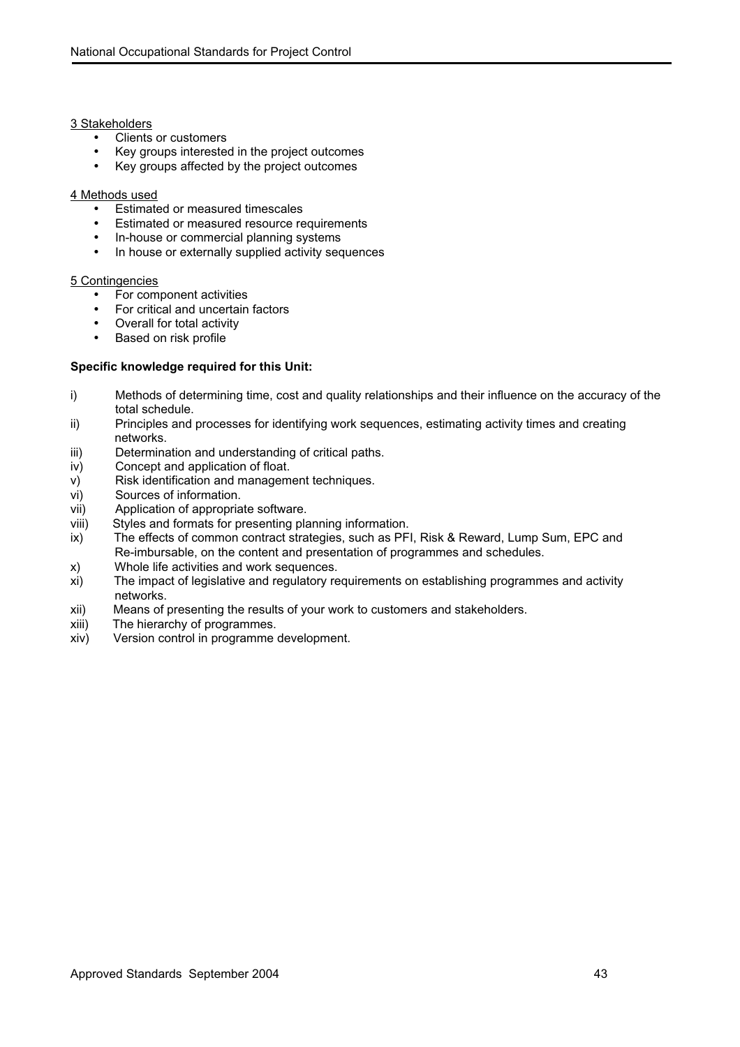3 Stakeholders

- Clients or customers
- Key groups interested in the project outcomes
- Key groups affected by the project outcomes

4 Methods used

- Estimated or measured timescales
- Estimated or measured resource requirements
- In-house or commercial planning systems
- In house or externally supplied activity sequences

5 Contingencies

- For component activities
- For critical and uncertain factors
- Overall for total activity
- Based on risk profile

**Specific knowledge required for this Unit:**

i) Methods of determining time, cost and quality relationships and their influence on the accuracy of the total schedule.
ii) Principles and processes for identifying work sequences, estimating activity times and creating networks.
iii) Determination and understanding of critical paths.
iv) Concept and application of float.
v) Risk identification and management techniques.
vi) Sources of information.
vii) Application of appropriate software.
viii) Styles and formats for presenting planning information.
ix) The effects of common contract strategies, such as PFI, Risk & Reward, Lump Sum, EPC and Re-imbursable, on the content and presentation of programmes and schedules.
x) Whole life activities and work sequences.
xi) The impact of legislative and regulatory requirements on establishing programmes and activity networks.
xii) Means of presenting the results of your work to customers and stakeholders.
xiii) The hierarchy of programmes.
xiv) Version control in programme development.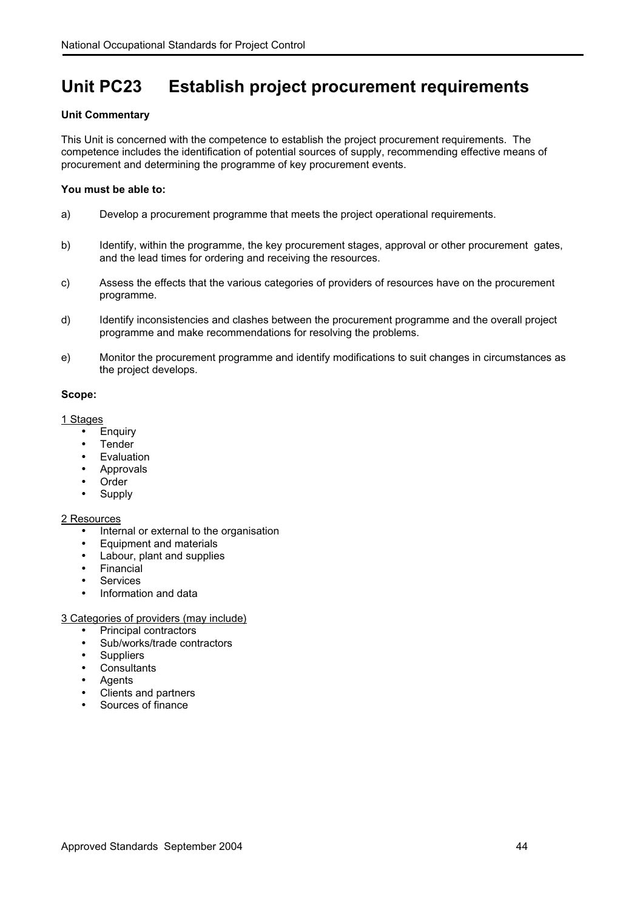# Unit PC23 Establish project procurement requirements

**Unit Commentary**

This Unit is concerned with the competence to establish the project procurement requirements. The competence includes the identification of potential sources of supply, recommending effective means of procurement and determining the programme of key procurement events.

**You must be able to:**

a) Develop a procurement programme that meets the project operational requirements.

b) Identify, within the programme, the key procurement stages, approval or other procurement gates, and the lead times for ordering and receiving the resources.

c) Assess the effects that the various categories of providers of resources have on the procurement programme.

d) Identify inconsistencies and clashes between the procurement programme and the overall project programme and make recommendations for resolving the problems.

e) Monitor the procurement programme and identify modifications to suit changes in circumstances as the project develops.

**Scope:**

1 Stages
- Enquiry
- Tender
- Evaluation
- Approvals
- Order
- Supply

2 Resources
- Internal or external to the organisation
- Equipment and materials
- Labour, plant and supplies
- Financial
- Services
- Information and data

3 Categories of providers (may include)
- Principal contractors
- Sub/works/trade contractors
- Suppliers
- Consultants
- Agents
- Clients and partners
- Sources of finance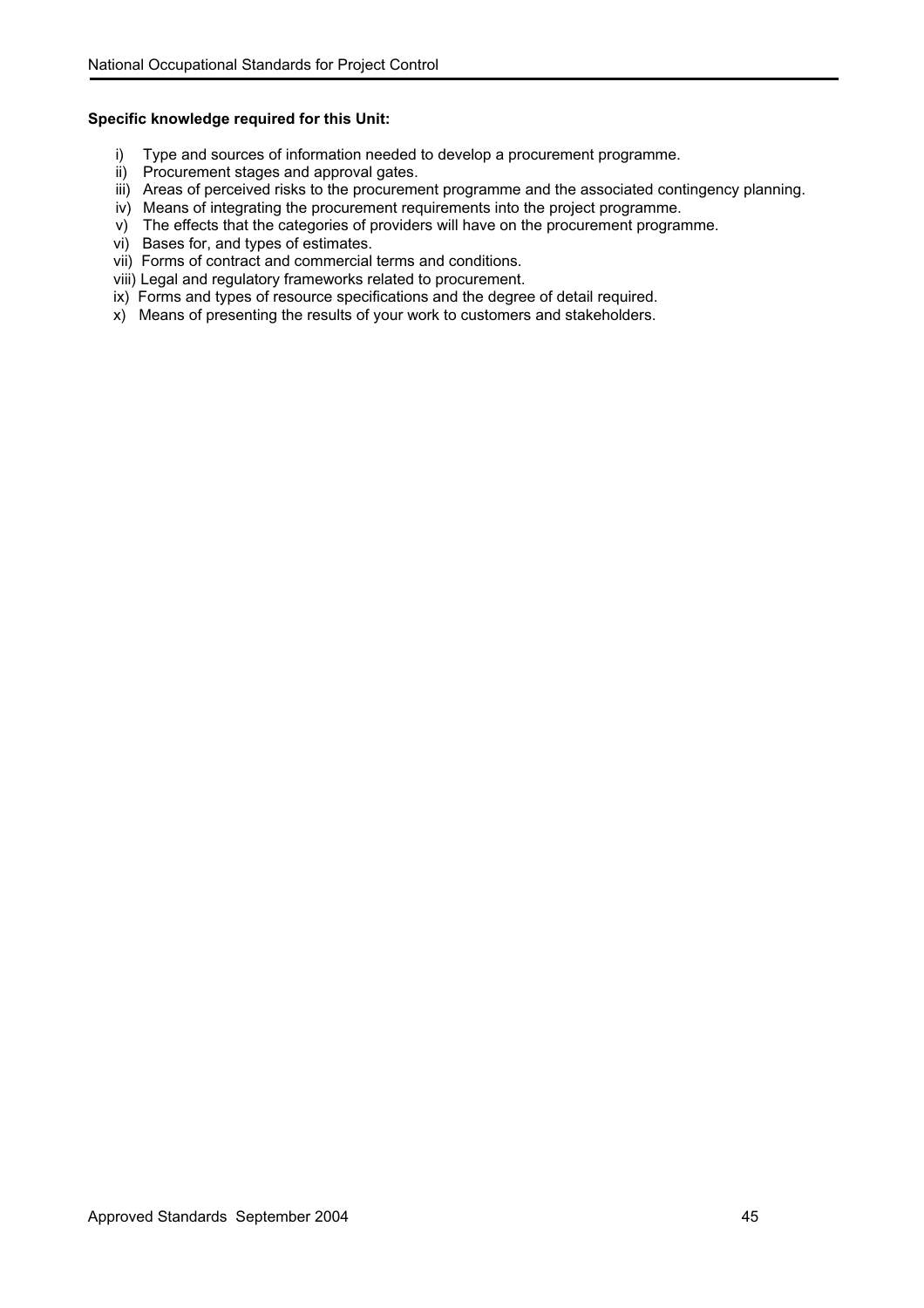**Specific knowledge required for this Unit:**

- i) Type and sources of information needed to develop a procurement programme.
- ii) Procurement stages and approval gates.
- iii) Areas of perceived risks to the procurement programme and the associated contingency planning.
- iv) Means of integrating the procurement requirements into the project programme.
- v) The effects that the categories of providers will have on the procurement programme.
- vi) Bases for, and types of estimates.
- vii) Forms of contract and commercial terms and conditions.
- viii) Legal and regulatory frameworks related to procurement.
- ix) Forms and types of resource specifications and the degree of detail required.
- x) Means of presenting the results of your work to customers and stakeholders.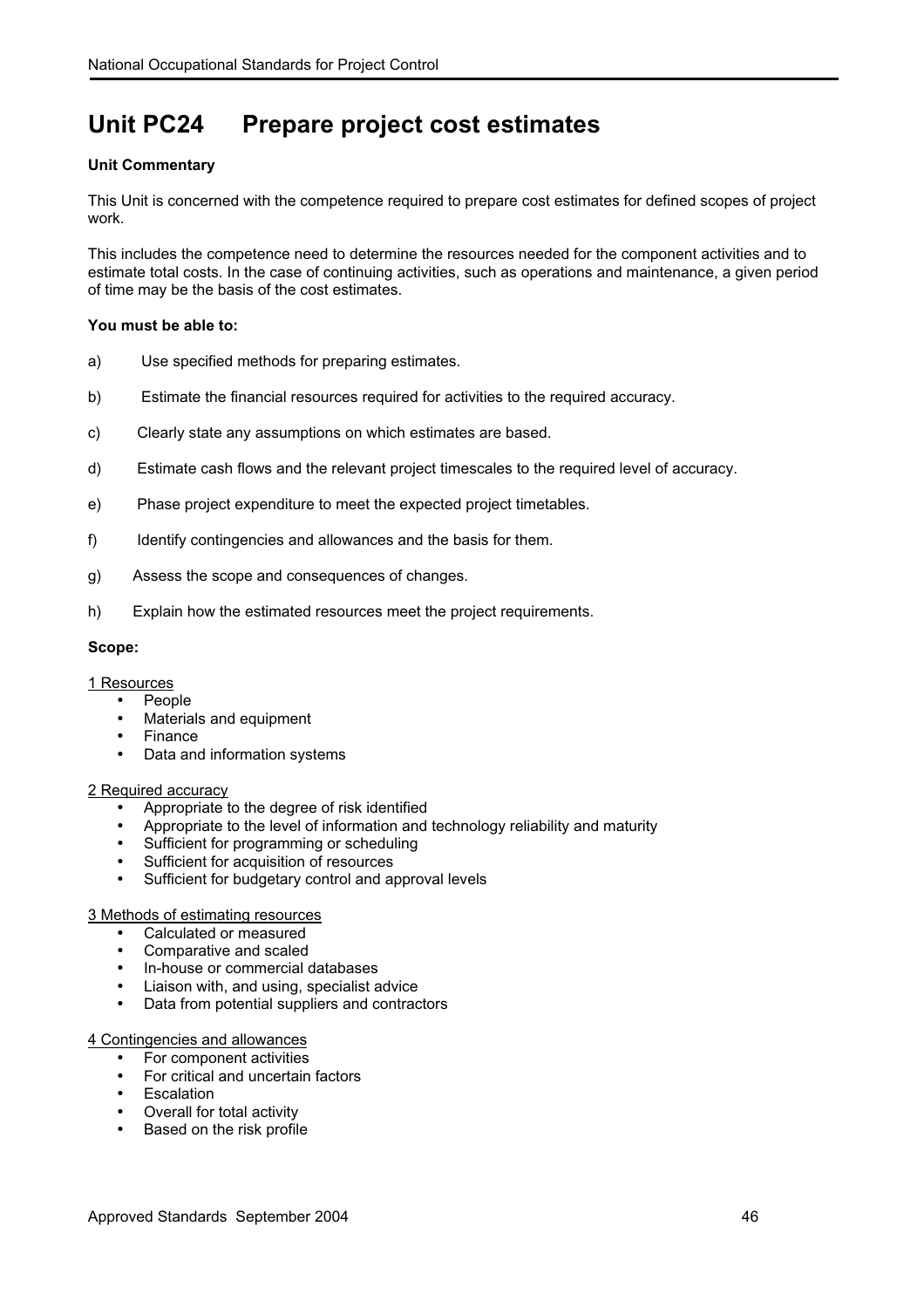# Unit PC24 Prepare project cost estimates

**Unit Commentary**

This Unit is concerned with the competence required to prepare cost estimates for defined scopes of project work.

This includes the competence need to determine the resources needed for the component activities and to estimate total costs. In the case of continuing activities, such as operations and maintenance, a given period of time may be the basis of the cost estimates.

**You must be able to:**

a) Use specified methods for preparing estimates.

b) Estimate the financial resources required for activities to the required accuracy.

c) Clearly state any assumptions on which estimates are based.

d) Estimate cash flows and the relevant project timescales to the required level of accuracy.

e) Phase project expenditure to meet the expected project timetables.

f) Identify contingencies and allowances and the basis for them.

g) Assess the scope and consequences of changes.

h) Explain how the estimated resources meet the project requirements.

**Scope:**

1 Resources
- People
- Materials and equipment
- Finance
- Data and information systems

2 Required accuracy
- Appropriate to the degree of risk identified
- Appropriate to the level of information and technology reliability and maturity
- Sufficient for programming or scheduling
- Sufficient for acquisition of resources
- Sufficient for budgetary control and approval levels

3 Methods of estimating resources
- Calculated or measured
- Comparative and scaled
- In-house or commercial databases
- Liaison with, and using, specialist advice
- Data from potential suppliers and contractors

4 Contingencies and allowances
- For component activities
- For critical and uncertain factors
- Escalation
- Overall for total activity
- Based on the risk profile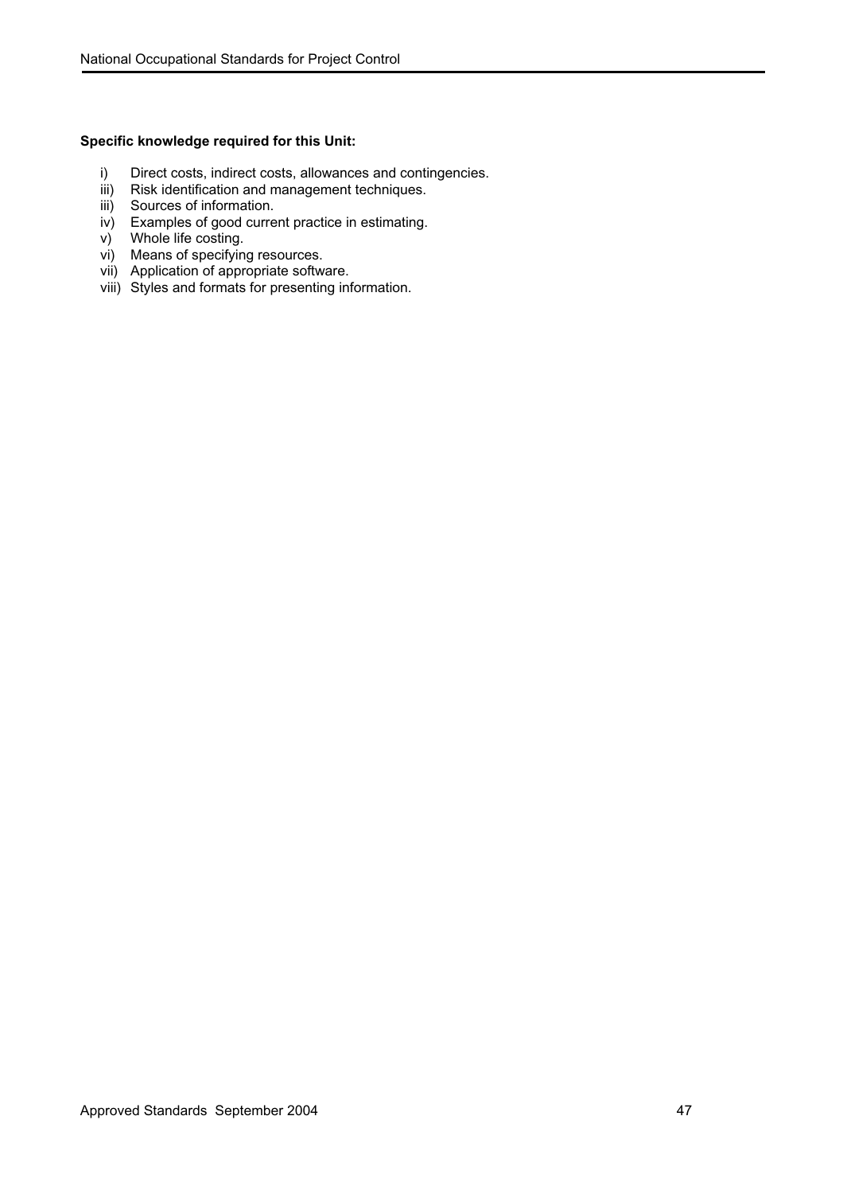**Specific knowledge required for this Unit:**

i) Direct costs, indirect costs, allowances and contingencies.
iii) Risk identification and management techniques.
iii) Sources of information.
iv) Examples of good current practice in estimating.
v) Whole life costing.
vi) Means of specifying resources.
vii) Application of appropriate software.
viii) Styles and formats for presenting information.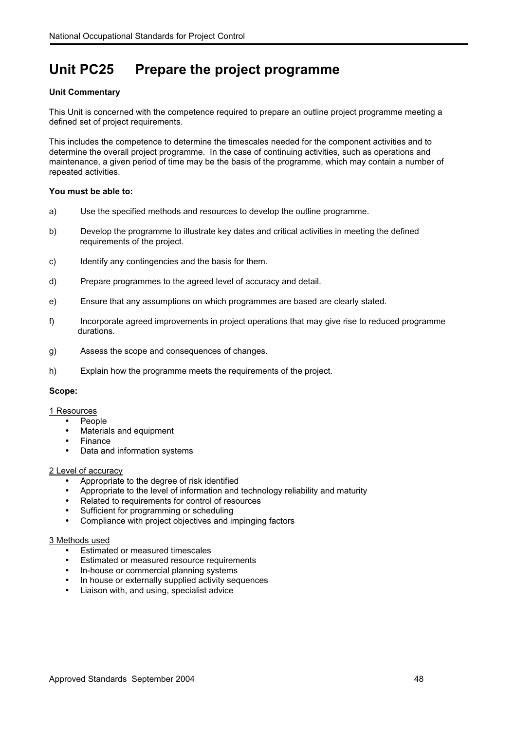# Unit PC25 Prepare the project programme

**Unit Commentary**

This Unit is concerned with the competence required to prepare an outline project programme meeting a defined set of project requirements.

This includes the competence to determine the timescales needed for the component activities and to determine the overall project programme. In the case of continuing activities, such as operations and maintenance, a given period of time may be the basis of the programme, which may contain a number of repeated activities.

**You must be able to:**

a) Use the specified methods and resources to develop the outline programme.

b) Develop the programme to illustrate key dates and critical activities in meeting the defined requirements of the project.

c) Identify any contingencies and the basis for them.

d) Prepare programmes to the agreed level of accuracy and detail.

e) Ensure that any assumptions on which programmes are based are clearly stated.

f) Incorporate agreed improvements in project operations that may give rise to reduced programme durations.

g) Assess the scope and consequences of changes.

h) Explain how the programme meets the requirements of the project.

**Scope:**

<u>1 Resources</u>

- People
- Materials and equipment
- Finance
- Data and information systems

<u>2 Level of accuracy</u>

- Appropriate to the degree of risk identified
- Appropriate to the level of information and technology reliability and maturity
- Related to requirements for control of resources
- Sufficient for programming or scheduling
- Compliance with project objectives and impinging factors

<u>3 Methods used</u>

- Estimated or measured timescales
- Estimated or measured resource requirements
- In-house or commercial planning systems
- In house or externally supplied activity sequences
- Liaison with, and using, specialist advice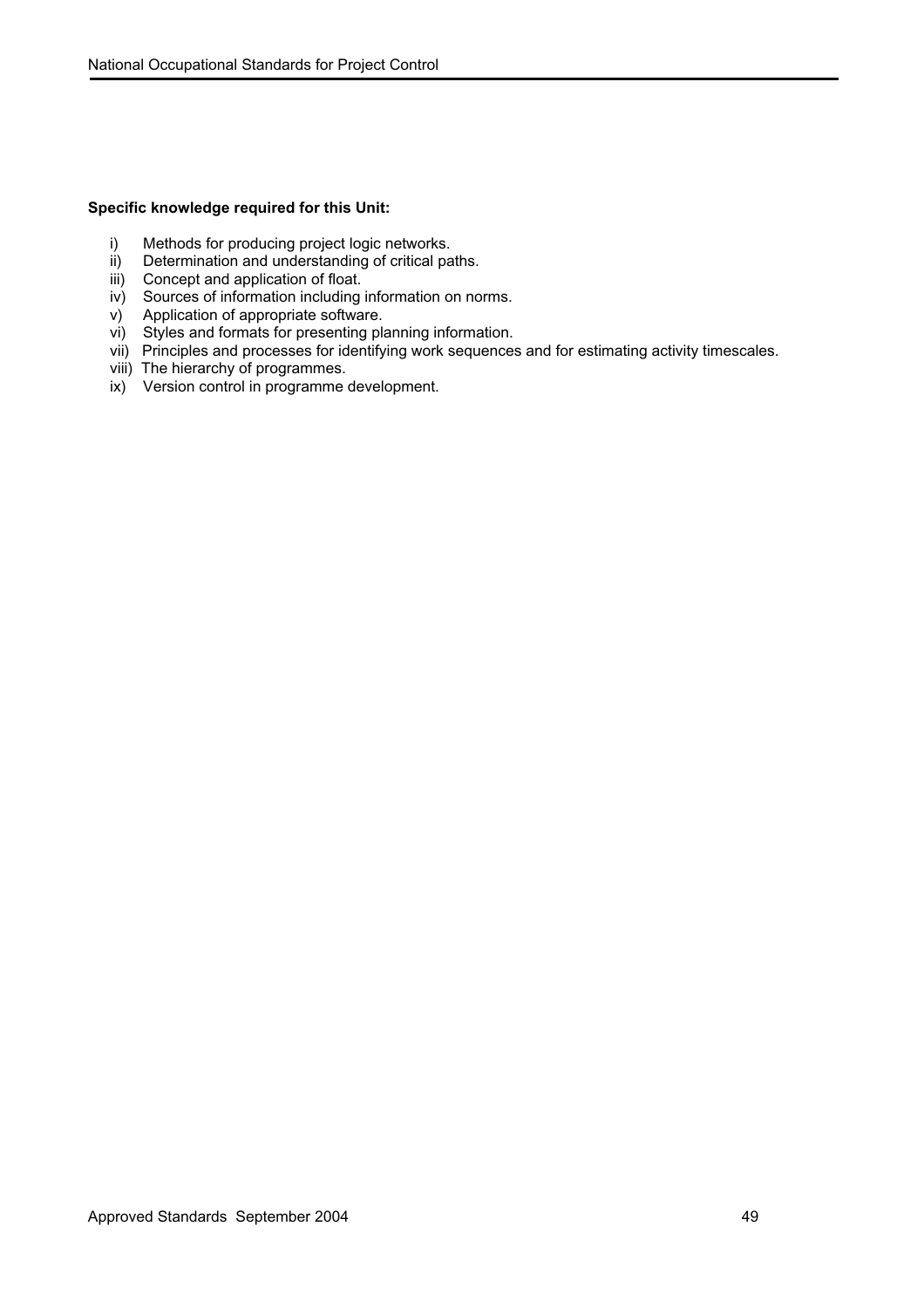**Specific knowledge required for this Unit:**

i) Methods for producing project logic networks.
ii) Determination and understanding of critical paths.
iii) Concept and application of float.
iv) Sources of information including information on norms.
v) Application of appropriate software.
vi) Styles and formats for presenting planning information.
vii) Principles and processes for identifying work sequences and for estimating activity timescales.
viii) The hierarchy of programmes.
ix) Version control in programme development.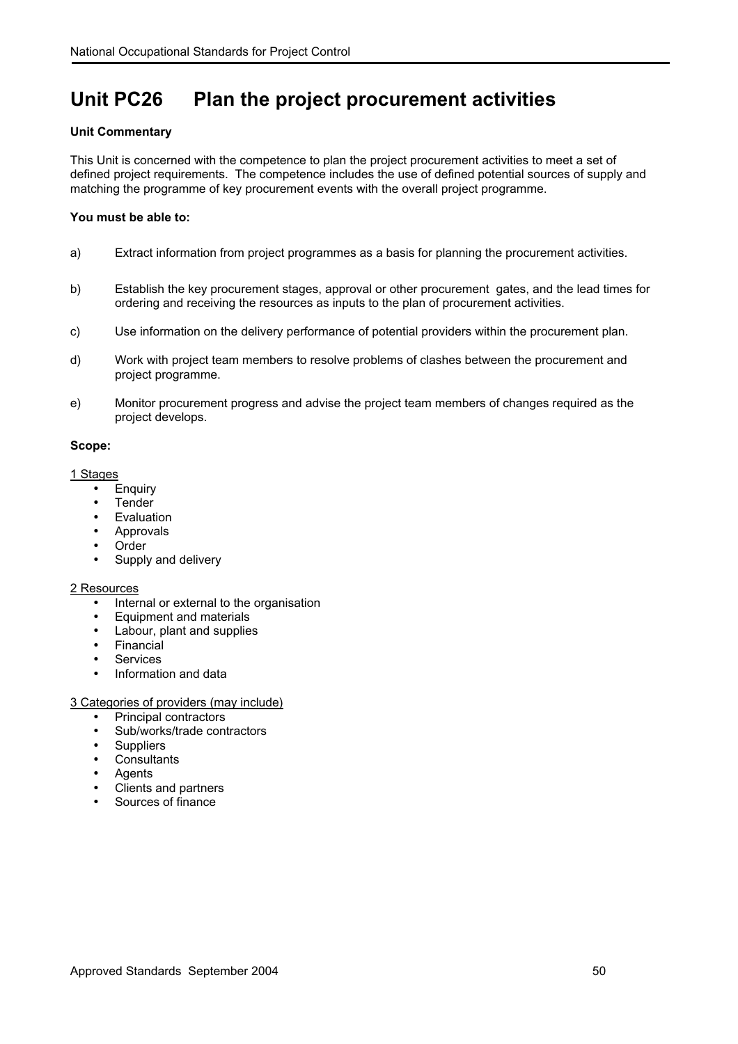# Unit PC26 Plan the project procurement activities

**Unit Commentary**

This Unit is concerned with the competence to plan the project procurement activities to meet a set of defined project requirements. The competence includes the use of defined potential sources of supply and matching the programme of key procurement events with the overall project programme.

**You must be able to:**

a) Extract information from project programmes as a basis for planning the procurement activities.

b) Establish the key procurement stages, approval or other procurement gates, and the lead times for ordering and receiving the resources as inputs to the plan of procurement activities.

c) Use information on the delivery performance of potential providers within the procurement plan.

d) Work with project team members to resolve problems of clashes between the procurement and project programme.

e) Monitor procurement progress and advise the project team members of changes required as the project develops.

**Scope:**

1 Stages

- Enquiry
- Tender
- Evaluation
- Approvals
- Order
- Supply and delivery

2 Resources

- Internal or external to the organisation
- Equipment and materials
- Labour, plant and supplies
- Financial
- Services
- Information and data

3 Categories of providers (may include)

- Principal contractors
- Sub/works/trade contractors
- Suppliers
- Consultants
- Agents
- Clients and partners
- Sources of finance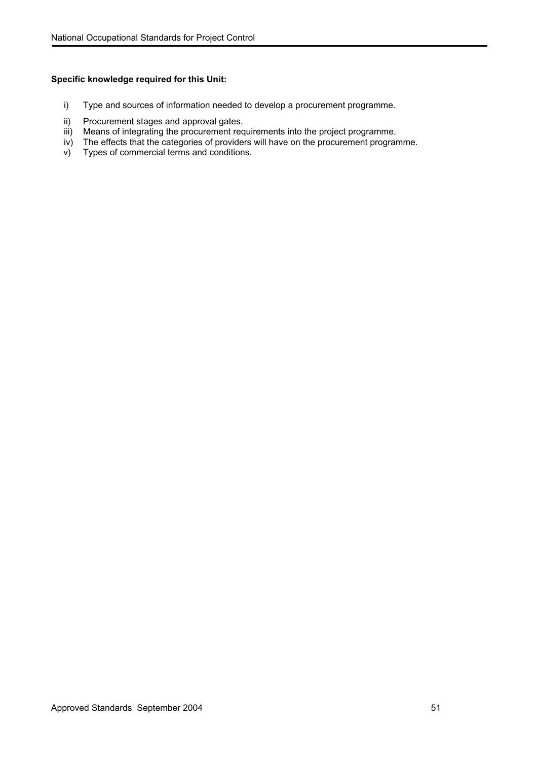**Specific knowledge required for this Unit:**

i) Type and sources of information needed to develop a procurement programme.
ii) Procurement stages and approval gates.
iii) Means of integrating the procurement requirements into the project programme.
iv) The effects that the categories of providers will have on the procurement programme.
v) Types of commercial terms and conditions.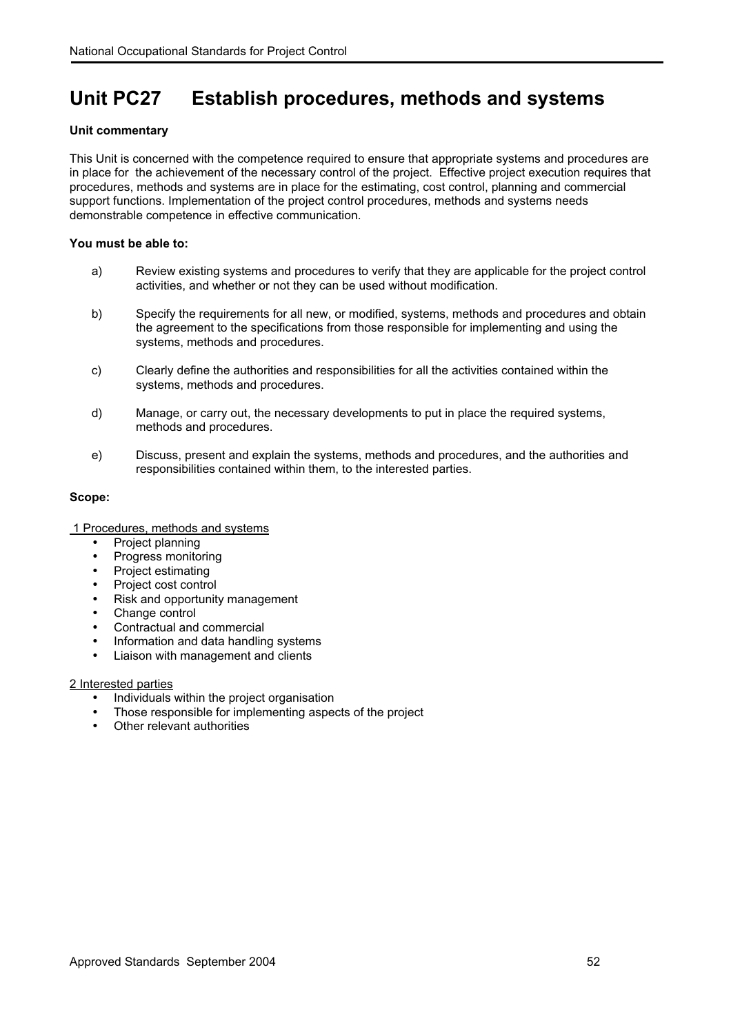# Unit PC27 Establish procedures, methods and systems

**Unit commentary**

This Unit is concerned with the competence required to ensure that appropriate systems and procedures are in place for the achievement of the necessary control of the project. Effective project execution requires that procedures, methods and systems are in place for the estimating, cost control, planning and commercial support functions. Implementation of the project control procedures, methods and systems needs demonstrable competence in effective communication.

**You must be able to:**

a) Review existing systems and procedures to verify that they are applicable for the project control activities, and whether or not they can be used without modification.

b) Specify the requirements for all new, or modified, systems, methods and procedures and obtain the agreement to the specifications from those responsible for implementing and using the systems, methods and procedures.

c) Clearly define the authorities and responsibilities for all the activities contained within the systems, methods and procedures.

d) Manage, or carry out, the necessary developments to put in place the required systems, methods and procedures.

e) Discuss, present and explain the systems, methods and procedures, and the authorities and responsibilities contained within them, to the interested parties.

**Scope:**

1 Procedures, methods and systems

- Project planning
- Progress monitoring
- Project estimating
- Project cost control
- Risk and opportunity management
- Change control
- Contractual and commercial
- Information and data handling systems
- Liaison with management and clients

2 Interested parties

- Individuals within the project organisation
- Those responsible for implementing aspects of the project
- Other relevant authorities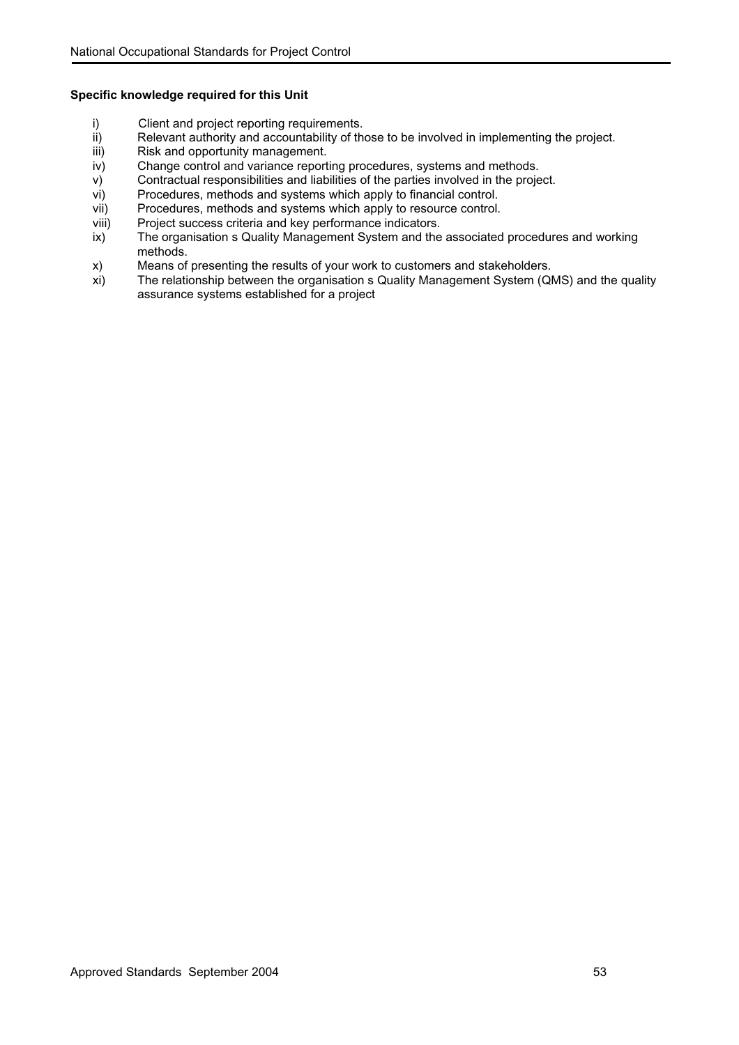**Specific knowledge required for this Unit**

i) Client and project reporting requirements.
ii) Relevant authority and accountability of those to be involved in implementing the project.
iii) Risk and opportunity management.
iv) Change control and variance reporting procedures, systems and methods.
v) Contractual responsibilities and liabilities of the parties involved in the project.
vi) Procedures, methods and systems which apply to financial control.
vii) Procedures, methods and systems which apply to resource control.
viii) Project success criteria and key performance indicators.
ix) The organisation s Quality Management System and the associated procedures and working methods.
x) Means of presenting the results of your work to customers and stakeholders.
xi) The relationship between the organisation s Quality Management System (QMS) and the quality assurance systems established for a project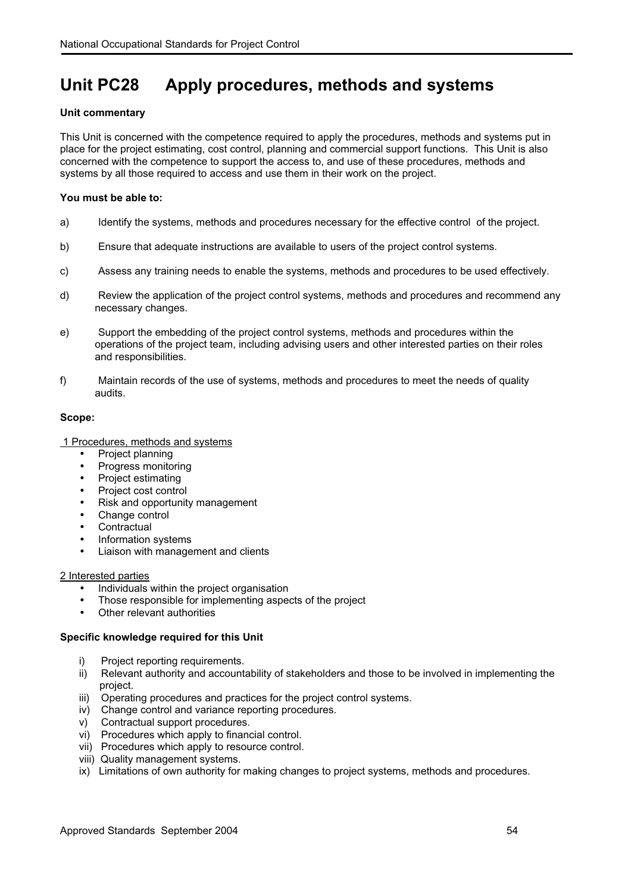# Unit PC28 Apply procedures, methods and systems

**Unit commentary**

This Unit is concerned with the competence required to apply the procedures, methods and systems put in place for the project estimating, cost control, planning and commercial support functions. This Unit is also concerned with the competence to support the access to, and use of these procedures, methods and systems by all those required to access and use them in their work on the project.

**You must be able to:**

a) Identify the systems, methods and procedures necessary for the effective control of the project.

b) Ensure that adequate instructions are available to users of the project control systems.

c) Assess any training needs to enable the systems, methods and procedures to be used effectively.

d) Review the application of the project control systems, methods and procedures and recommend any necessary changes.

e) Support the embedding of the project control systems, methods and procedures within the operations of the project team, including advising users and other interested parties on their roles and responsibilities.

f) Maintain records of the use of systems, methods and procedures to meet the needs of quality audits.

**Scope:**

1 Procedures, methods and systems

- Project planning
- Progress monitoring
- Project estimating
- Project cost control
- Risk and opportunity management
- Change control
- Contractual
- Information systems
- Liaison with management and clients

2 Interested parties

- Individuals within the project organisation
- Those responsible for implementing aspects of the project
- Other relevant authorities

**Specific knowledge required for this Unit**

i) Project reporting requirements.
ii) Relevant authority and accountability of stakeholders and those to be involved in implementing the project.
iii) Operating procedures and practices for the project control systems.
iv) Change control and variance reporting procedures.
v) Contractual support procedures.
vi) Procedures which apply to financial control.
vii) Procedures which apply to resource control.
viii) Quality management systems.
ix) Limitations of own authority for making changes to project systems, methods and procedures.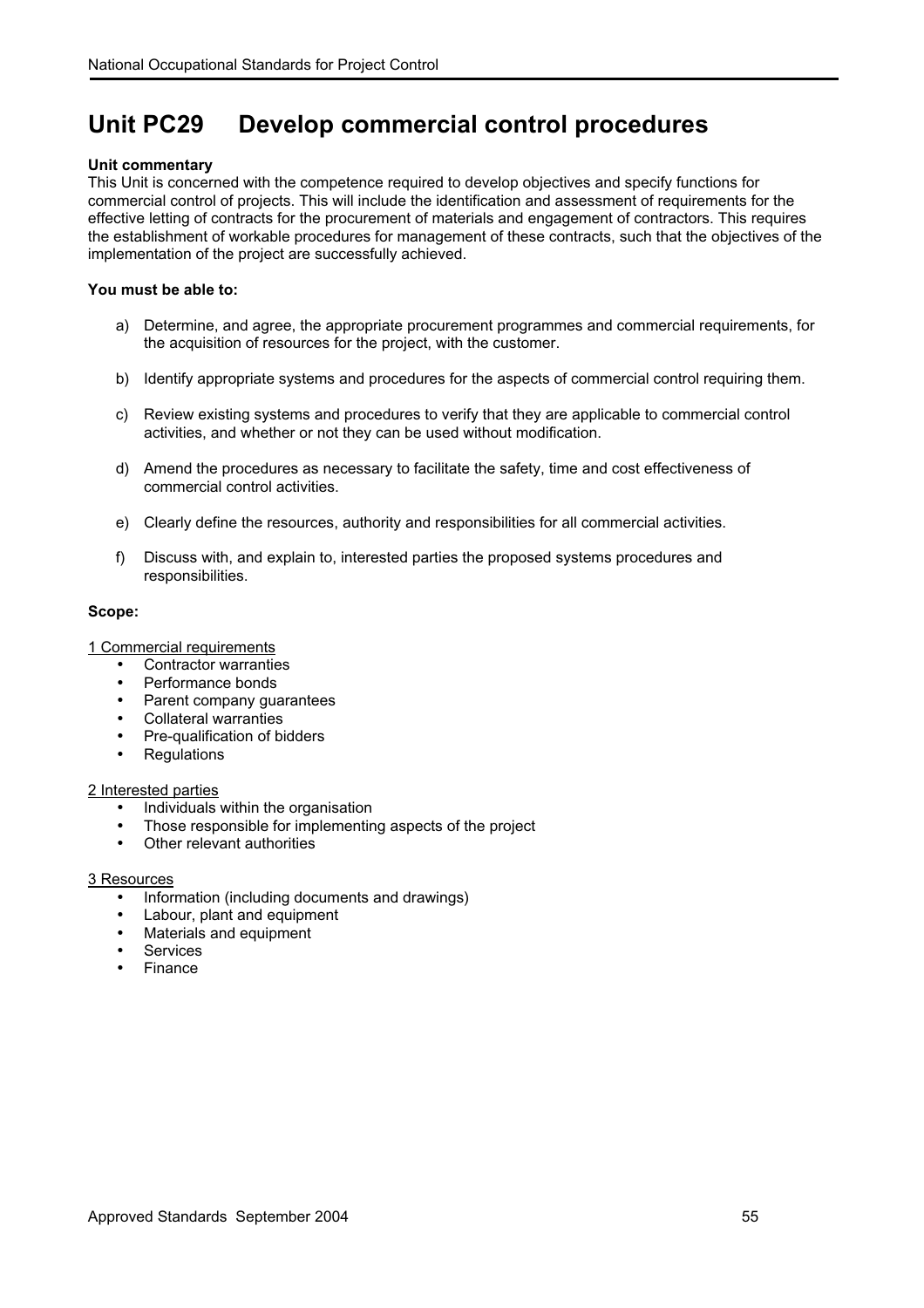# Unit PC29 Develop commercial control procedures

**Unit commentary**

This Unit is concerned with the competence required to develop objectives and specify functions for commercial control of projects. This will include the identification and assessment of requirements for the effective letting of contracts for the procurement of materials and engagement of contractors. This requires the establishment of workable procedures for management of these contracts, such that the objectives of the implementation of the project are successfully achieved.

**You must be able to:**

a) Determine, and agree, the appropriate procurement programmes and commercial requirements, for the acquisition of resources for the project, with the customer.

b) Identify appropriate systems and procedures for the aspects of commercial control requiring them.

c) Review existing systems and procedures to verify that they are applicable to commercial control activities, and whether or not they can be used without modification.

d) Amend the procedures as necessary to facilitate the safety, time and cost effectiveness of commercial control activities.

e) Clearly define the resources, authority and responsibilities for all commercial activities.

f) Discuss with, and explain to, interested parties the proposed systems procedures and responsibilities.

**Scope:**

1 Commercial requirements

- Contractor warranties
- Performance bonds
- Parent company guarantees
- Collateral warranties
- Pre-qualification of bidders
- Regulations

2 Interested parties

- Individuals within the organisation
- Those responsible for implementing aspects of the project
- Other relevant authorities

3 Resources

- Information (including documents and drawings)
- Labour, plant and equipment
- Materials and equipment
- Services
- Finance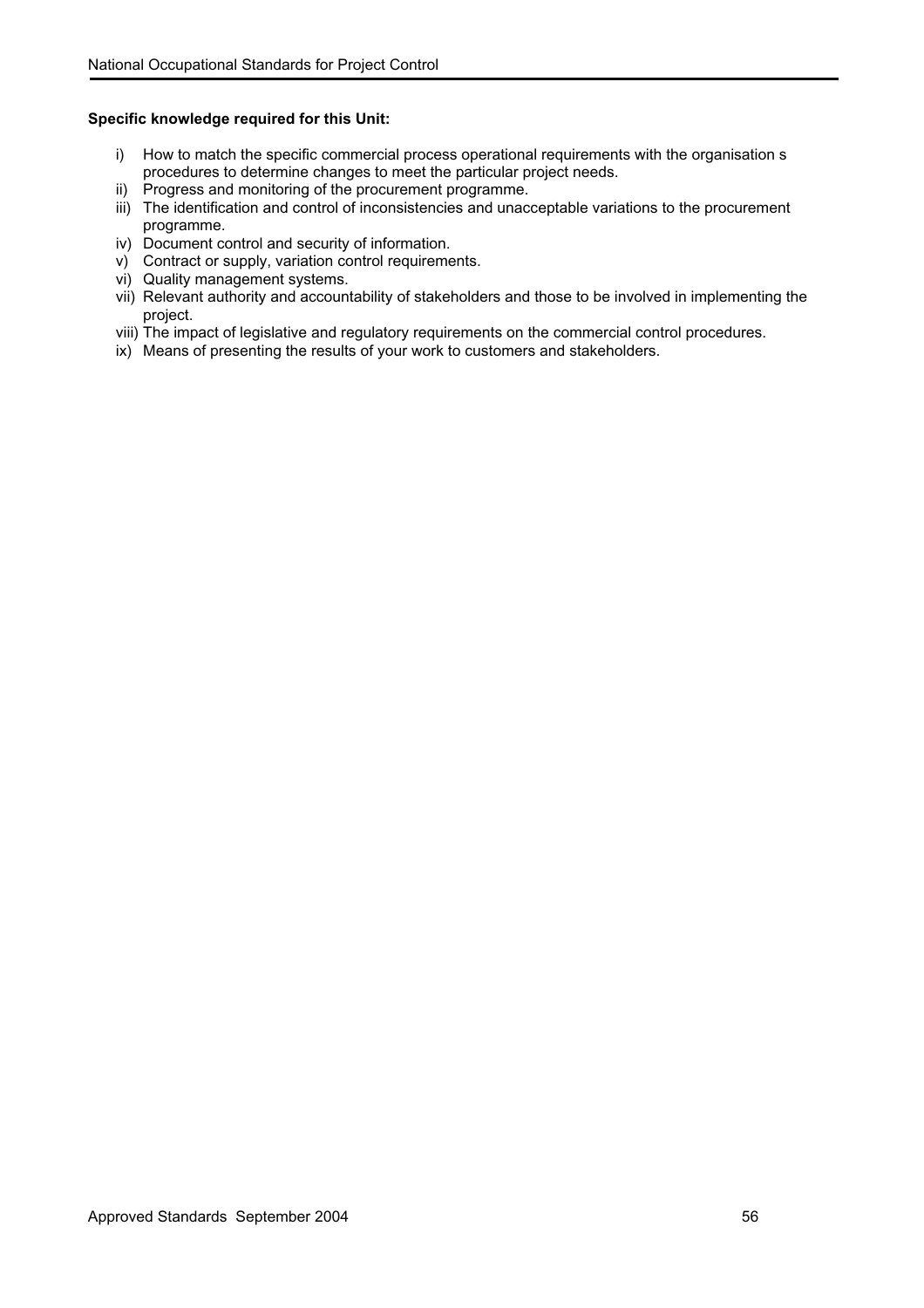**Specific knowledge required for this Unit:**

i) How to match the specific commercial process operational requirements with the organisation s procedures to determine changes to meet the particular project needs.
ii) Progress and monitoring of the procurement programme.
iii) The identification and control of inconsistencies and unacceptable variations to the procurement programme.
iv) Document control and security of information.
v) Contract or supply, variation control requirements.
vi) Quality management systems.
vii) Relevant authority and accountability of stakeholders and those to be involved in implementing the project.
viii) The impact of legislative and regulatory requirements on the commercial control procedures.
ix) Means of presenting the results of your work to customers and stakeholders.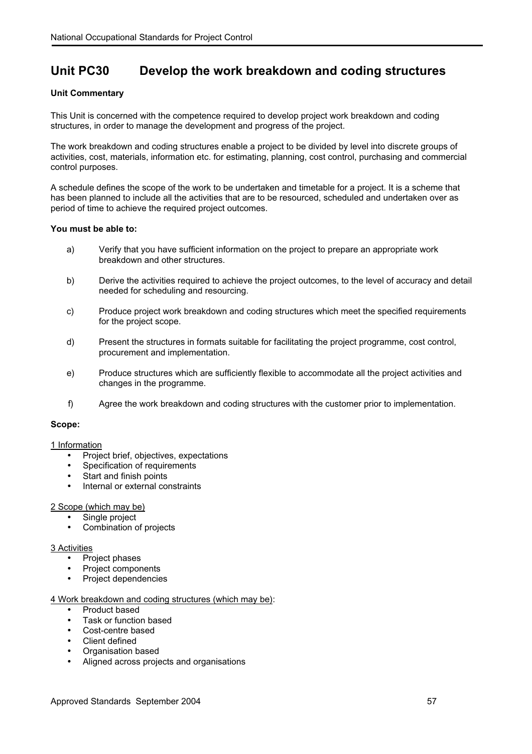## Unit PC30 Develop the work breakdown and coding structures

**Unit Commentary**

This Unit is concerned with the competence required to develop project work breakdown and coding structures, in order to manage the development and progress of the project.

The work breakdown and coding structures enable a project to be divided by level into discrete groups of activities, cost, materials, information etc. for estimating, planning, cost control, purchasing and commercial control purposes.

A schedule defines the scope of the work to be undertaken and timetable for a project. It is a scheme that has been planned to include all the activities that are to be resourced, scheduled and undertaken over as period of time to achieve the required project outcomes.

**You must be able to:**

a) Verify that you have sufficient information on the project to prepare an appropriate work breakdown and other structures.

b) Derive the activities required to achieve the project outcomes, to the level of accuracy and detail needed for scheduling and resourcing.

c) Produce project work breakdown and coding structures which meet the specified requirements for the project scope.

d) Present the structures in formats suitable for facilitating the project programme, cost control, procurement and implementation.

e) Produce structures which are sufficiently flexible to accommodate all the project activities and changes in the programme.

f) Agree the work breakdown and coding structures with the customer prior to implementation.

**Scope:**

1 Information

- Project brief, objectives, expectations
- Specification of requirements
- Start and finish points
- Internal or external constraints

2 Scope (which may be)

- Single project
- Combination of projects

3 Activities

- Project phases
- Project components
- Project dependencies

4 Work breakdown and coding structures (which may be):

- Product based
- Task or function based
- Cost-centre based
- Client defined
- Organisation based
- Aligned across projects and organisations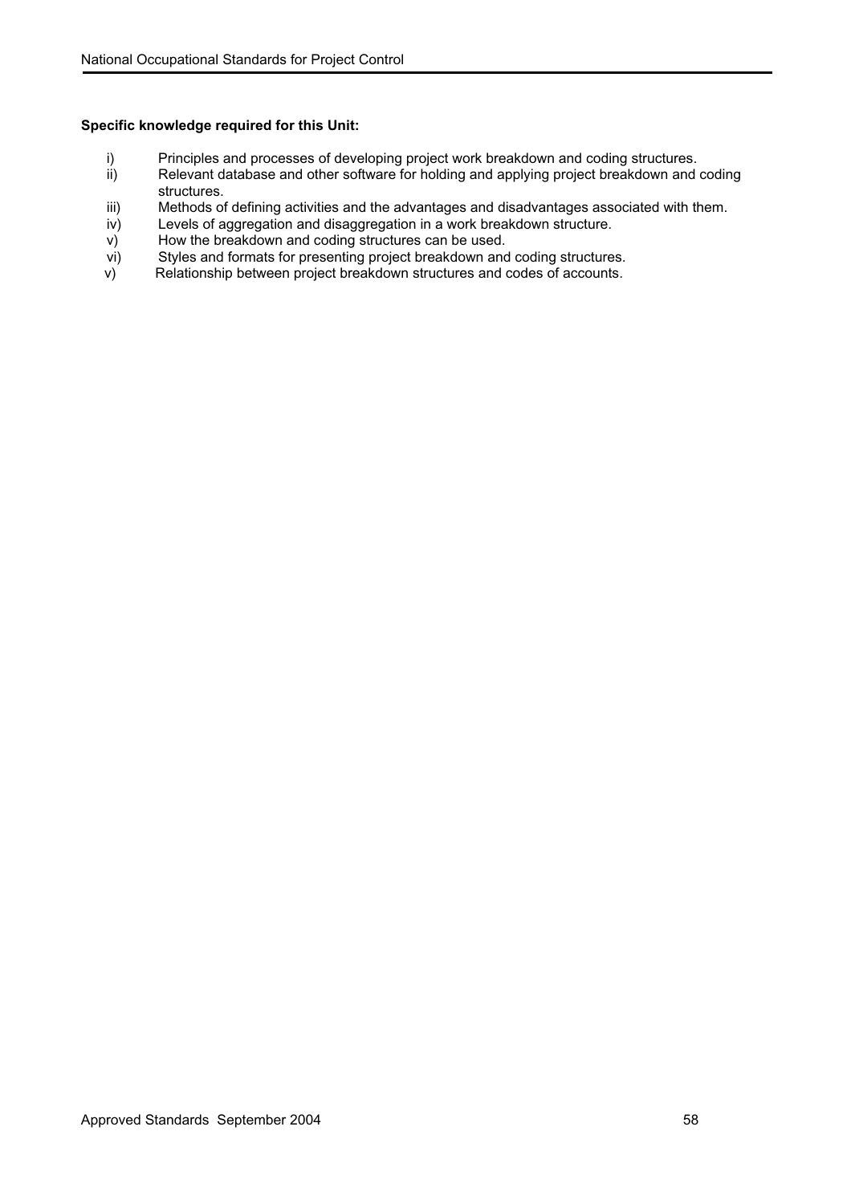**Specific knowledge required for this Unit:**

i) Principles and processes of developing project work breakdown and coding structures.
ii) Relevant database and other software for holding and applying project breakdown and coding structures.
iii) Methods of defining activities and the advantages and disadvantages associated with them.
iv) Levels of aggregation and disaggregation in a work breakdown structure.
v) How the breakdown and coding structures can be used.
vi) Styles and formats for presenting project breakdown and coding structures.
v) Relationship between project breakdown structures and codes of accounts.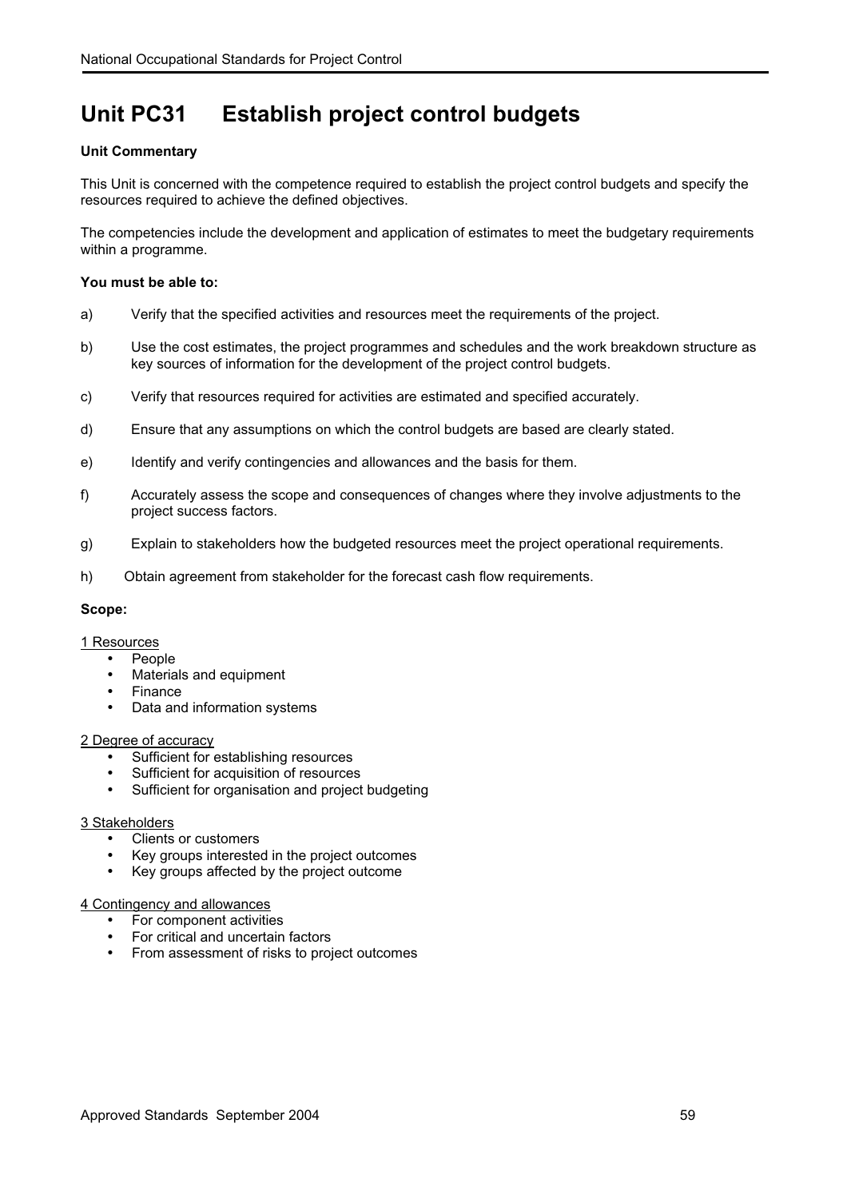# Unit PC31 Establish project control budgets

**Unit Commentary**

This Unit is concerned with the competence required to establish the project control budgets and specify the resources required to achieve the defined objectives.

The competencies include the development and application of estimates to meet the budgetary requirements within a programme.

**You must be able to:**

a) Verify that the specified activities and resources meet the requirements of the project.

b) Use the cost estimates, the project programmes and schedules and the work breakdown structure as key sources of information for the development of the project control budgets.

c) Verify that resources required for activities are estimated and specified accurately.

d) Ensure that any assumptions on which the control budgets are based are clearly stated.

e) Identify and verify contingencies and allowances and the basis for them.

f) Accurately assess the scope and consequences of changes where they involve adjustments to the project success factors.

g) Explain to stakeholders how the budgeted resources meet the project operational requirements.

h) Obtain agreement from stakeholder for the forecast cash flow requirements.

**Scope:**

1 Resources

- People
- Materials and equipment
- Finance
- Data and information systems

2 Degree of accuracy

- Sufficient for establishing resources
- Sufficient for acquisition of resources
- Sufficient for organisation and project budgeting

3 Stakeholders

- Clients or customers
- Key groups interested in the project outcomes
- Key groups affected by the project outcome

4 Contingency and allowances

- For component activities
- For critical and uncertain factors
- From assessment of risks to project outcomes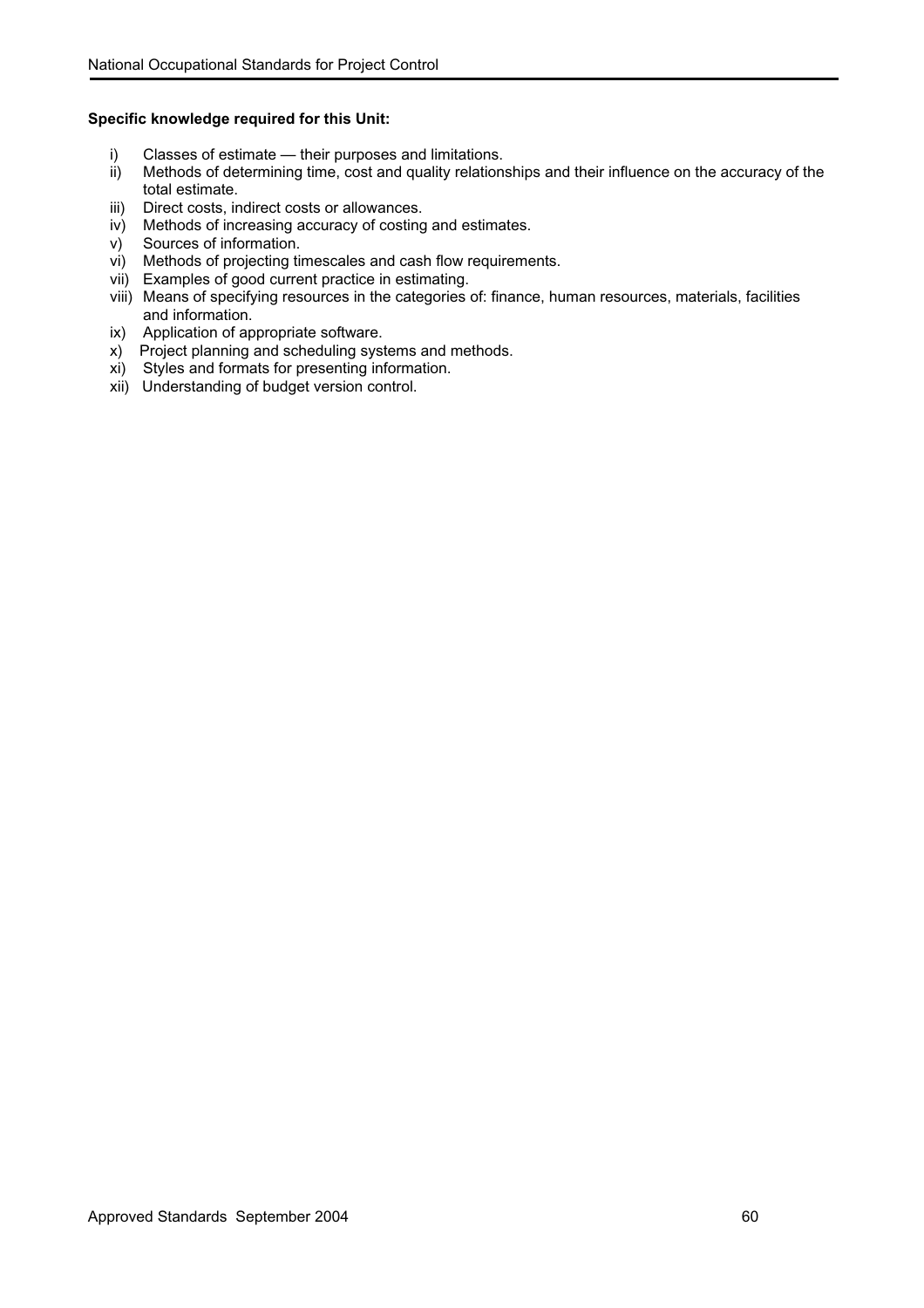**Specific knowledge required for this Unit:**

i) Classes of estimate — their purposes and limitations.
ii) Methods of determining time, cost and quality relationships and their influence on the accuracy of the total estimate.
iii) Direct costs, indirect costs or allowances.
iv) Methods of increasing accuracy of costing and estimates.
v) Sources of information.
vi) Methods of projecting timescales and cash flow requirements.
vii) Examples of good current practice in estimating.
viii) Means of specifying resources in the categories of: finance, human resources, materials, facilities and information.
ix) Application of appropriate software.
x) Project planning and scheduling systems and methods.
xi) Styles and formats for presenting information.
xii) Understanding of budget version control.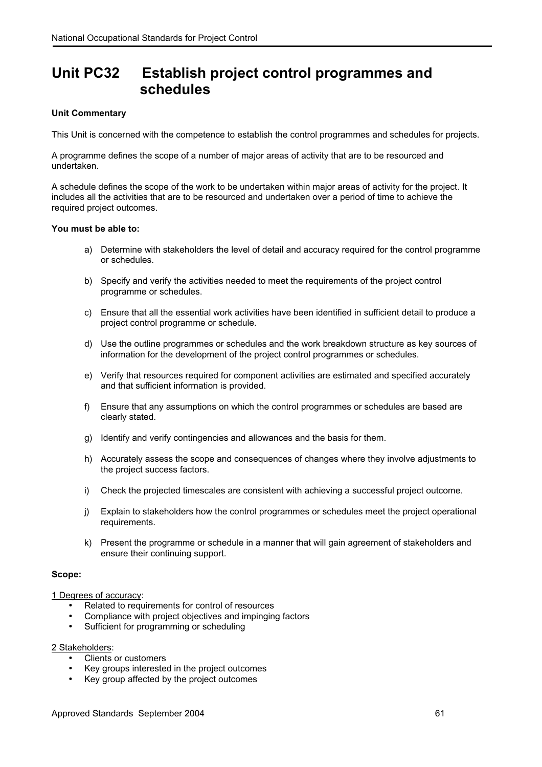# Unit PC32 Establish project control programmes and schedules

**Unit Commentary**

This Unit is concerned with the competence to establish the control programmes and schedules for projects.

A programme defines the scope of a number of major areas of activity that are to be resourced and undertaken.

A schedule defines the scope of the work to be undertaken within major areas of activity for the project. It includes all the activities that are to be resourced and undertaken over a period of time to achieve the required project outcomes.

**You must be able to:**

a) Determine with stakeholders the level of detail and accuracy required for the control programme or schedules.

b) Specify and verify the activities needed to meet the requirements of the project control programme or schedules.

c) Ensure that all the essential work activities have been identified in sufficient detail to produce a project control programme or schedule.

d) Use the outline programmes or schedules and the work breakdown structure as key sources of information for the development of the project control programmes or schedules.

e) Verify that resources required for component activities are estimated and specified accurately and that sufficient information is provided.

f) Ensure that any assumptions on which the control programmes or schedules are based are clearly stated.

g) Identify and verify contingencies and allowances and the basis for them.

h) Accurately assess the scope and consequences of changes where they involve adjustments to the project success factors.

i) Check the projected timescales are consistent with achieving a successful project outcome.

j) Explain to stakeholders how the control programmes or schedules meet the project operational requirements.

k) Present the programme or schedule in a manner that will gain agreement of stakeholders and ensure their continuing support.

**Scope:**

1 Degrees of accuracy:

- Related to requirements for control of resources
- Compliance with project objectives and impinging factors
- Sufficient for programming or scheduling

2 Stakeholders:

- Clients or customers
- Key groups interested in the project outcomes
- Key group affected by the project outcomes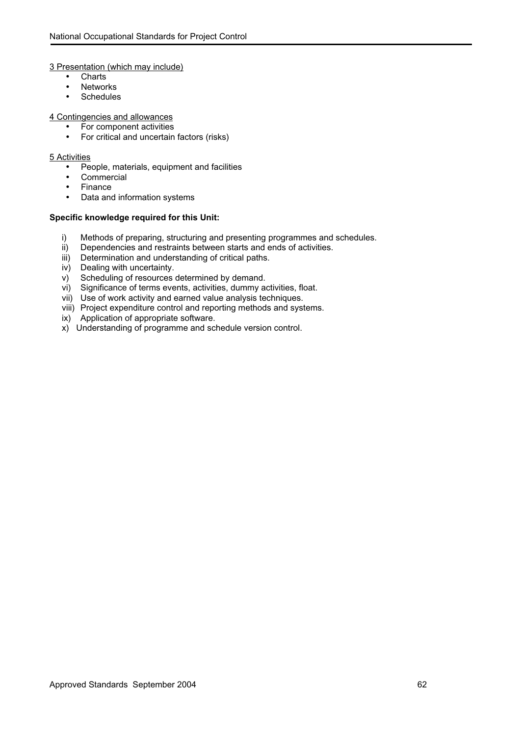3 Presentation (which may include)

- Charts
- Networks
- Schedules

4 Contingencies and allowances

- For component activities
- For critical and uncertain factors (risks)

5 Activities

- People, materials, equipment and facilities
- Commercial
- Finance
- Data and information systems

**Specific knowledge required for this Unit:**

i) Methods of preparing, structuring and presenting programmes and schedules.
ii) Dependencies and restraints between starts and ends of activities.
iii) Determination and understanding of critical paths.
iv) Dealing with uncertainty.
v) Scheduling of resources determined by demand.
vi) Significance of terms events, activities, dummy activities, float.
vii) Use of work activity and earned value analysis techniques.
viii) Project expenditure control and reporting methods and systems.
ix) Application of appropriate software.
x) Understanding of programme and schedule version control.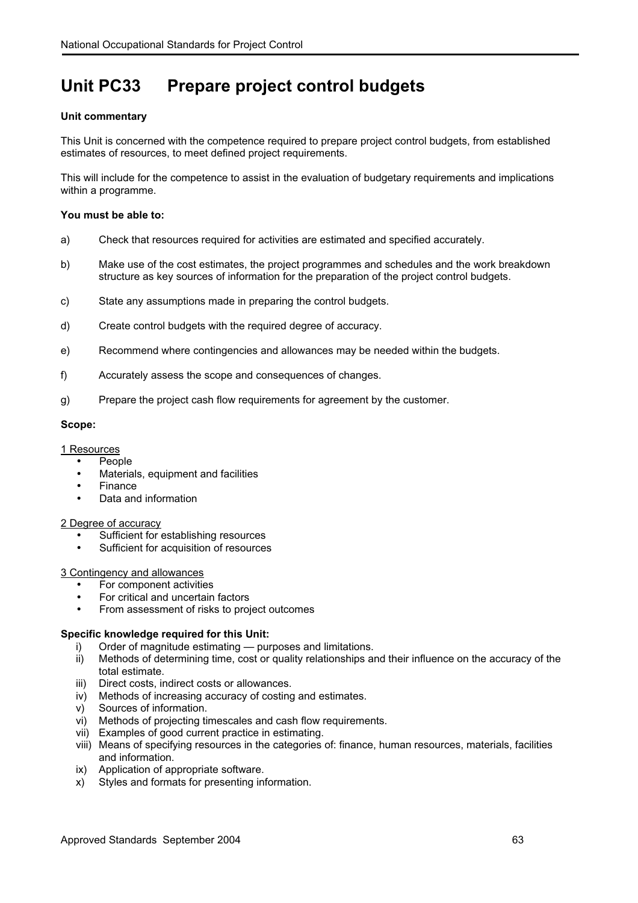# Unit PC33 Prepare project control budgets

**Unit commentary**

This Unit is concerned with the competence required to prepare project control budgets, from established estimates of resources, to meet defined project requirements.

This will include for the competence to assist in the evaluation of budgetary requirements and implications within a programme.

**You must be able to:**

a) Check that resources required for activities are estimated and specified accurately.

b) Make use of the cost estimates, the project programmes and schedules and the work breakdown structure as key sources of information for the preparation of the project control budgets.

c) State any assumptions made in preparing the control budgets.

d) Create control budgets with the required degree of accuracy.

e) Recommend where contingencies and allowances may be needed within the budgets.

f) Accurately assess the scope and consequences of changes.

g) Prepare the project cash flow requirements for agreement by the customer.

**Scope:**

1 Resources

- People
- Materials, equipment and facilities
- Finance
- Data and information

2 Degree of accuracy

- Sufficient for establishing resources
- Sufficient for acquisition of resources

3 Contingency and allowances

- For component activities
- For critical and uncertain factors
- From assessment of risks to project outcomes

**Specific knowledge required for this Unit:**

i) Order of magnitude estimating — purposes and limitations.
ii) Methods of determining time, cost or quality relationships and their influence on the accuracy of the total estimate.
iii) Direct costs, indirect costs or allowances.
iv) Methods of increasing accuracy of costing and estimates.
v) Sources of information.
vi) Methods of projecting timescales and cash flow requirements.
vii) Examples of good current practice in estimating.
viii) Means of specifying resources in the categories of: finance, human resources, materials, facilities and information.
ix) Application of appropriate software.
x) Styles and formats for presenting information.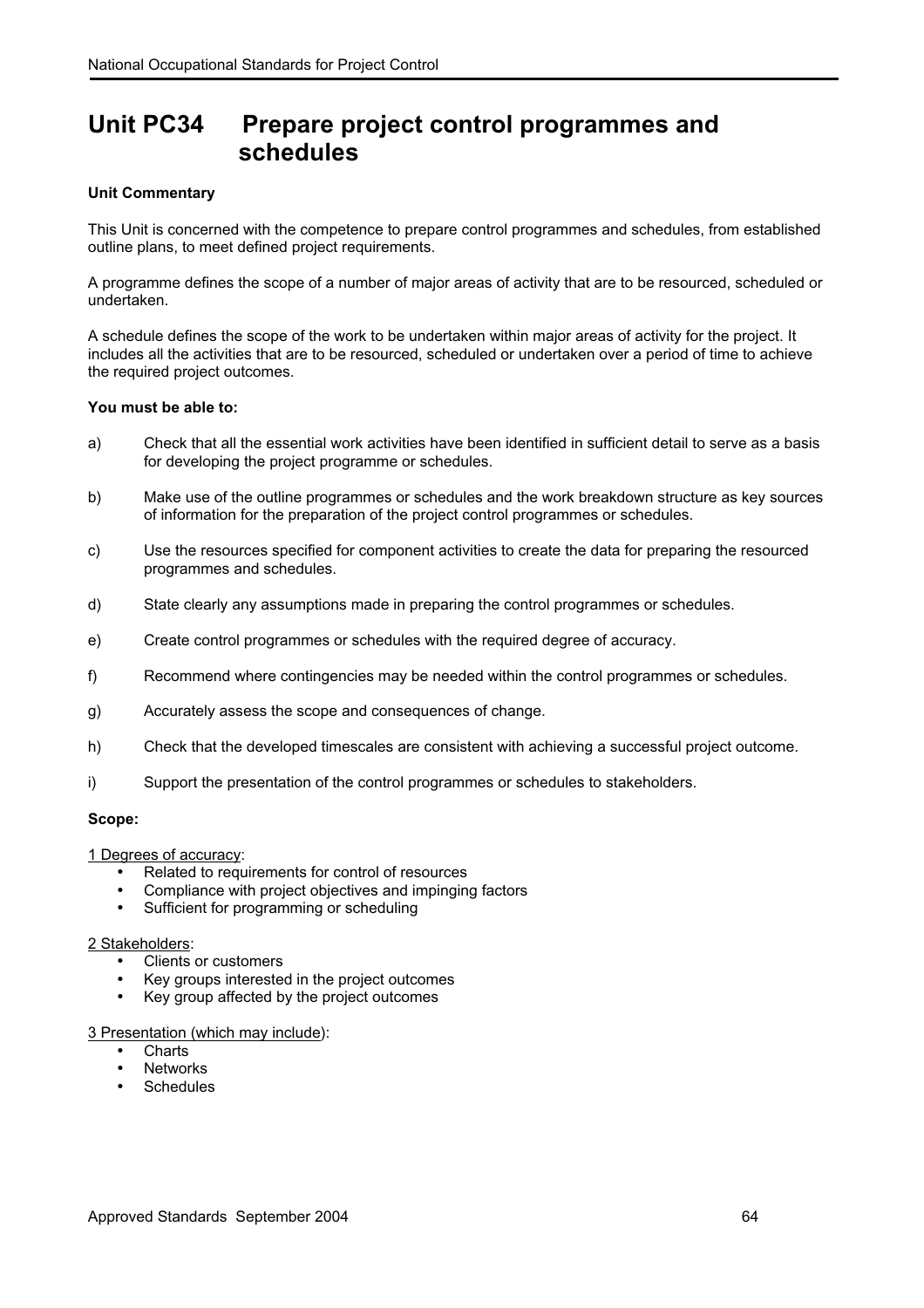# Unit PC34 Prepare project control programmes and schedules

**Unit Commentary**

This Unit is concerned with the competence to prepare control programmes and schedules, from established outline plans, to meet defined project requirements.

A programme defines the scope of a number of major areas of activity that are to be resourced, scheduled or undertaken.

A schedule defines the scope of the work to be undertaken within major areas of activity for the project. It includes all the activities that are to be resourced, scheduled or undertaken over a period of time to achieve the required project outcomes.

**You must be able to:**

a) Check that all the essential work activities have been identified in sufficient detail to serve as a basis for developing the project programme or schedules.

b) Make use of the outline programmes or schedules and the work breakdown structure as key sources of information for the preparation of the project control programmes or schedules.

c) Use the resources specified for component activities to create the data for preparing the resourced programmes and schedules.

d) State clearly any assumptions made in preparing the control programmes or schedules.

e) Create control programmes or schedules with the required degree of accuracy.

f) Recommend where contingencies may be needed within the control programmes or schedules.

g) Accurately assess the scope and consequences of change.

h) Check that the developed timescales are consistent with achieving a successful project outcome.

i) Support the presentation of the control programmes or schedules to stakeholders.

**Scope:**

<u>1 Degrees of accuracy</u>:

- Related to requirements for control of resources
- Compliance with project objectives and impinging factors
- Sufficient for programming or scheduling

<u>2 Stakeholders</u>:

- Clients or customers
- Key groups interested in the project outcomes
- Key group affected by the project outcomes

<u>3 Presentation (which may include)</u>:

- Charts
- Networks
- Schedules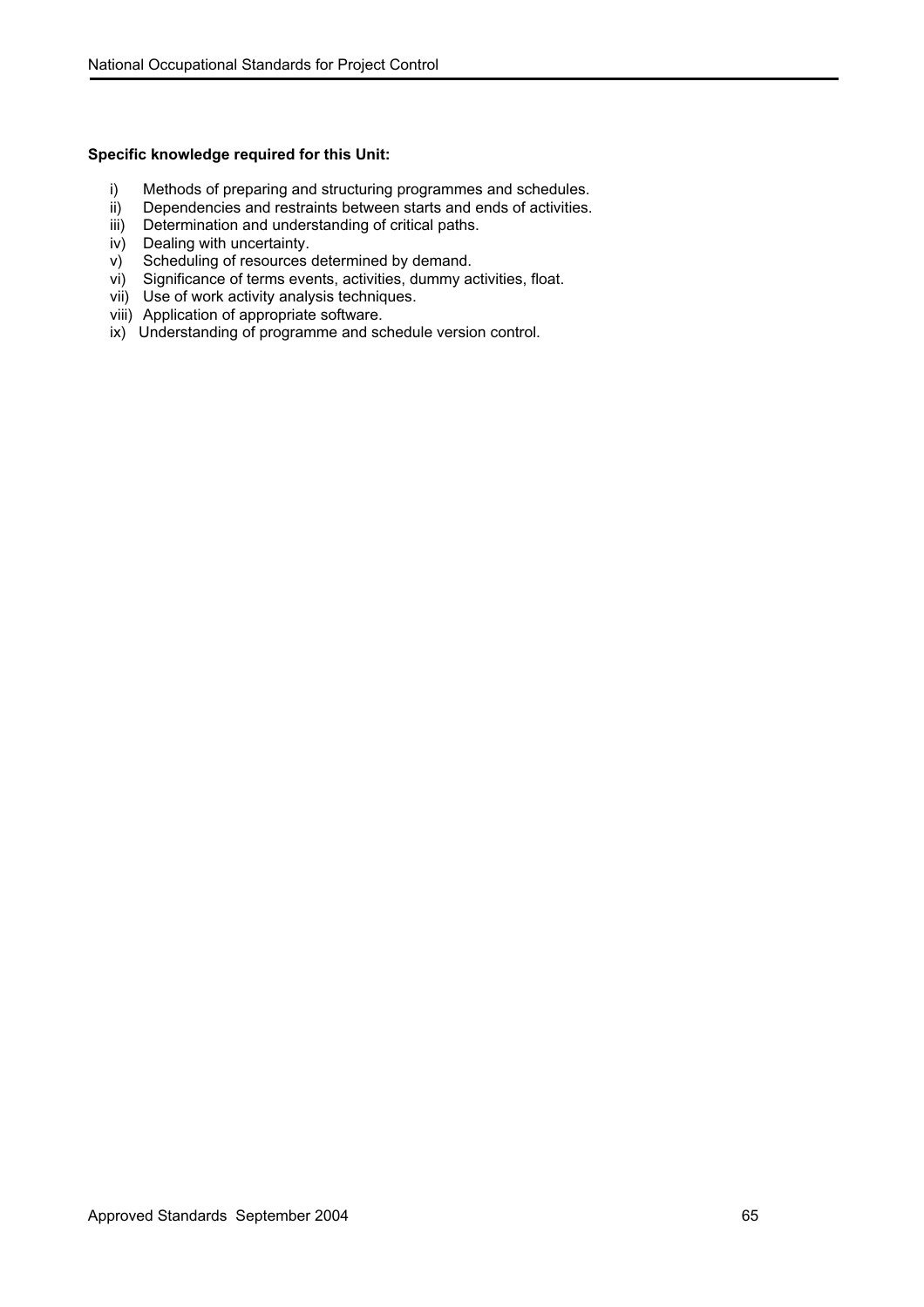**Specific knowledge required for this Unit:**

i) Methods of preparing and structuring programmes and schedules.
ii) Dependencies and restraints between starts and ends of activities.
iii) Determination and understanding of critical paths.
iv) Dealing with uncertainty.
v) Scheduling of resources determined by demand.
vi) Significance of terms events, activities, dummy activities, float.
vii) Use of work activity analysis techniques.
viii) Application of appropriate software.
ix) Understanding of programme and schedule version control.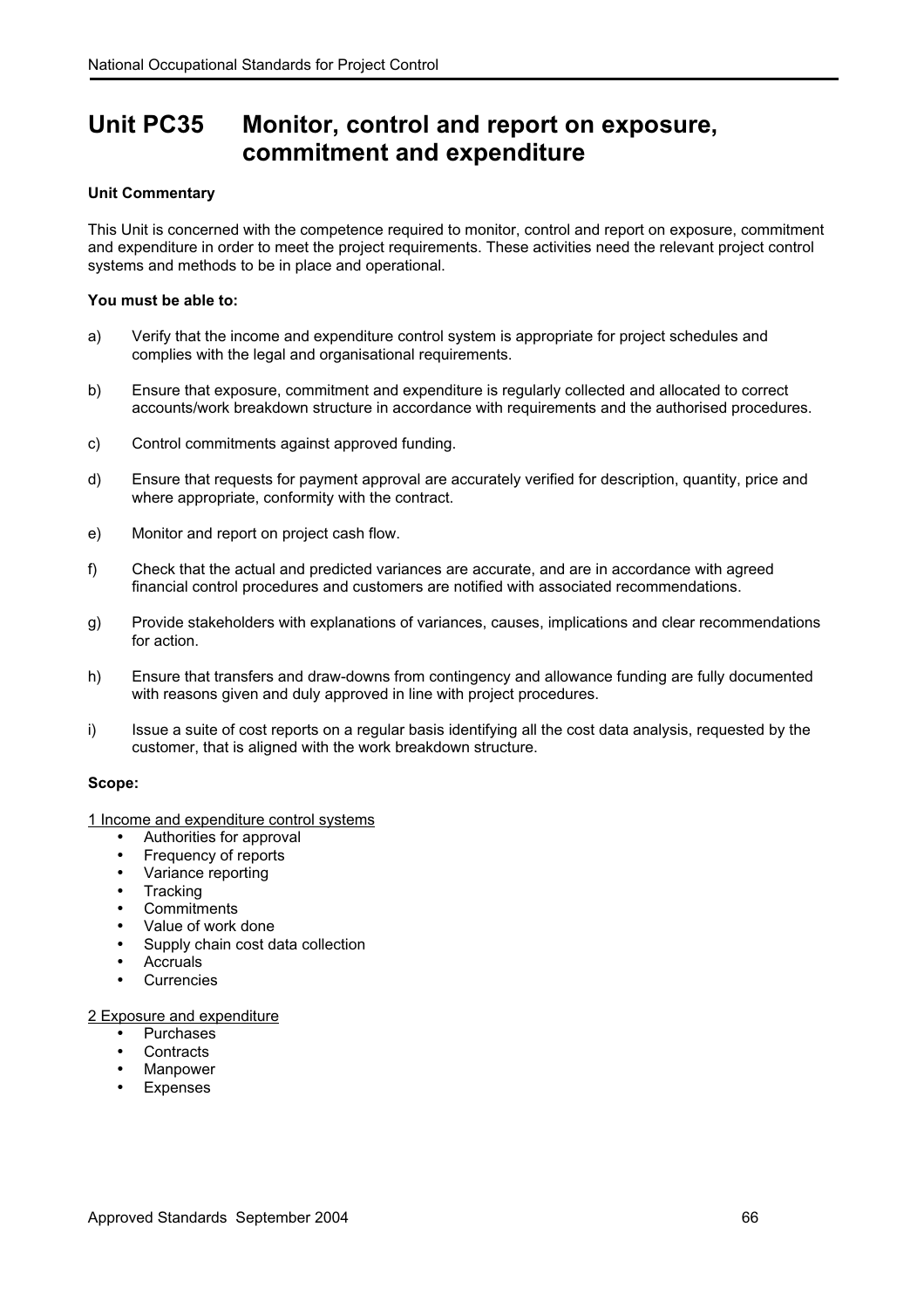# Unit PC35 Monitor, control and report on exposure, commitment and expenditure

**Unit Commentary**

This Unit is concerned with the competence required to monitor, control and report on exposure, commitment and expenditure in order to meet the project requirements. These activities need the relevant project control systems and methods to be in place and operational.

**You must be able to:**

a) Verify that the income and expenditure control system is appropriate for project schedules and complies with the legal and organisational requirements.

b) Ensure that exposure, commitment and expenditure is regularly collected and allocated to correct accounts/work breakdown structure in accordance with requirements and the authorised procedures.

c) Control commitments against approved funding.

d) Ensure that requests for payment approval are accurately verified for description, quantity, price and where appropriate, conformity with the contract.

e) Monitor and report on project cash flow.

f) Check that the actual and predicted variances are accurate, and are in accordance with agreed financial control procedures and customers are notified with associated recommendations.

g) Provide stakeholders with explanations of variances, causes, implications and clear recommendations for action.

h) Ensure that transfers and draw-downs from contingency and allowance funding are fully documented with reasons given and duly approved in line with project procedures.

i) Issue a suite of cost reports on a regular basis identifying all the cost data analysis, requested by the customer, that is aligned with the work breakdown structure.

**Scope:**

1 Income and expenditure control systems

- Authorities for approval
- Frequency of reports
- Variance reporting
- Tracking
- Commitments
- Value of work done
- Supply chain cost data collection
- Accruals
- Currencies

2 Exposure and expenditure

- Purchases
- Contracts
- Manpower
- Expenses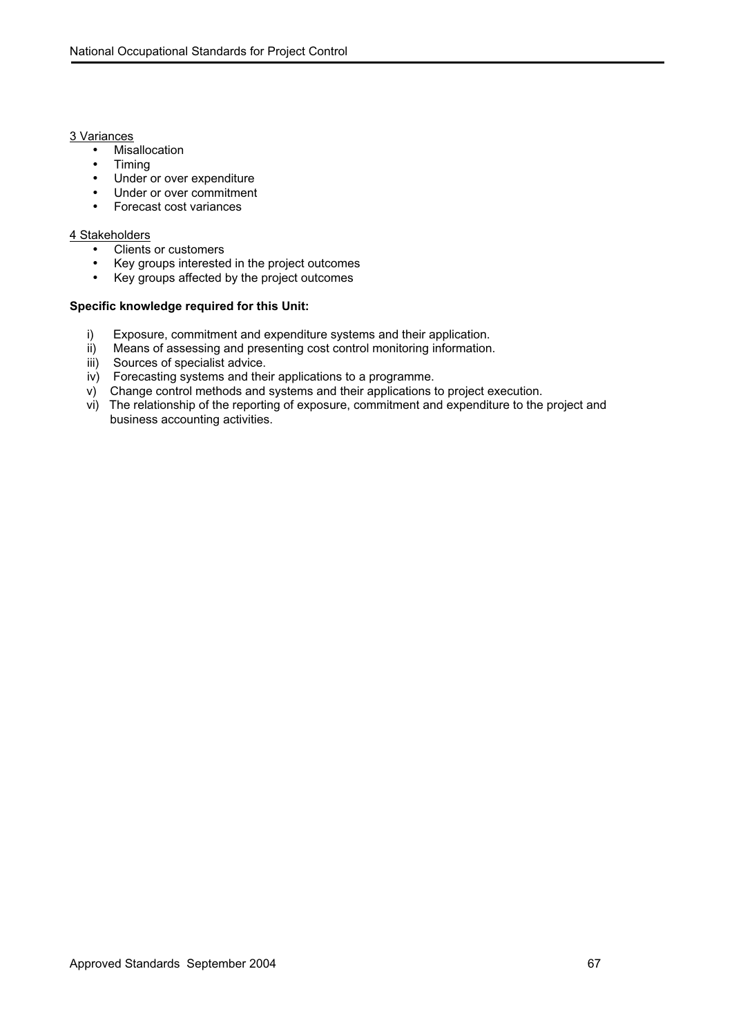3 Variances

- Misallocation
- Timing
- Under or over expenditure
- Under or over commitment
- Forecast cost variances

4 Stakeholders

- Clients or customers
- Key groups interested in the project outcomes
- Key groups affected by the project outcomes

**Specific knowledge required for this Unit:**

i) Exposure, commitment and expenditure systems and their application.
ii) Means of assessing and presenting cost control monitoring information.
iii) Sources of specialist advice.
iv) Forecasting systems and their applications to a programme.
v) Change control methods and systems and their applications to project execution.
vi) The relationship of the reporting of exposure, commitment and expenditure to the project and business accounting activities.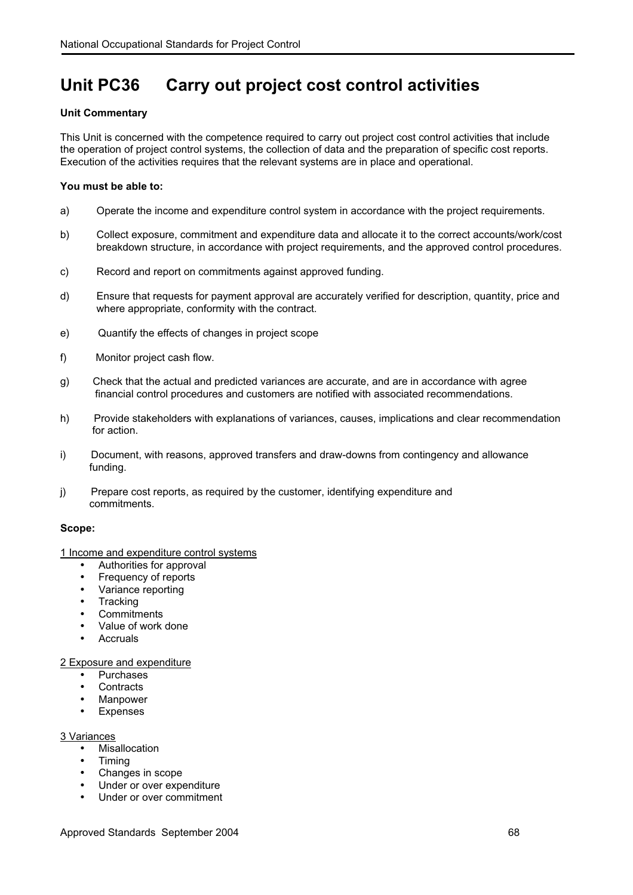# Unit PC36 Carry out project cost control activities

**Unit Commentary**

This Unit is concerned with the competence required to carry out project cost control activities that include the operation of project control systems, the collection of data and the preparation of specific cost reports. Execution of the activities requires that the relevant systems are in place and operational.

**You must be able to:**

a) Operate the income and expenditure control system in accordance with the project requirements.

b) Collect exposure, commitment and expenditure data and allocate it to the correct accounts/work/cost breakdown structure, in accordance with project requirements, and the approved control procedures.

c) Record and report on commitments against approved funding.

d) Ensure that requests for payment approval are accurately verified for description, quantity, price and where appropriate, conformity with the contract.

e) Quantify the effects of changes in project scope

f) Monitor project cash flow.

g) Check that the actual and predicted variances are accurate, and are in accordance with agree financial control procedures and customers are notified with associated recommendations.

h) Provide stakeholders with explanations of variances, causes, implications and clear recommendation for action.

i) Document, with reasons, approved transfers and draw-downs from contingency and allowance funding.

j) Prepare cost reports, as required by the customer, identifying expenditure and commitments.

**Scope:**

1 Income and expenditure control systems

- Authorities for approval
- Frequency of reports
- Variance reporting
- Tracking
- Commitments
- Value of work done
- Accruals

2 Exposure and expenditure

- Purchases
- Contracts
- Manpower
- Expenses

3 Variances

- Misallocation
- Timing
- Changes in scope
- Under or over expenditure
- Under or over commitment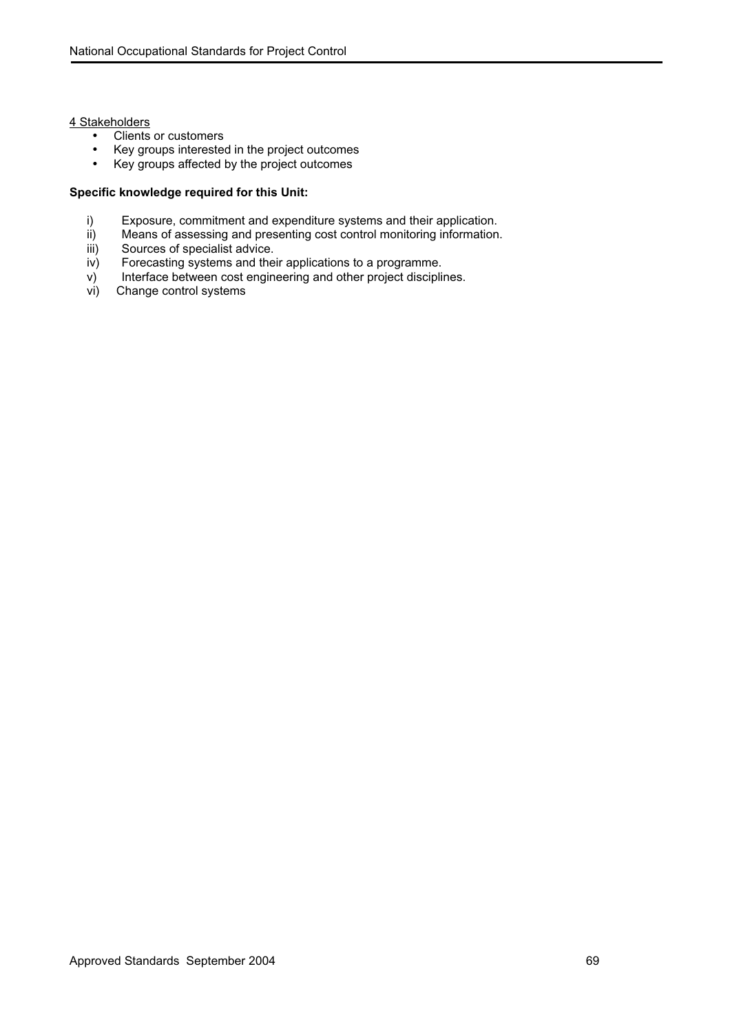4 Stakeholders

- Clients or customers
- Key groups interested in the project outcomes
- Key groups affected by the project outcomes

**Specific knowledge required for this Unit:**

i) Exposure, commitment and expenditure systems and their application.
ii) Means of assessing and presenting cost control monitoring information.
iii) Sources of specialist advice.
iv) Forecasting systems and their applications to a programme.
v) Interface between cost engineering and other project disciplines.
vi) Change control systems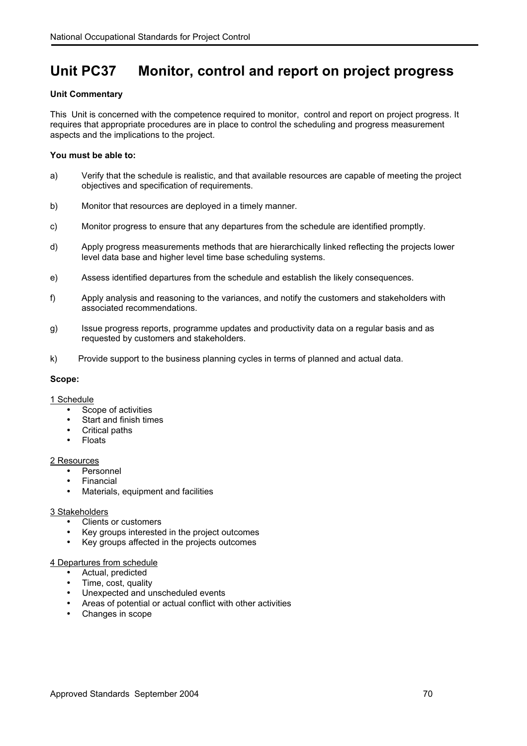# Unit PC37 Monitor, control and report on project progress

**Unit Commentary**

This Unit is concerned with the competence required to monitor, control and report on project progress. It requires that appropriate procedures are in place to control the scheduling and progress measurement aspects and the implications to the project.

**You must be able to:**

a) Verify that the schedule is realistic, and that available resources are capable of meeting the project objectives and specification of requirements.

b) Monitor that resources are deployed in a timely manner.

c) Monitor progress to ensure that any departures from the schedule are identified promptly.

d) Apply progress measurements methods that are hierarchically linked reflecting the projects lower level data base and higher level time base scheduling systems.

e) Assess identified departures from the schedule and establish the likely consequences.

f) Apply analysis and reasoning to the variances, and notify the customers and stakeholders with associated recommendations.

g) Issue progress reports, programme updates and productivity data on a regular basis and as requested by customers and stakeholders.

k) Provide support to the business planning cycles in terms of planned and actual data.

**Scope:**

1 Schedule
- Scope of activities
- Start and finish times
- Critical paths
- Floats

2 Resources
- Personnel
- Financial
- Materials, equipment and facilities

3 Stakeholders
- Clients or customers
- Key groups interested in the project outcomes
- Key groups affected in the projects outcomes

4 Departures from schedule
- Actual, predicted
- Time, cost, quality
- Unexpected and unscheduled events
- Areas of potential or actual conflict with other activities
- Changes in scope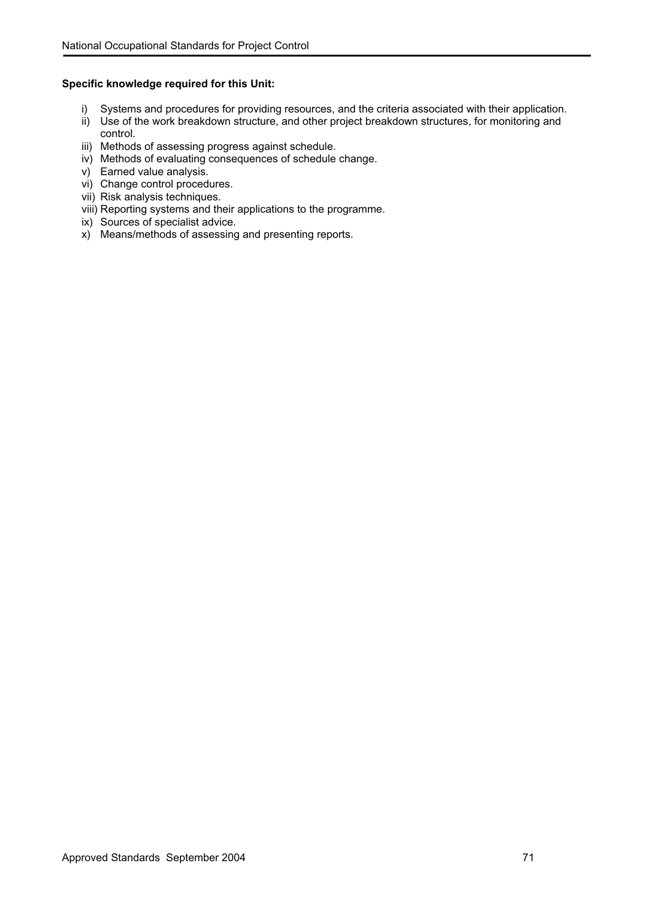**Specific knowledge required for this Unit:**

i) Systems and procedures for providing resources, and the criteria associated with their application.
ii) Use of the work breakdown structure, and other project breakdown structures, for monitoring and control.
iii) Methods of assessing progress against schedule.
iv) Methods of evaluating consequences of schedule change.
v) Earned value analysis.
vi) Change control procedures.
vii) Risk analysis techniques.
viii) Reporting systems and their applications to the programme.
ix) Sources of specialist advice.
x) Means/methods of assessing and presenting reports.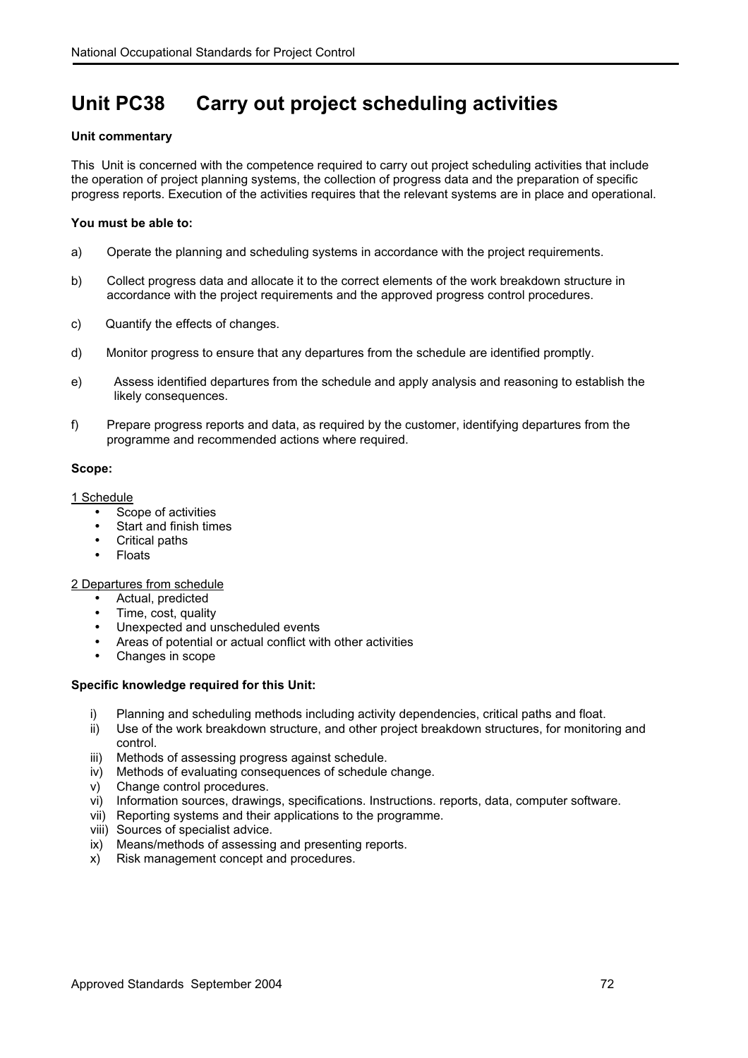# Unit PC38 Carry out project scheduling activities

**Unit commentary**

This Unit is concerned with the competence required to carry out project scheduling activities that include the operation of project planning systems, the collection of progress data and the preparation of specific progress reports. Execution of the activities requires that the relevant systems are in place and operational.

**You must be able to:**

a) Operate the planning and scheduling systems in accordance with the project requirements.

b) Collect progress data and allocate it to the correct elements of the work breakdown structure in accordance with the project requirements and the approved progress control procedures.

c) Quantify the effects of changes.

d) Monitor progress to ensure that any departures from the schedule are identified promptly.

e) Assess identified departures from the schedule and apply analysis and reasoning to establish the likely consequences.

f) Prepare progress reports and data, as required by the customer, identifying departures from the programme and recommended actions where required.

**Scope:**

1 Schedule

- Scope of activities
- Start and finish times
- Critical paths
- Floats

2 Departures from schedule

- Actual, predicted
- Time, cost, quality
- Unexpected and unscheduled events
- Areas of potential or actual conflict with other activities
- Changes in scope

**Specific knowledge required for this Unit:**

i) Planning and scheduling methods including activity dependencies, critical paths and float.
ii) Use of the work breakdown structure, and other project breakdown structures, for monitoring and control.
iii) Methods of assessing progress against schedule.
iv) Methods of evaluating consequences of schedule change.
v) Change control procedures.
vi) Information sources, drawings, specifications. Instructions. reports, data, computer software.
vii) Reporting systems and their applications to the programme.
viii) Sources of specialist advice.
ix) Means/methods of assessing and presenting reports.
x) Risk management concept and procedures.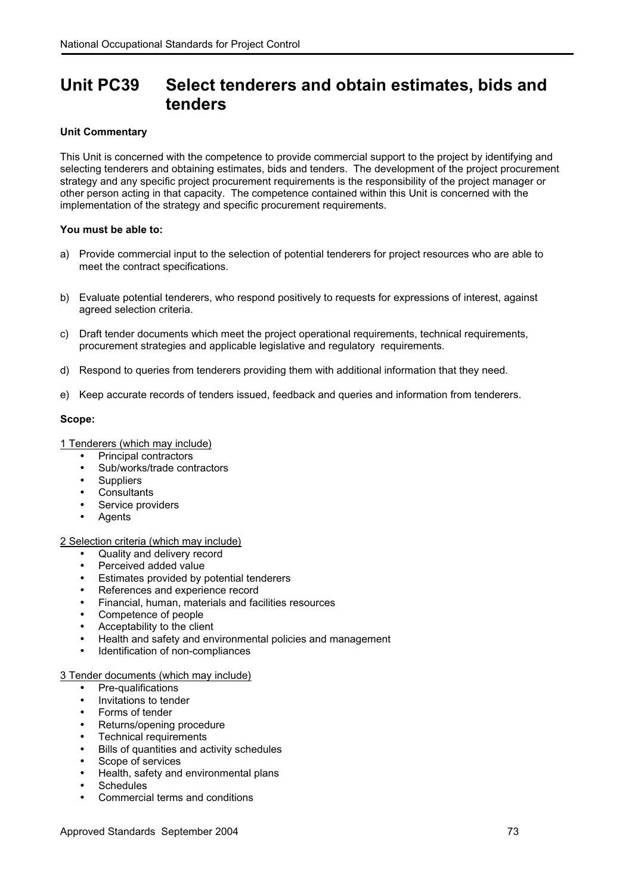# Unit PC39 Select tenderers and obtain estimates, bids and tenders

**Unit Commentary**

This Unit is concerned with the competence to provide commercial support to the project by identifying and selecting tenderers and obtaining estimates, bids and tenders. The development of the project procurement strategy and any specific project procurement requirements is the responsibility of the project manager or other person acting in that capacity. The competence contained within this Unit is concerned with the implementation of the strategy and specific procurement requirements.

**You must be able to:**

a) Provide commercial input to the selection of potential tenderers for project resources who are able to meet the contract specifications.

b) Evaluate potential tenderers, who respond positively to requests for expressions of interest, against agreed selection criteria.

c) Draft tender documents which meet the project operational requirements, technical requirements, procurement strategies and applicable legislative and regulatory requirements.

d) Respond to queries from tenderers providing them with additional information that they need.

e) Keep accurate records of tenders issued, feedback and queries and information from tenderers.

**Scope:**

<u>1 Tenderers (which may include)</u>

- Principal contractors
- Sub/works/trade contractors
- Suppliers
- Consultants
- Service providers
- Agents

<u>2 Selection criteria (which may include)</u>

- Quality and delivery record
- Perceived added value
- Estimates provided by potential tenderers
- References and experience record
- Financial, human, materials and facilities resources
- Competence of people
- Acceptability to the client
- Health and safety and environmental policies and management
- Identification of non-compliances

<u>3 Tender documents (which may include)</u>

- Pre-qualifications
- Invitations to tender
- Forms of tender
- Returns/opening procedure
- Technical requirements
- Bills of quantities and activity schedules
- Scope of services
- Health, safety and environmental plans
- Schedules
- Commercial terms and conditions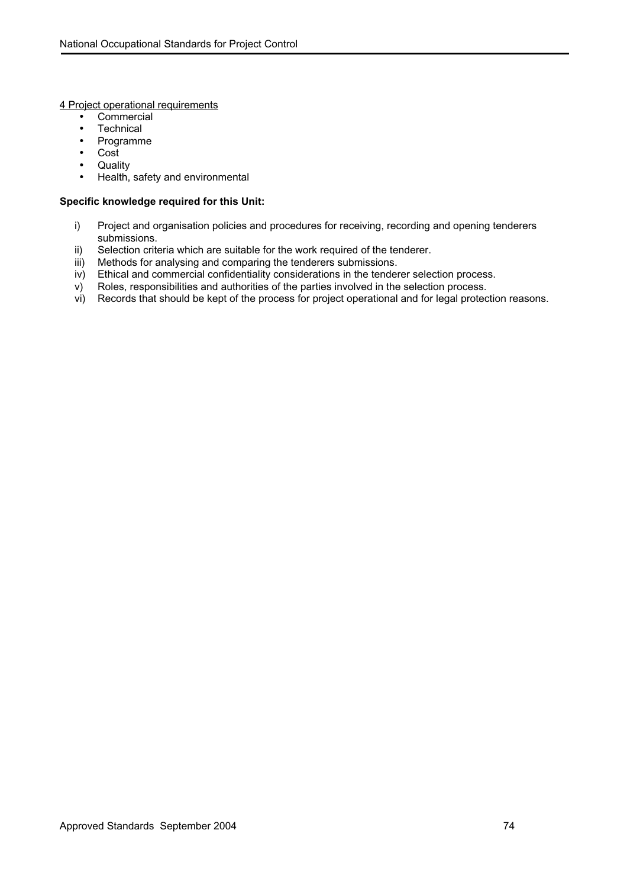<u>4 Project operational requirements</u>

- Commercial
- Technical
- Programme
- Cost
- Quality
- Health, safety and environmental

**Specific knowledge required for this Unit:**

i) Project and organisation policies and procedures for receiving, recording and opening tenderers submissions.
ii) Selection criteria which are suitable for the work required of the tenderer.
iii) Methods for analysing and comparing the tenderers submissions.
iv) Ethical and commercial confidentiality considerations in the tenderer selection process.
v) Roles, responsibilities and authorities of the parties involved in the selection process.
vi) Records that should be kept of the process for project operational and for legal protection reasons.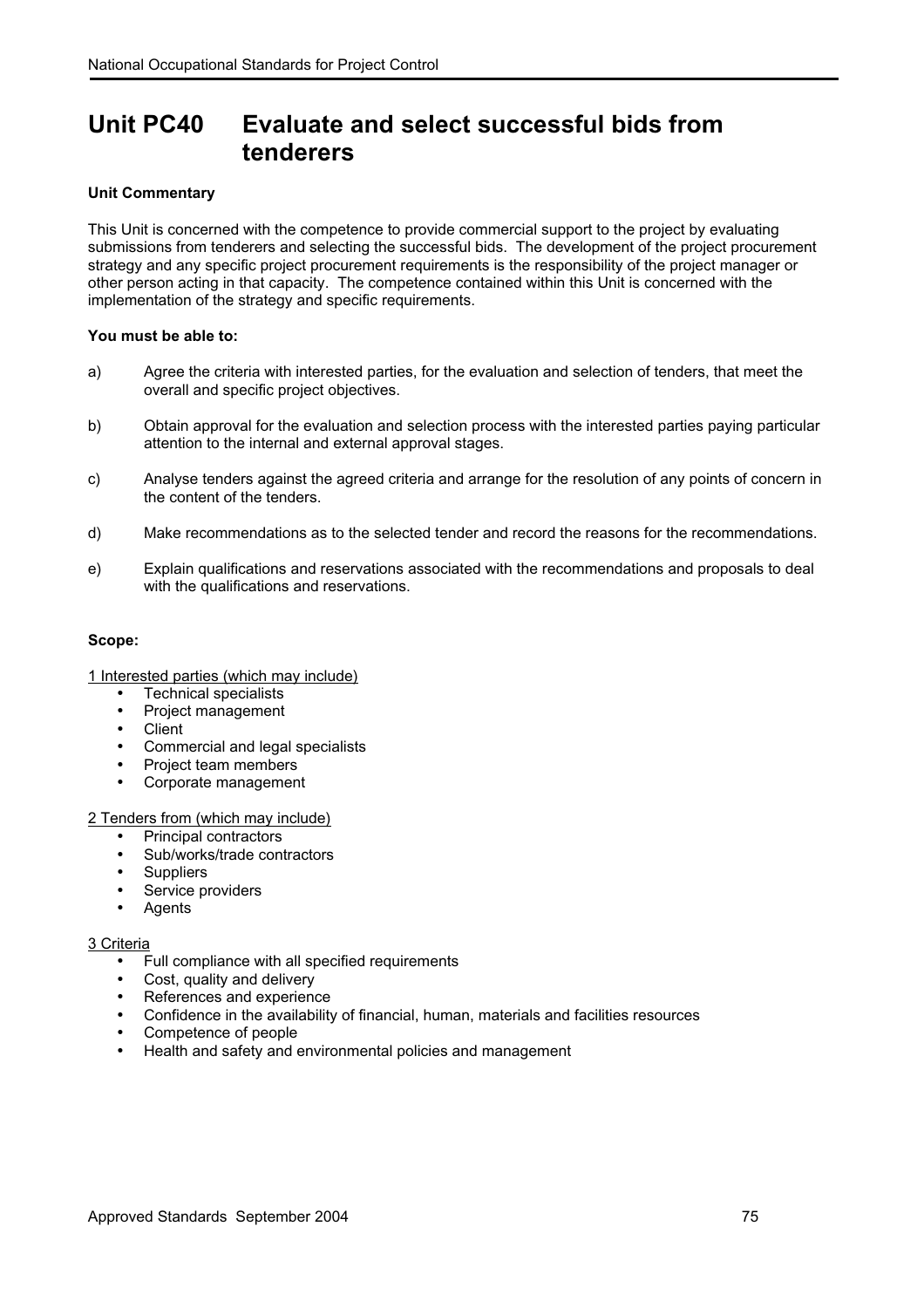# Unit PC40 Evaluate and select successful bids from tenderers

**Unit Commentary**

This Unit is concerned with the competence to provide commercial support to the project by evaluating submissions from tenderers and selecting the successful bids. The development of the project procurement strategy and any specific project procurement requirements is the responsibility of the project manager or other person acting in that capacity. The competence contained within this Unit is concerned with the implementation of the strategy and specific requirements.

**You must be able to:**

a) Agree the criteria with interested parties, for the evaluation and selection of tenders, that meet the overall and specific project objectives.

b) Obtain approval for the evaluation and selection process with the interested parties paying particular attention to the internal and external approval stages.

c) Analyse tenders against the agreed criteria and arrange for the resolution of any points of concern in the content of the tenders.

d) Make recommendations as to the selected tender and record the reasons for the recommendations.

e) Explain qualifications and reservations associated with the recommendations and proposals to deal with the qualifications and reservations.

**Scope:**

<u>1 Interested parties (which may include)</u>

- Technical specialists
- Project management
- Client
- Commercial and legal specialists
- Project team members
- Corporate management

<u>2 Tenders from (which may include)</u>

- Principal contractors
- Sub/works/trade contractors
- Suppliers
- Service providers
- Agents

<u>3 Criteria</u>

- Full compliance with all specified requirements
- Cost, quality and delivery
- References and experience
- Confidence in the availability of financial, human, materials and facilities resources
- Competence of people
- Health and safety and environmental policies and management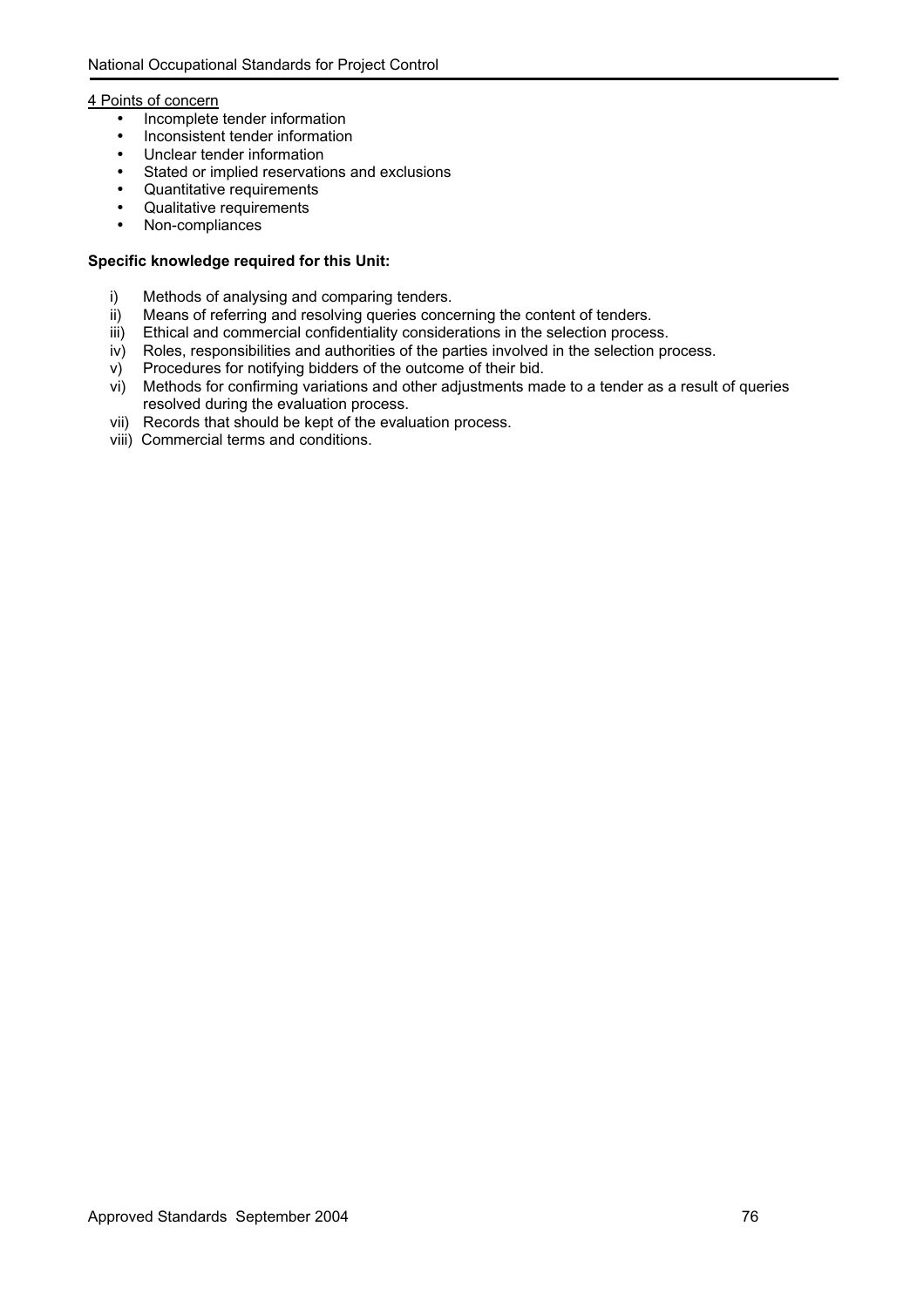4 Points of concern

- Incomplete tender information
- Inconsistent tender information
- Unclear tender information
- Stated or implied reservations and exclusions
- Quantitative requirements
- Qualitative requirements
- Non-compliances

**Specific knowledge required for this Unit:**

i) Methods of analysing and comparing tenders.
ii) Means of referring and resolving queries concerning the content of tenders.
iii) Ethical and commercial confidentiality considerations in the selection process.
iv) Roles, responsibilities and authorities of the parties involved in the selection process.
v) Procedures for notifying bidders of the outcome of their bid.
vi) Methods for confirming variations and other adjustments made to a tender as a result of queries resolved during the evaluation process.
vii) Records that should be kept of the evaluation process.
viii) Commercial terms and conditions.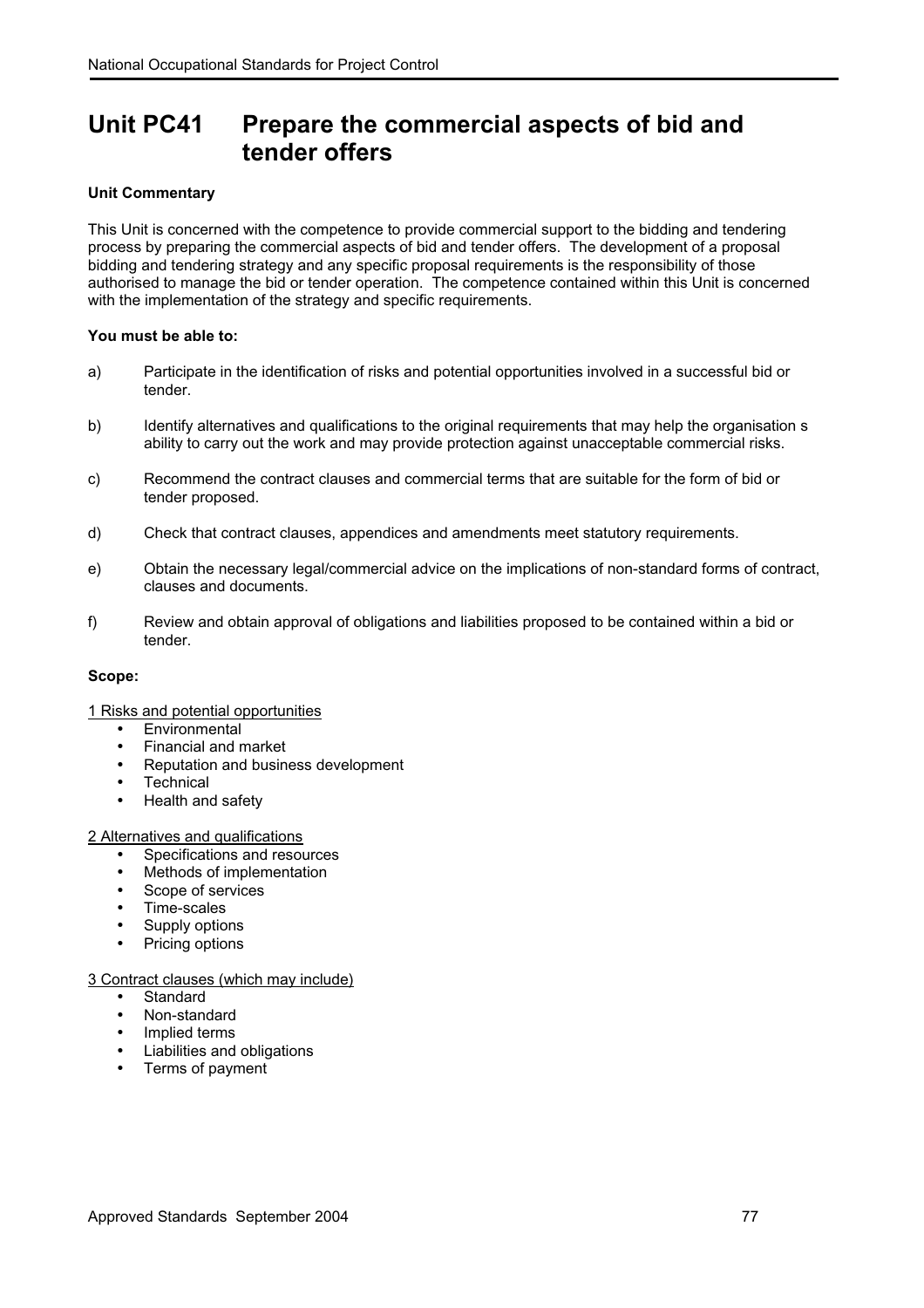# Unit PC41 Prepare the commercial aspects of bid and tender offers

**Unit Commentary**

This Unit is concerned with the competence to provide commercial support to the bidding and tendering process by preparing the commercial aspects of bid and tender offers. The development of a proposal bidding and tendering strategy and any specific proposal requirements is the responsibility of those authorised to manage the bid or tender operation. The competence contained within this Unit is concerned with the implementation of the strategy and specific requirements.

**You must be able to:**

a) Participate in the identification of risks and potential opportunities involved in a successful bid or tender.

b) Identify alternatives and qualifications to the original requirements that may help the organisation s ability to carry out the work and may provide protection against unacceptable commercial risks.

c) Recommend the contract clauses and commercial terms that are suitable for the form of bid or tender proposed.

d) Check that contract clauses, appendices and amendments meet statutory requirements.

e) Obtain the necessary legal/commercial advice on the implications of non-standard forms of contract, clauses and documents.

f) Review and obtain approval of obligations and liabilities proposed to be contained within a bid or tender.

**Scope:**

1 Risks and potential opportunities

- Environmental
- Financial and market
- Reputation and business development
- Technical
- Health and safety

2 Alternatives and qualifications

- Specifications and resources
- Methods of implementation
- Scope of services
- Time-scales
- Supply options
- Pricing options

3 Contract clauses (which may include)

- Standard
- Non-standard
- Implied terms
- Liabilities and obligations
- Terms of payment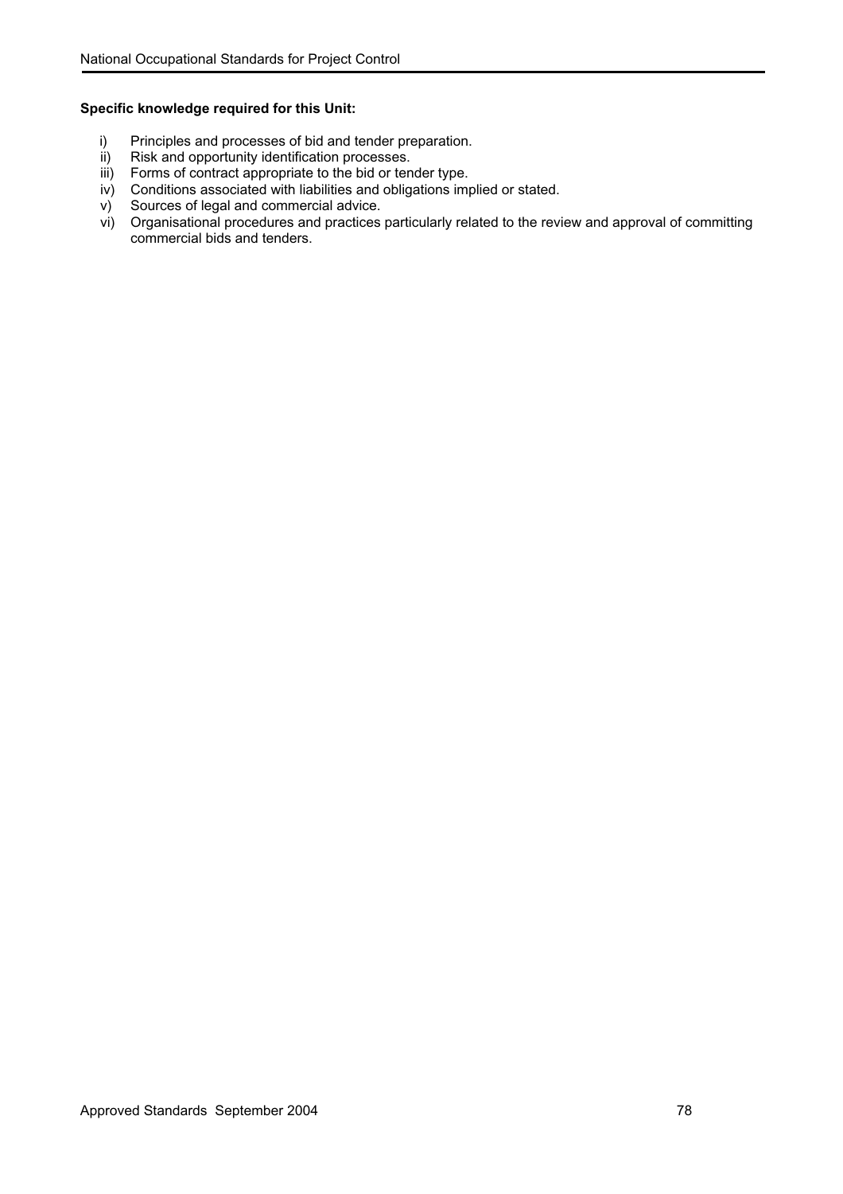**Specific knowledge required for this Unit:**

i) Principles and processes of bid and tender preparation.
ii) Risk and opportunity identification processes.
iii) Forms of contract appropriate to the bid or tender type.
iv) Conditions associated with liabilities and obligations implied or stated.
v) Sources of legal and commercial advice.
vi) Organisational procedures and practices particularly related to the review and approval of committing commercial bids and tenders.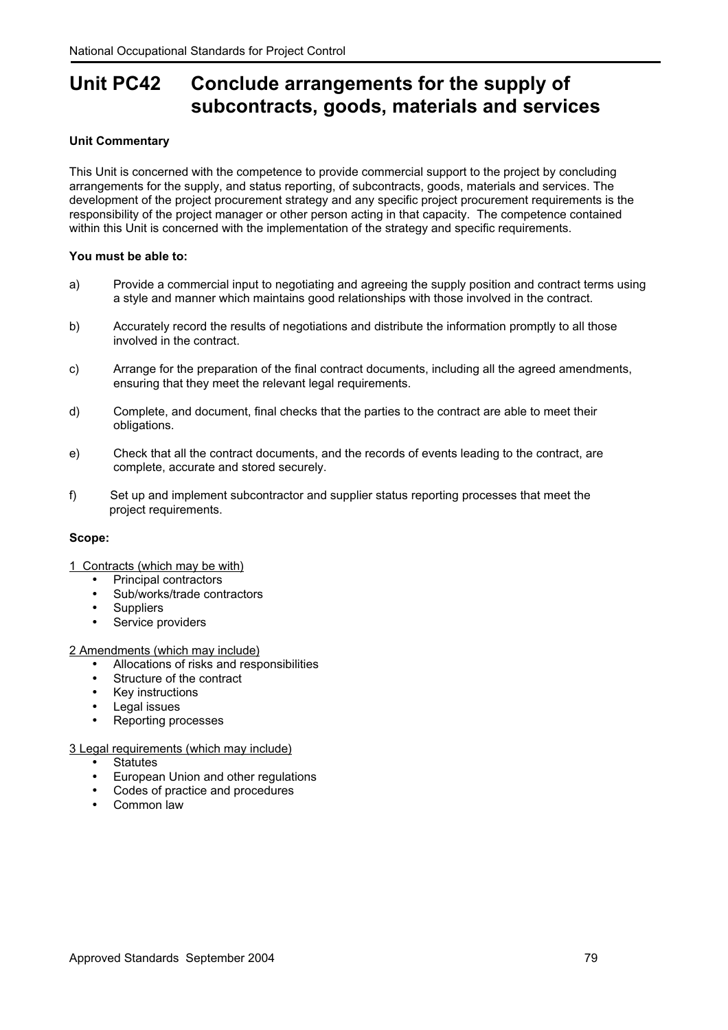# Unit PC42 Conclude arrangements for the supply of subcontracts, goods, materials and services

**Unit Commentary**

This Unit is concerned with the competence to provide commercial support to the project by concluding arrangements for the supply, and status reporting, of subcontracts, goods, materials and services. The development of the project procurement strategy and any specific project procurement requirements is the responsibility of the project manager or other person acting in that capacity. The competence contained within this Unit is concerned with the implementation of the strategy and specific requirements.

**You must be able to:**

a) Provide a commercial input to negotiating and agreeing the supply position and contract terms using a style and manner which maintains good relationships with those involved in the contract.

b) Accurately record the results of negotiations and distribute the information promptly to all those involved in the contract.

c) Arrange for the preparation of the final contract documents, including all the agreed amendments, ensuring that they meet the relevant legal requirements.

d) Complete, and document, final checks that the parties to the contract are able to meet their obligations.

e) Check that all the contract documents, and the records of events leading to the contract, are complete, accurate and stored securely.

f) Set up and implement subcontractor and supplier status reporting processes that meet the project requirements.

**Scope:**

1 Contracts (which may be with)

- Principal contractors
- Sub/works/trade contractors
- Suppliers
- Service providers

2 Amendments (which may include)

- Allocations of risks and responsibilities
- Structure of the contract
- Key instructions
- Legal issues
- Reporting processes

3 Legal requirements (which may include)

- Statutes
- European Union and other regulations
- Codes of practice and procedures
- Common law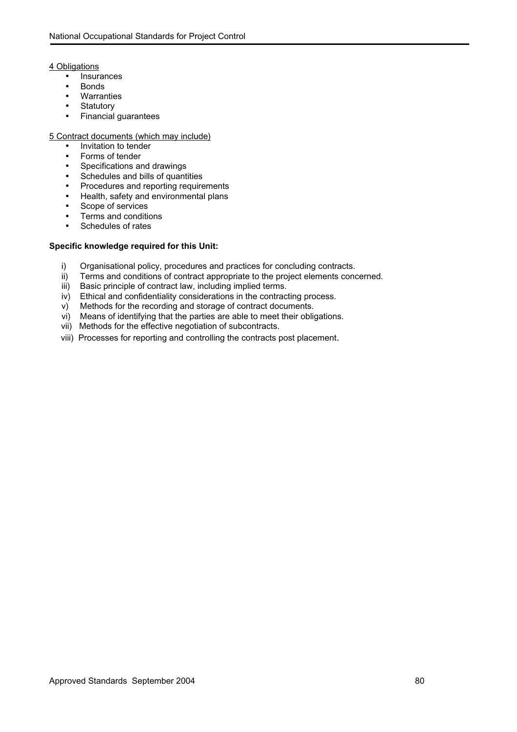4 Obligations

- Insurances
- Bonds
- Warranties
- Statutory
- Financial guarantees

5 Contract documents (which may include)

- Invitation to tender
- Forms of tender
- Specifications and drawings
- Schedules and bills of quantities
- Procedures and reporting requirements
- Health, safety and environmental plans
- Scope of services
- Terms and conditions
- Schedules of rates

**Specific knowledge required for this Unit:**

i) Organisational policy, procedures and practices for concluding contracts.
ii) Terms and conditions of contract appropriate to the project elements concerned.
iii) Basic principle of contract law, including implied terms.
iv) Ethical and confidentiality considerations in the contracting process.
v) Methods for the recording and storage of contract documents.
vi) Means of identifying that the parties are able to meet their obligations.
vii) Methods for the effective negotiation of subcontracts.
viii) Processes for reporting and controlling the contracts post placement.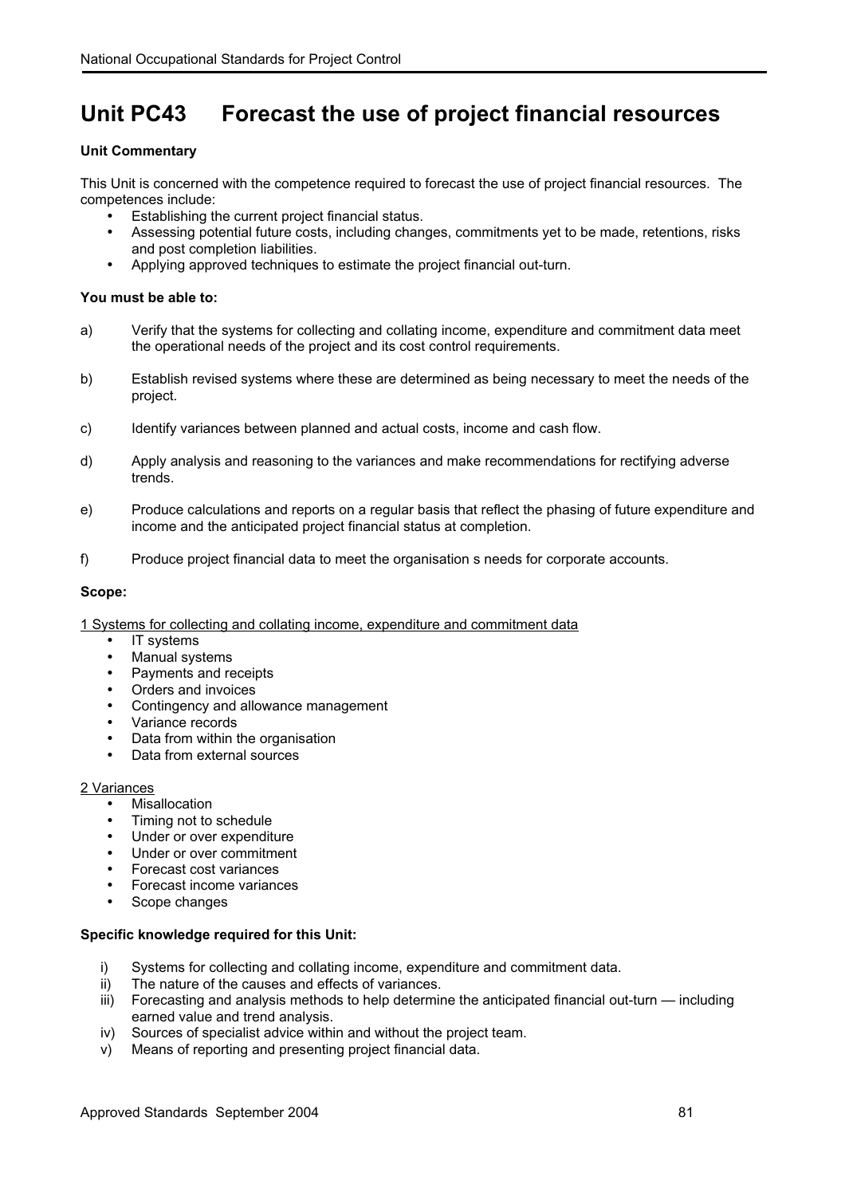# Unit PC43 Forecast the use of project financial resources

**Unit Commentary**

This Unit is concerned with the competence required to forecast the use of project financial resources. The competences include:

- Establishing the current project financial status.
- Assessing potential future costs, including changes, commitments yet to be made, retentions, risks and post completion liabilities.
- Applying approved techniques to estimate the project financial out-turn.

**You must be able to:**

a) Verify that the systems for collecting and collating income, expenditure and commitment data meet the operational needs of the project and its cost control requirements.

b) Establish revised systems where these are determined as being necessary to meet the needs of the project.

c) Identify variances between planned and actual costs, income and cash flow.

d) Apply analysis and reasoning to the variances and make recommendations for rectifying adverse trends.

e) Produce calculations and reports on a regular basis that reflect the phasing of future expenditure and income and the anticipated project financial status at completion.

f) Produce project financial data to meet the organisation s needs for corporate accounts.

**Scope:**

1 Systems for collecting and collating income, expenditure and commitment data

- IT systems
- Manual systems
- Payments and receipts
- Orders and invoices
- Contingency and allowance management
- Variance records
- Data from within the organisation
- Data from external sources

2 Variances

- Misallocation
- Timing not to schedule
- Under or over expenditure
- Under or over commitment
- Forecast cost variances
- Forecast income variances
- Scope changes

**Specific knowledge required for this Unit:**

i) Systems for collecting and collating income, expenditure and commitment data.
ii) The nature of the causes and effects of variances.
iii) Forecasting and analysis methods to help determine the anticipated financial out-turn — including earned value and trend analysis.
iv) Sources of specialist advice within and without the project team.
v) Means of reporting and presenting project financial data.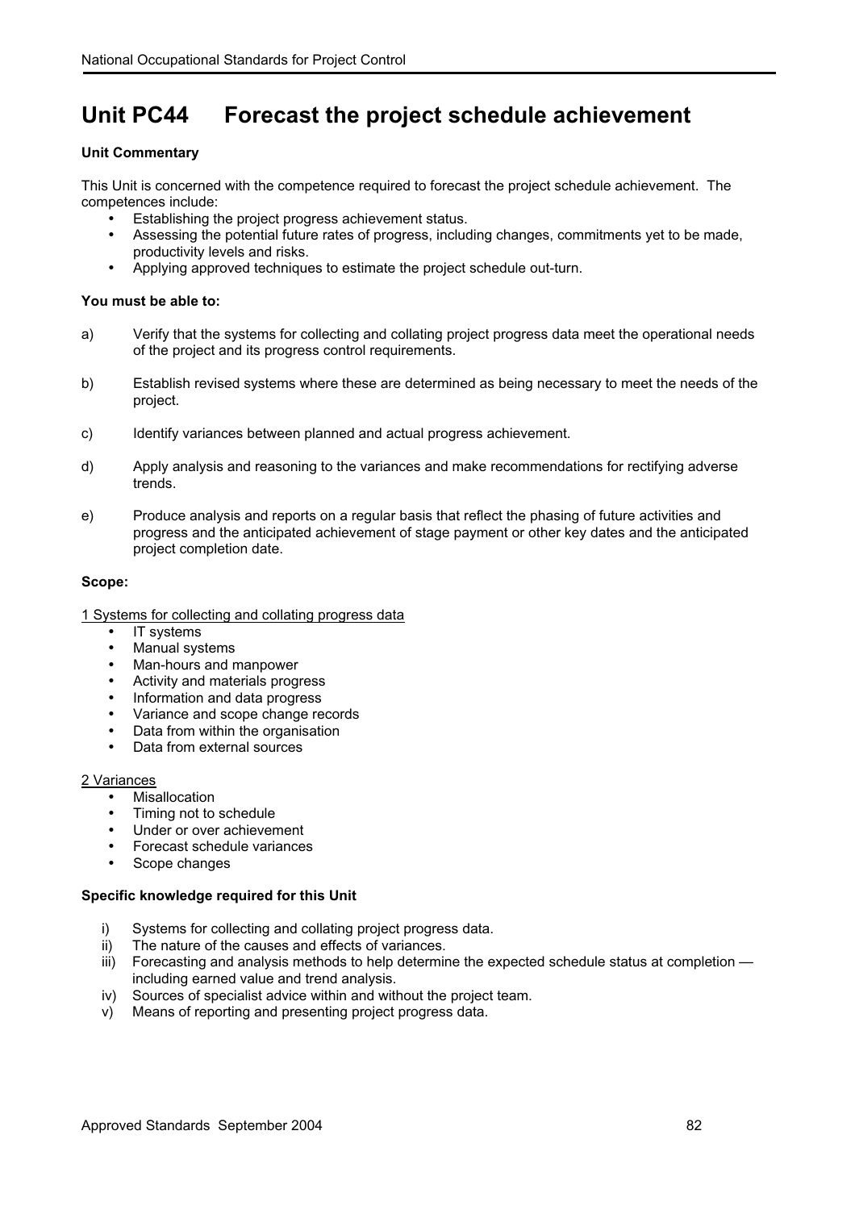# Unit PC44 Forecast the project schedule achievement

**Unit Commentary**

This Unit is concerned with the competence required to forecast the project schedule achievement. The competences include:

- Establishing the project progress achievement status.
- Assessing the potential future rates of progress, including changes, commitments yet to be made, productivity levels and risks.
- Applying approved techniques to estimate the project schedule out-turn.

**You must be able to:**

a) Verify that the systems for collecting and collating project progress data meet the operational needs of the project and its progress control requirements.

b) Establish revised systems where these are determined as being necessary to meet the needs of the project.

c) Identify variances between planned and actual progress achievement.

d) Apply analysis and reasoning to the variances and make recommendations for rectifying adverse trends.

e) Produce analysis and reports on a regular basis that reflect the phasing of future activities and progress and the anticipated achievement of stage payment or other key dates and the anticipated project completion date.

**Scope:**

<u>1 Systems for collecting and collating progress data</u>

- IT systems
- Manual systems
- Man-hours and manpower
- Activity and materials progress
- Information and data progress
- Variance and scope change records
- Data from within the organisation
- Data from external sources

<u>2 Variances</u>

- Misallocation
- Timing not to schedule
- Under or over achievement
- Forecast schedule variances
- Scope changes

**Specific knowledge required for this Unit**

i) Systems for collecting and collating project progress data.
ii) The nature of the causes and effects of variances.
iii) Forecasting and analysis methods to help determine the expected schedule status at completion — including earned value and trend analysis.
iv) Sources of specialist advice within and without the project team.
v) Means of reporting and presenting project progress data.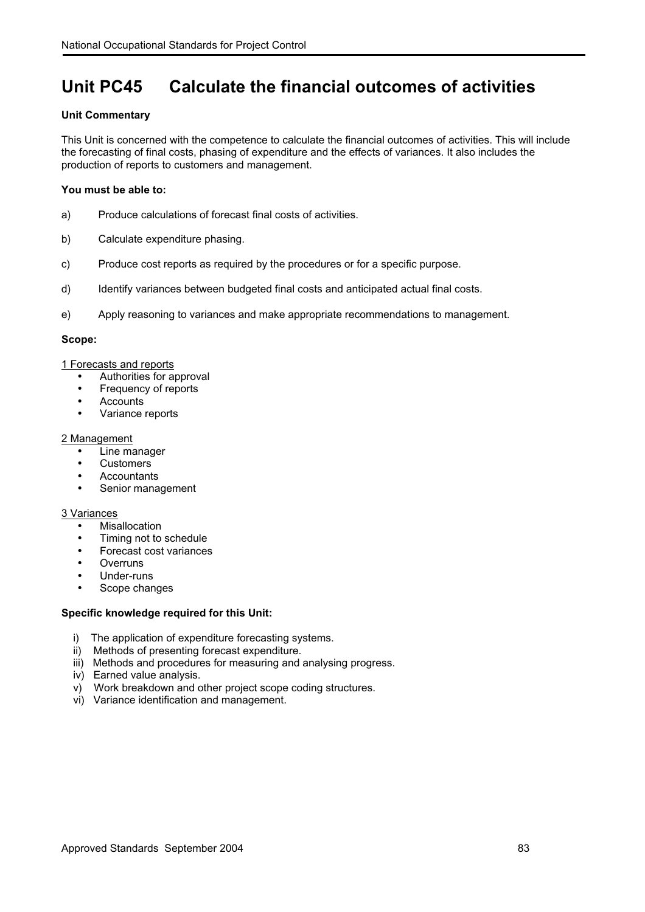# Unit PC45 Calculate the financial outcomes of activities

**Unit Commentary**

This Unit is concerned with the competence to calculate the financial outcomes of activities. This will include the forecasting of final costs, phasing of expenditure and the effects of variances. It also includes the production of reports to customers and management.

**You must be able to:**

a) Produce calculations of forecast final costs of activities.

b) Calculate expenditure phasing.

c) Produce cost reports as required by the procedures or for a specific purpose.

d) Identify variances between budgeted final costs and anticipated actual final costs.

e) Apply reasoning to variances and make appropriate recommendations to management.

**Scope:**

1 Forecasts and reports

- Authorities for approval
- Frequency of reports
- Accounts
- Variance reports

2 Management

- Line manager
- Customers
- Accountants
- Senior management

3 Variances

- Misallocation
- Timing not to schedule
- Forecast cost variances
- Overruns
- Under-runs
- Scope changes

**Specific knowledge required for this Unit:**

i) The application of expenditure forecasting systems.
ii) Methods of presenting forecast expenditure.
iii) Methods and procedures for measuring and analysing progress.
iv) Earned value analysis.
v) Work breakdown and other project scope coding structures.
vi) Variance identification and management.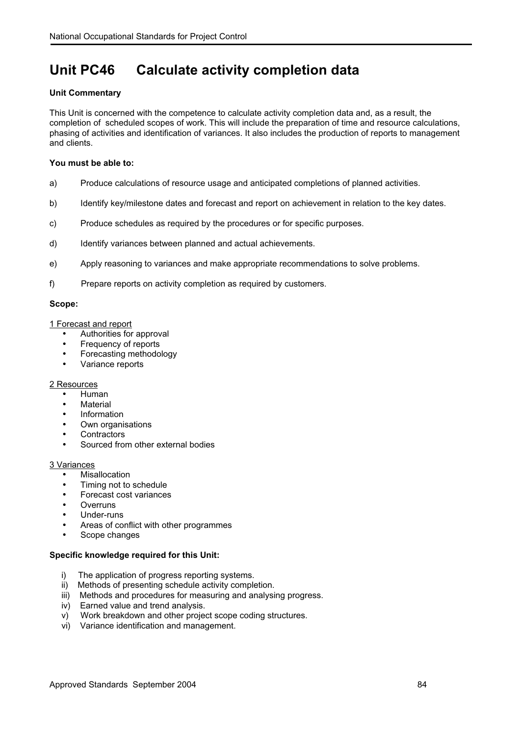# Unit PC46 Calculate activity completion data

**Unit Commentary**

This Unit is concerned with the competence to calculate activity completion data and, as a result, the completion of scheduled scopes of work. This will include the preparation of time and resource calculations, phasing of activities and identification of variances. It also includes the production of reports to management and clients.

**You must be able to:**

a) Produce calculations of resource usage and anticipated completions of planned activities.

b) Identify key/milestone dates and forecast and report on achievement in relation to the key dates.

c) Produce schedules as required by the procedures or for specific purposes.

d) Identify variances between planned and actual achievements.

e) Apply reasoning to variances and make appropriate recommendations to solve problems.

f) Prepare reports on activity completion as required by customers.

**Scope:**

1 Forecast and report

- Authorities for approval
- Frequency of reports
- Forecasting methodology
- Variance reports

2 Resources

- Human
- Material
- Information
- Own organisations
- Contractors
- Sourced from other external bodies

3 Variances

- Misallocation
- Timing not to schedule
- Forecast cost variances
- Overruns
- Under-runs
- Areas of conflict with other programmes
- Scope changes

**Specific knowledge required for this Unit:**

i) The application of progress reporting systems.
ii) Methods of presenting schedule activity completion.
iii) Methods and procedures for measuring and analysing progress.
iv) Earned value and trend analysis.
v) Work breakdown and other project scope coding structures.
vi) Variance identification and management.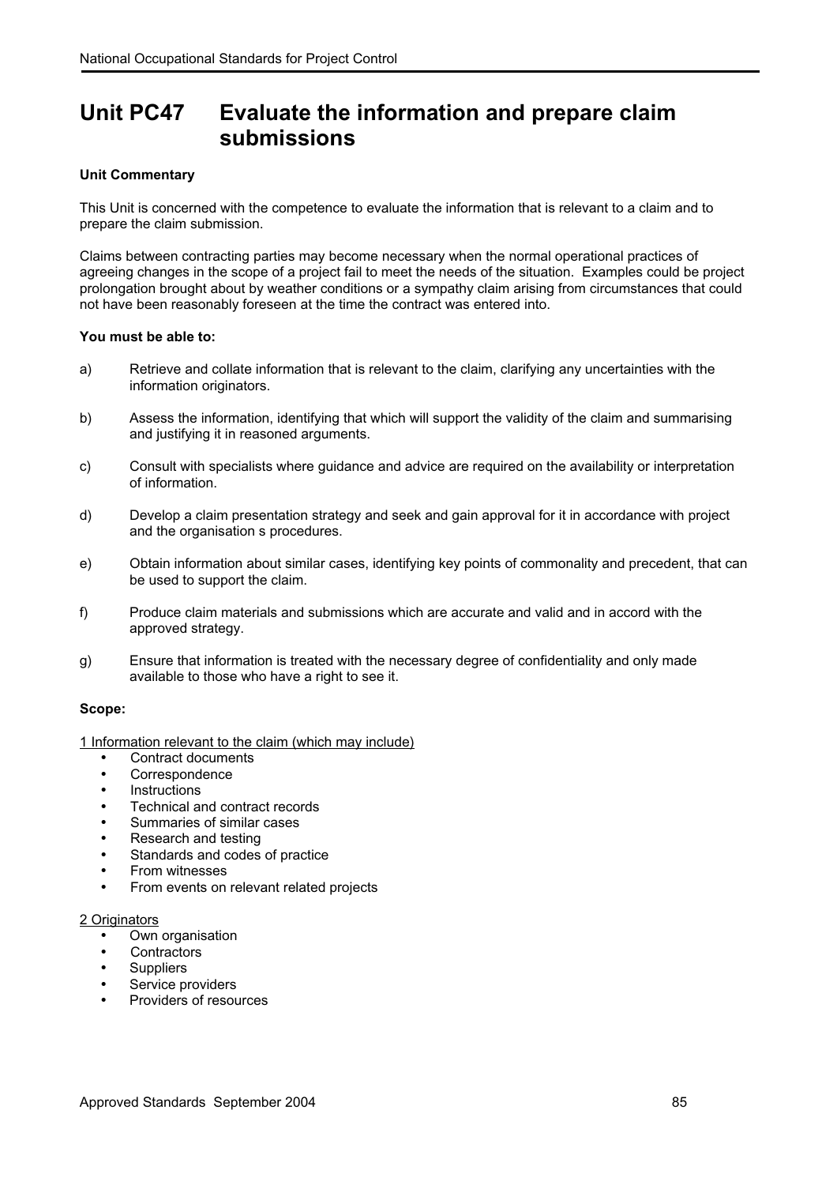# Unit PC47 Evaluate the information and prepare claim submissions

**Unit Commentary**

This Unit is concerned with the competence to evaluate the information that is relevant to a claim and to prepare the claim submission.

Claims between contracting parties may become necessary when the normal operational practices of agreeing changes in the scope of a project fail to meet the needs of the situation. Examples could be project prolongation brought about by weather conditions or a sympathy claim arising from circumstances that could not have been reasonably foreseen at the time the contract was entered into.

**You must be able to:**

a) Retrieve and collate information that is relevant to the claim, clarifying any uncertainties with the information originators.

b) Assess the information, identifying that which will support the validity of the claim and summarising and justifying it in reasoned arguments.

c) Consult with specialists where guidance and advice are required on the availability or interpretation of information.

d) Develop a claim presentation strategy and seek and gain approval for it in accordance with project and the organisation s procedures.

e) Obtain information about similar cases, identifying key points of commonality and precedent, that can be used to support the claim.

f) Produce claim materials and submissions which are accurate and valid and in accord with the approved strategy.

g) Ensure that information is treated with the necessary degree of confidentiality and only made available to those who have a right to see it.

**Scope:**

1 Information relevant to the claim (which may include)

- Contract documents
- Correspondence
- Instructions
- Technical and contract records
- Summaries of similar cases
- Research and testing
- Standards and codes of practice
- From witnesses
- From events on relevant related projects

2 Originators

- Own organisation
- Contractors
- Suppliers
- Service providers
- Providers of resources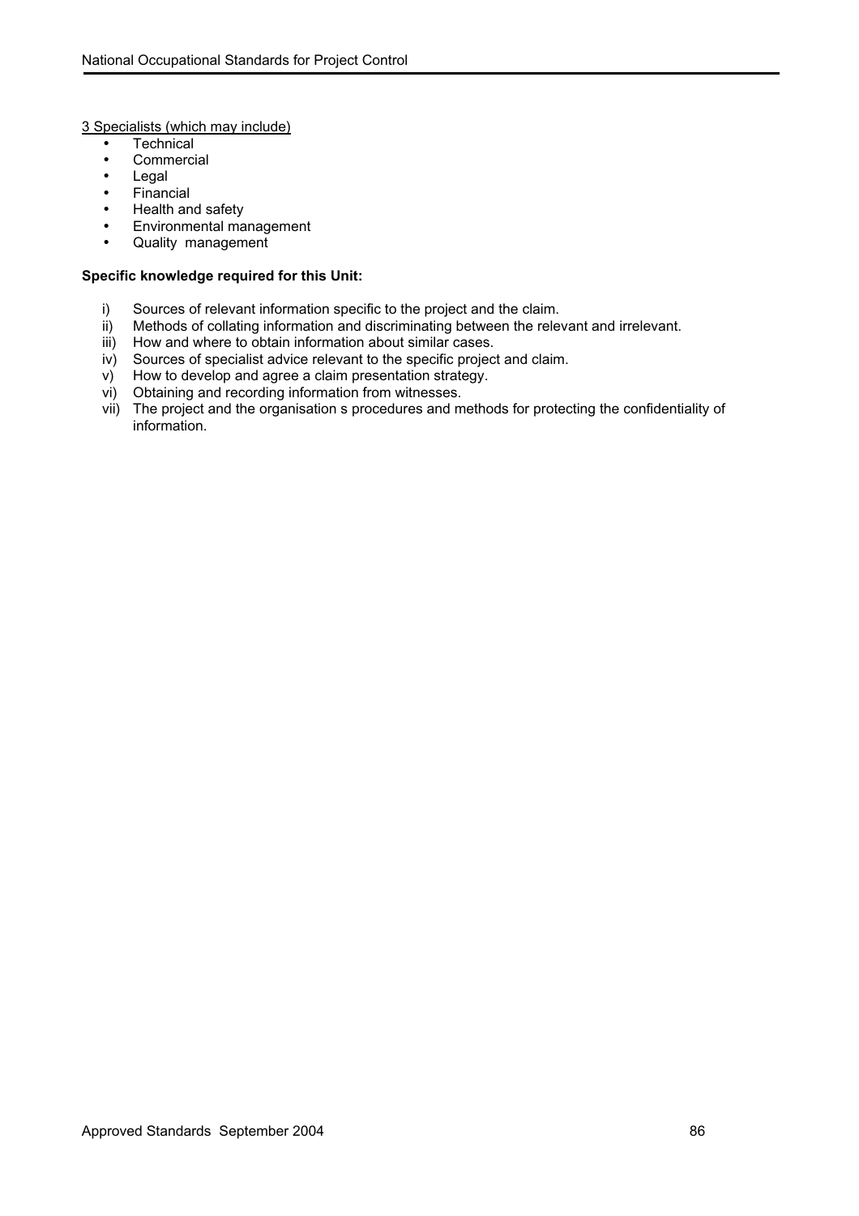<u>3 Specialists (which may include)</u>

- Technical
- Commercial
- Legal
- Financial
- Health and safety
- Environmental management
- Quality management

**Specific knowledge required for this Unit:**

i) Sources of relevant information specific to the project and the claim.
ii) Methods of collating information and discriminating between the relevant and irrelevant.
iii) How and where to obtain information about similar cases.
iv) Sources of specialist advice relevant to the specific project and claim.
v) How to develop and agree a claim presentation strategy.
vi) Obtaining and recording information from witnesses.
vii) The project and the organisation s procedures and methods for protecting the confidentiality of information.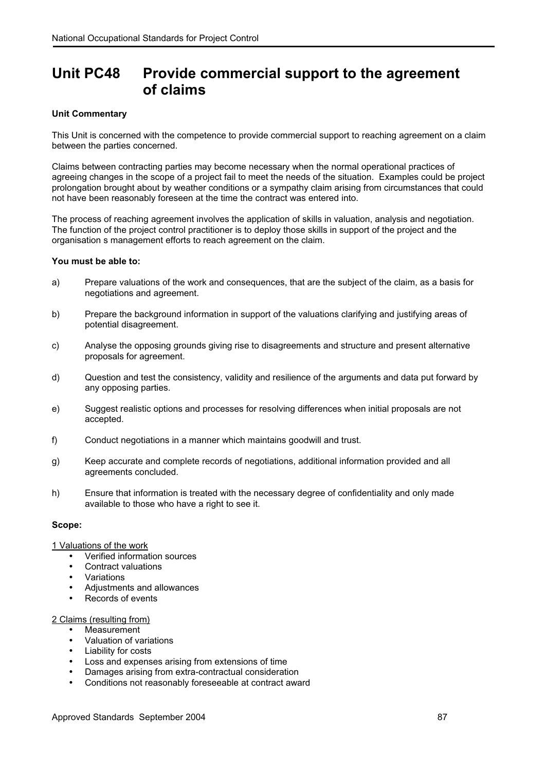# Unit PC48 Provide commercial support to the agreement of claims

**Unit Commentary**

This Unit is concerned with the competence to provide commercial support to reaching agreement on a claim between the parties concerned.

Claims between contracting parties may become necessary when the normal operational practices of agreeing changes in the scope of a project fail to meet the needs of the situation. Examples could be project prolongation brought about by weather conditions or a sympathy claim arising from circumstances that could not have been reasonably foreseen at the time the contract was entered into.

The process of reaching agreement involves the application of skills in valuation, analysis and negotiation. The function of the project control practitioner is to deploy those skills in support of the project and the organisation s management efforts to reach agreement on the claim.

**You must be able to:**

a) Prepare valuations of the work and consequences, that are the subject of the claim, as a basis for negotiations and agreement.

b) Prepare the background information in support of the valuations clarifying and justifying areas of potential disagreement.

c) Analyse the opposing grounds giving rise to disagreements and structure and present alternative proposals for agreement.

d) Question and test the consistency, validity and resilience of the arguments and data put forward by any opposing parties.

e) Suggest realistic options and processes for resolving differences when initial proposals are not accepted.

f) Conduct negotiations in a manner which maintains goodwill and trust.

g) Keep accurate and complete records of negotiations, additional information provided and all agreements concluded.

h) Ensure that information is treated with the necessary degree of confidentiality and only made available to those who have a right to see it.

**Scope:**

1 Valuations of the work

- Verified information sources
- Contract valuations
- Variations
- Adjustments and allowances
- Records of events

2 Claims (resulting from)

- Measurement
- Valuation of variations
- Liability for costs
- Loss and expenses arising from extensions of time
- Damages arising from extra-contractual consideration
- Conditions not reasonably foreseeable at contract award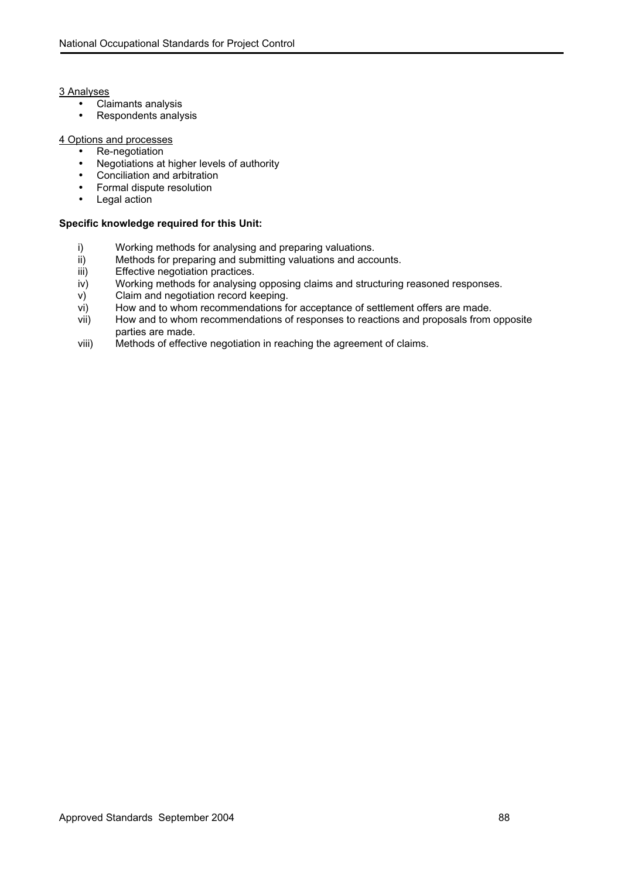3 Analyses

- Claimants analysis
- Respondents analysis

4 Options and processes

- Re-negotiation
- Negotiations at higher levels of authority
- Conciliation and arbitration
- Formal dispute resolution
- Legal action

**Specific knowledge required for this Unit:**

i) Working methods for analysing and preparing valuations.
ii) Methods for preparing and submitting valuations and accounts.
iii) Effective negotiation practices.
iv) Working methods for analysing opposing claims and structuring reasoned responses.
v) Claim and negotiation record keeping.
vi) How and to whom recommendations for acceptance of settlement offers are made.
vii) How and to whom recommendations of responses to reactions and proposals from opposite parties are made.
viii) Methods of effective negotiation in reaching the agreement of claims.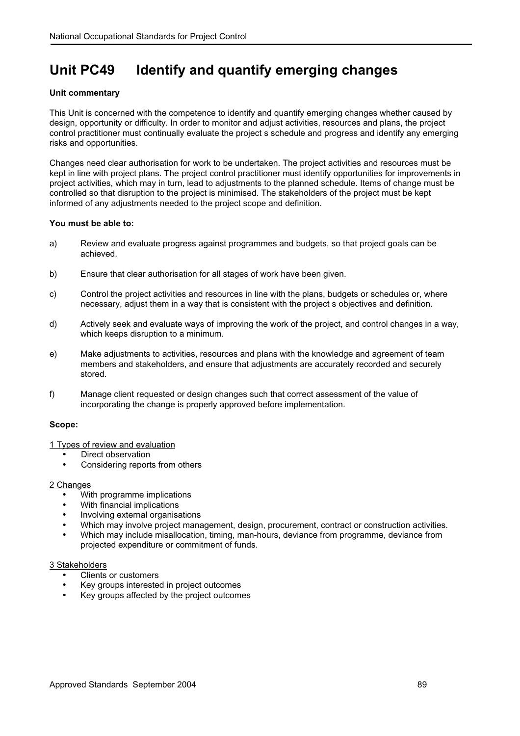# Unit PC49 Identify and quantify emerging changes

**Unit commentary**

This Unit is concerned with the competence to identify and quantify emerging changes whether caused by design, opportunity or difficulty. In order to monitor and adjust activities, resources and plans, the project control practitioner must continually evaluate the project s schedule and progress and identify any emerging risks and opportunities.

Changes need clear authorisation for work to be undertaken. The project activities and resources must be kept in line with project plans. The project control practitioner must identify opportunities for improvements in project activities, which may in turn, lead to adjustments to the planned schedule. Items of change must be controlled so that disruption to the project is minimised. The stakeholders of the project must be kept informed of any adjustments needed to the project scope and definition.

**You must be able to:**

a) Review and evaluate progress against programmes and budgets, so that project goals can be achieved.

b) Ensure that clear authorisation for all stages of work have been given.

c) Control the project activities and resources in line with the plans, budgets or schedules or, where necessary, adjust them in a way that is consistent with the project s objectives and definition.

d) Actively seek and evaluate ways of improving the work of the project, and control changes in a way, which keeps disruption to a minimum.

e) Make adjustments to activities, resources and plans with the knowledge and agreement of team members and stakeholders, and ensure that adjustments are accurately recorded and securely stored.

f) Manage client requested or design changes such that correct assessment of the value of incorporating the change is properly approved before implementation.

**Scope:**

1 Types of review and evaluation

- Direct observation
- Considering reports from others

2 Changes

- With programme implications
- With financial implications
- Involving external organisations
- Which may involve project management, design, procurement, contract or construction activities.
- Which may include misallocation, timing, man-hours, deviance from programme, deviance from projected expenditure or commitment of funds.

3 Stakeholders

- Clients or customers
- Key groups interested in project outcomes
- Key groups affected by the project outcomes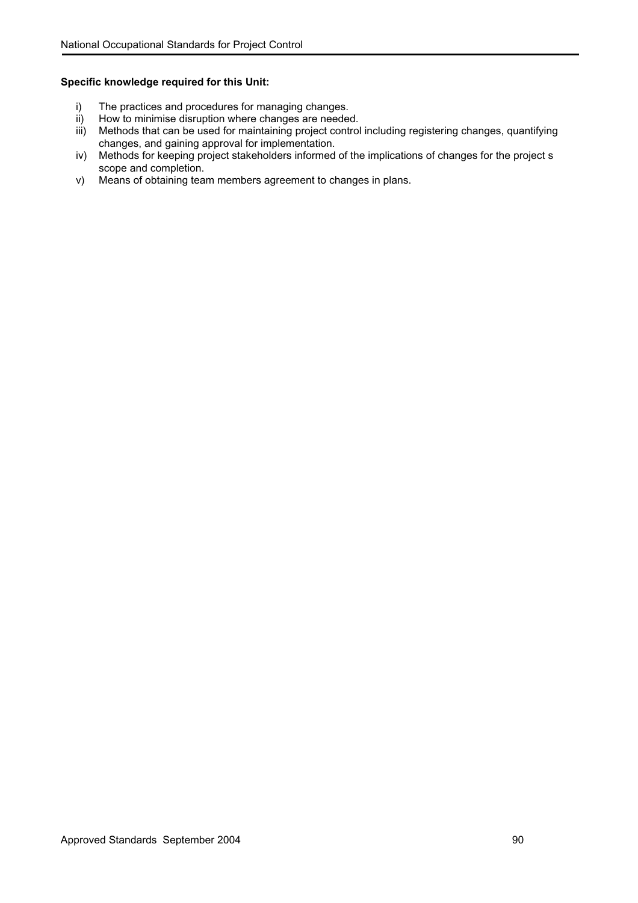**Specific knowledge required for this Unit:**

i) The practices and procedures for managing changes.
ii) How to minimise disruption where changes are needed.
iii) Methods that can be used for maintaining project control including registering changes, quantifying changes, and gaining approval for implementation.
iv) Methods for keeping project stakeholders informed of the implications of changes for the project s scope and completion.
v) Means of obtaining team members agreement to changes in plans.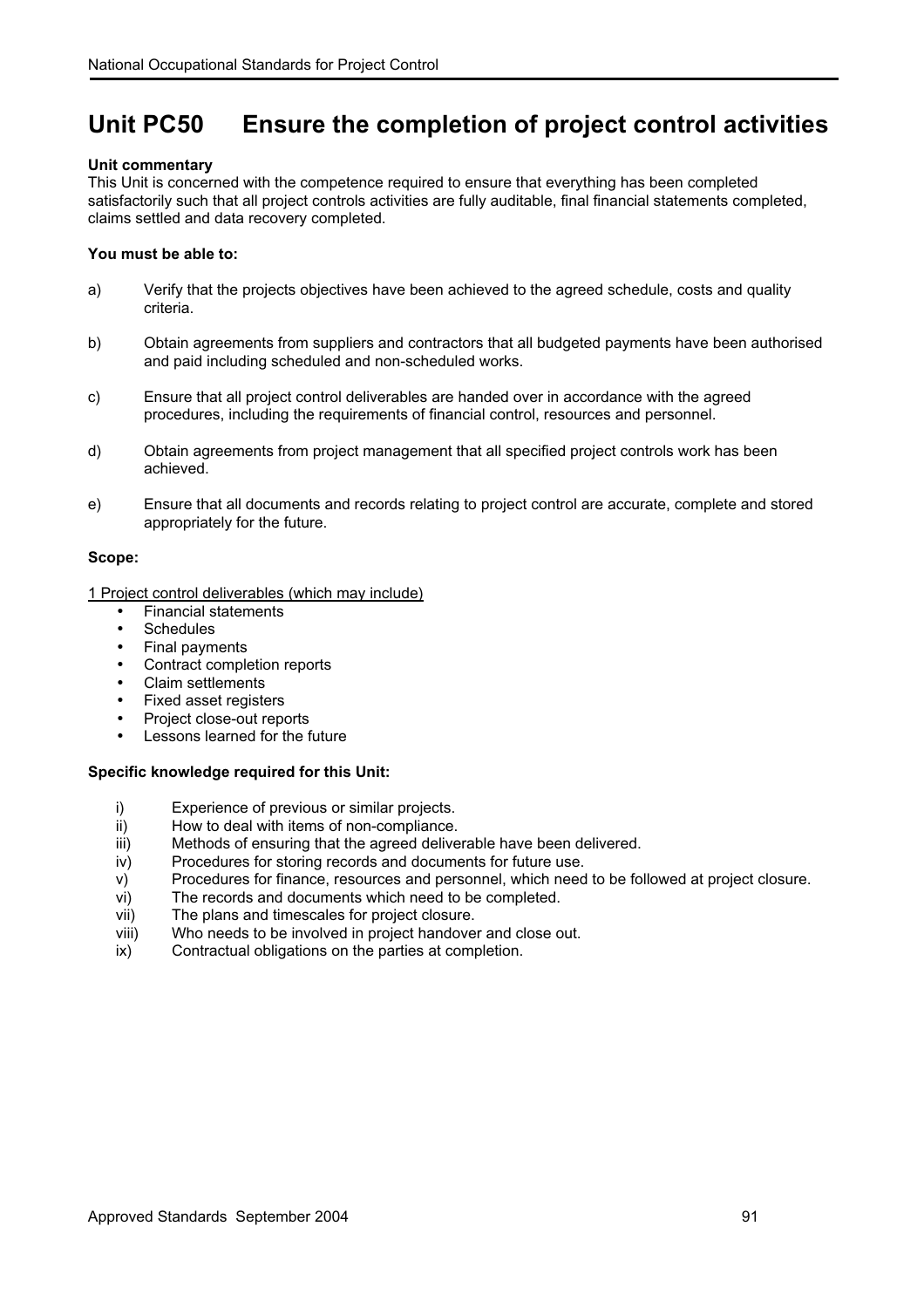# Unit PC50 Ensure the completion of project control activities

**Unit commentary**

This Unit is concerned with the competence required to ensure that everything has been completed satisfactorily such that all project controls activities are fully auditable, final financial statements completed, claims settled and data recovery completed.

**You must be able to:**

a) Verify that the projects objectives have been achieved to the agreed schedule, costs and quality criteria.

b) Obtain agreements from suppliers and contractors that all budgeted payments have been authorised and paid including scheduled and non-scheduled works.

c) Ensure that all project control deliverables are handed over in accordance with the agreed procedures, including the requirements of financial control, resources and personnel.

d) Obtain agreements from project management that all specified project controls work has been achieved.

e) Ensure that all documents and records relating to project control are accurate, complete and stored appropriately for the future.

**Scope:**

<u>1 Project control deliverables (which may include)</u>

- Financial statements
- Schedules
- Final payments
- Contract completion reports
- Claim settlements
- Fixed asset registers
- Project close-out reports
- Lessons learned for the future

**Specific knowledge required for this Unit:**

i) Experience of previous or similar projects.
ii) How to deal with items of non-compliance.
iii) Methods of ensuring that the agreed deliverable have been delivered.
iv) Procedures for storing records and documents for future use.
v) Procedures for finance, resources and personnel, which need to be followed at project closure.
vi) The records and documents which need to be completed.
vii) The plans and timescales for project closure.
viii) Who needs to be involved in project handover and close out.
ix) Contractual obligations on the parties at completion.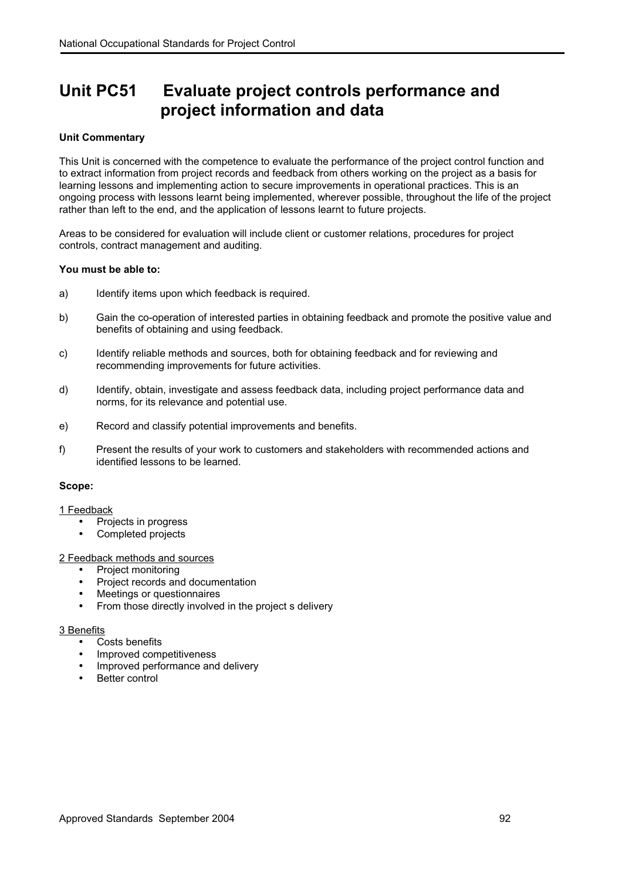# Unit PC51 Evaluate project controls performance and project information and data

**Unit Commentary**

This Unit is concerned with the competence to evaluate the performance of the project control function and to extract information from project records and feedback from others working on the project as a basis for learning lessons and implementing action to secure improvements in operational practices. This is an ongoing process with lessons learnt being implemented, wherever possible, throughout the life of the project rather than left to the end, and the application of lessons learnt to future projects.

Areas to be considered for evaluation will include client or customer relations, procedures for project controls, contract management and auditing.

**You must be able to:**

a) Identify items upon which feedback is required.

b) Gain the co-operation of interested parties in obtaining feedback and promote the positive value and benefits of obtaining and using feedback.

c) Identify reliable methods and sources, both for obtaining feedback and for reviewing and recommending improvements for future activities.

d) Identify, obtain, investigate and assess feedback data, including project performance data and norms, for its relevance and potential use.

e) Record and classify potential improvements and benefits.

f) Present the results of your work to customers and stakeholders with recommended actions and identified lessons to be learned.

**Scope:**

<u>1 Feedback</u>

- Projects in progress
- Completed projects

<u>2 Feedback methods and sources</u>

- Project monitoring
- Project records and documentation
- Meetings or questionnaires
- From those directly involved in the project s delivery

<u>3 Benefits</u>

- Costs benefits
- Improved competitiveness
- Improved performance and delivery
- Better control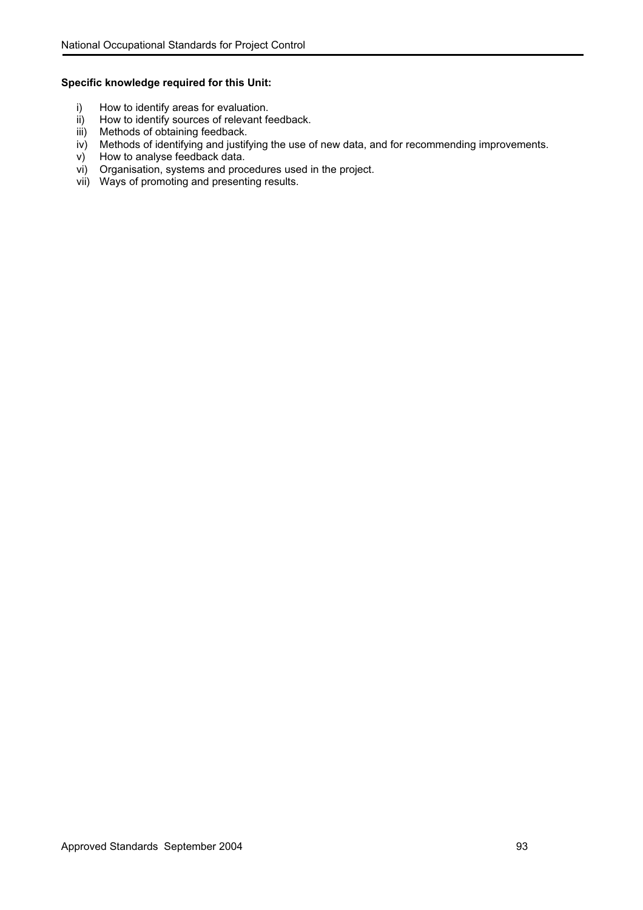**Specific knowledge required for this Unit:**

i) How to identify areas for evaluation.
ii) How to identify sources of relevant feedback.
iii) Methods of obtaining feedback.
iv) Methods of identifying and justifying the use of new data, and for recommending improvements.
v) How to analyse feedback data.
vi) Organisation, systems and procedures used in the project.
vii) Ways of promoting and presenting results.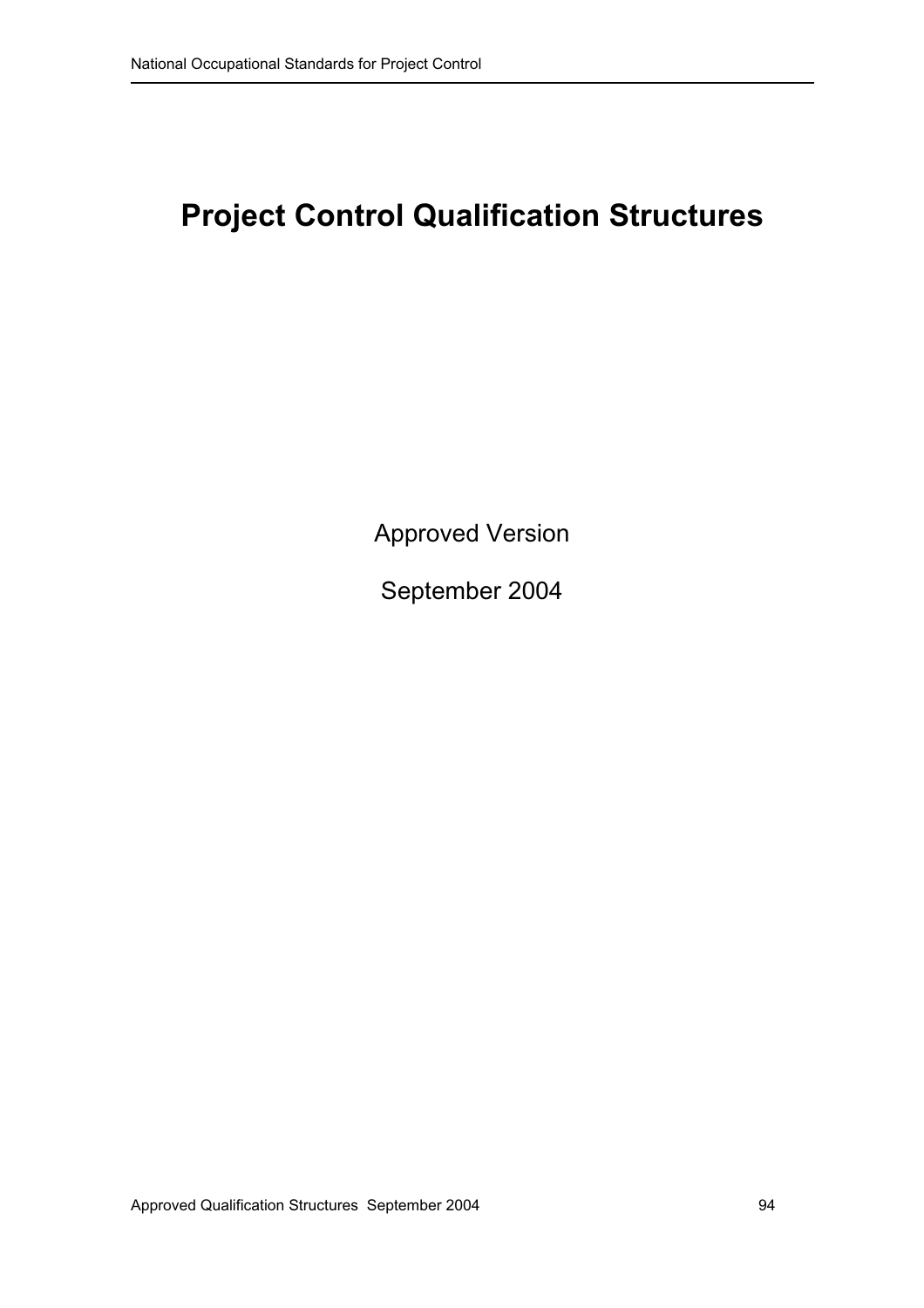# Project Control Qualification Structures

Approved Version

September 2004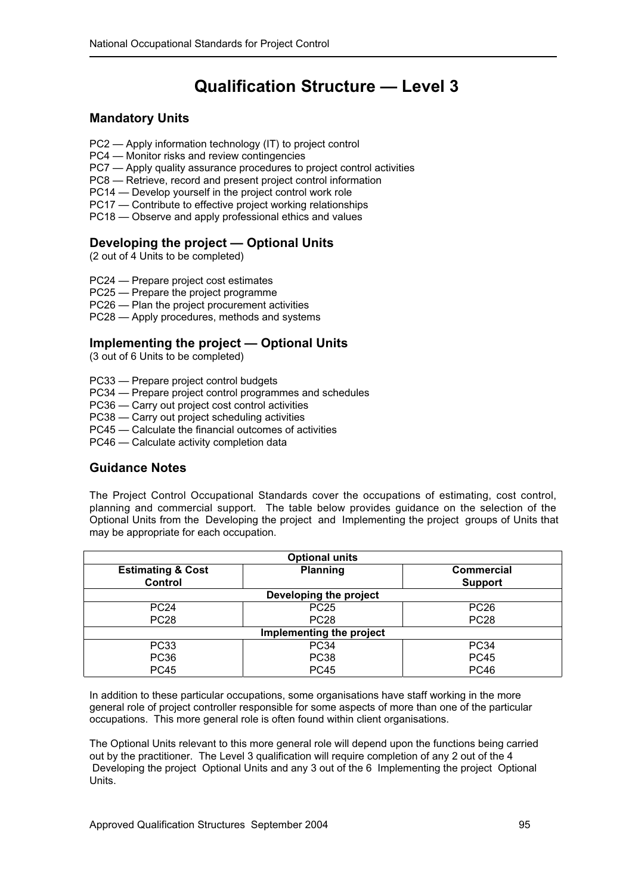# Qualification Structure — Level 3

## Mandatory Units

PC2 — Apply information technology (IT) to project control
PC4 — Monitor risks and review contingencies
PC7 — Apply quality assurance procedures to project control activities
PC8 — Retrieve, record and present project control information
PC14 — Develop yourself in the project control work role
PC17 — Contribute to effective project working relationships
PC18 — Observe and apply professional ethics and values

## Developing the project — Optional Units

(2 out of 4 Units to be completed)

PC24 — Prepare project cost estimates
PC25 — Prepare the project programme
PC26 — Plan the project procurement activities
PC28 — Apply procedures, methods and systems

## Implementing the project — Optional Units

(3 out of 6 Units to be completed)

PC33 — Prepare project control budgets
PC34 — Prepare project control programmes and schedules
PC36 — Carry out project cost control activities
PC38 — Carry out project scheduling activities
PC45 — Calculate the financial outcomes of activities
PC46 — Calculate activity completion data

## Guidance Notes

The Project Control Occupational Standards cover the occupations of estimating, cost control, planning and commercial support. The table below provides guidance on the selection of the Optional Units from the Developing the project and Implementing the project groups of Units that may be appropriate for each occupation.

| Optional units | | |
|---|---|---|
| **Estimating & Cost Control** | **Planning** | **Commercial Support** |
| **Developing the project** | | |
| PC24 | PC25 | PC26 |
| PC28 | PC28 | PC28 |
| **Implementing the project** | | |
| PC33 | PC34 | PC34 |
| PC36 | PC38 | PC45 |
| PC45 | PC45 | PC46 |

In addition to these particular occupations, some organisations have staff working in the more general role of project controller responsible for some aspects of more than one of the particular occupations. This more general role is often found within client organisations.

The Optional Units relevant to this more general role will depend upon the functions being carried out by the practitioner. The Level 3 qualification will require completion of any 2 out of the 4 Developing the project Optional Units and any 3 out of the 6 Implementing the project Optional Units.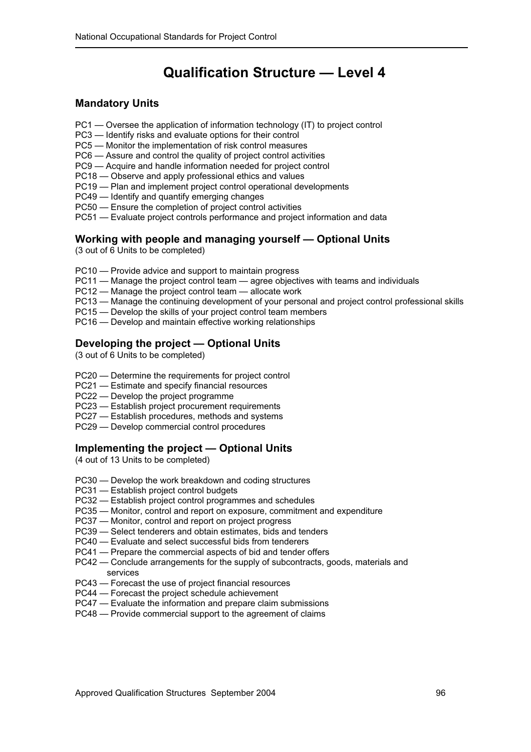# Qualification Structure — Level 4

## Mandatory Units

PC1 — Oversee the application of information technology (IT) to project control
PC3 — Identify risks and evaluate options for their control
PC5 — Monitor the implementation of risk control measures
PC6 — Assure and control the quality of project control activities
PC9 — Acquire and handle information needed for project control
PC18 — Observe and apply professional ethics and values
PC19 — Plan and implement project control operational developments
PC49 — Identify and quantify emerging changes
PC50 — Ensure the completion of project control activities
PC51 — Evaluate project controls performance and project information and data

## Working with people and managing yourself — Optional Units

(3 out of 6 Units to be completed)

PC10 — Provide advice and support to maintain progress
PC11 — Manage the project control team — agree objectives with teams and individuals
PC12 — Manage the project control team — allocate work
PC13 — Manage the continuing development of your personal and project control professional skills
PC15 — Develop the skills of your project control team members
PC16 — Develop and maintain effective working relationships

## Developing the project — Optional Units

(3 out of 6 Units to be completed)

PC20 — Determine the requirements for project control
PC21 — Estimate and specify financial resources
PC22 — Develop the project programme
PC23 — Establish project procurement requirements
PC27 — Establish procedures, methods and systems
PC29 — Develop commercial control procedures

## Implementing the project — Optional Units

(4 out of 13 Units to be completed)

PC30 — Develop the work breakdown and coding structures
PC31 — Establish project control budgets
PC32 — Establish project control programmes and schedules
PC35 — Monitor, control and report on exposure, commitment and expenditure
PC37 — Monitor, control and report on project progress
PC39 — Select tenderers and obtain estimates, bids and tenders
PC40 — Evaluate and select successful bids from tenderers
PC41 — Prepare the commercial aspects of bid and tender offers
PC42 — Conclude arrangements for the supply of subcontracts, goods, materials and services
PC43 — Forecast the use of project financial resources
PC44 — Forecast the project schedule achievement
PC47 — Evaluate the information and prepare claim submissions
PC48 — Provide commercial support to the agreement of claims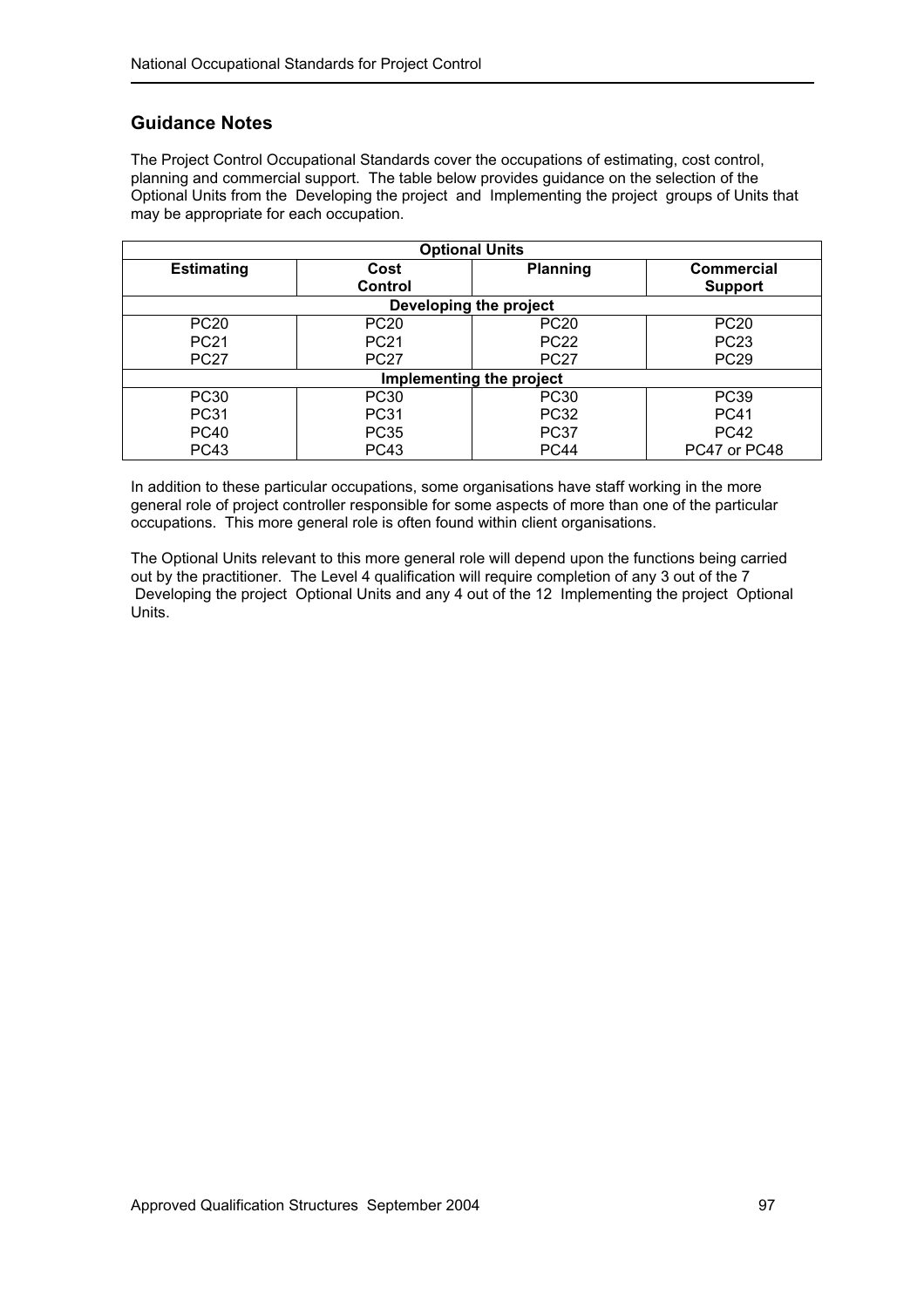## Guidance Notes

The Project Control Occupational Standards cover the occupations of estimating, cost control, planning and commercial support. The table below provides guidance on the selection of the Optional Units from the Developing the project and Implementing the project groups of Units that may be appropriate for each occupation.

| Optional Units | | | |
|---|---|---|---|
| **Estimating** | **Cost Control** | **Planning** | **Commercial Support** |
| **Developing the project** | | | |
| PC20 | PC20 | PC20 | PC20 |
| PC21 | PC21 | PC22 | PC23 |
| PC27 | PC27 | PC27 | PC29 |
| **Implementing the project** | | | |
| PC30 | PC30 | PC30 | PC39 |
| PC31 | PC31 | PC32 | PC41 |
| PC40 | PC35 | PC37 | PC42 |
| PC43 | PC43 | PC44 | PC47 or PC48 |

In addition to these particular occupations, some organisations have staff working in the more general role of project controller responsible for some aspects of more than one of the particular occupations. This more general role is often found within client organisations.

The Optional Units relevant to this more general role will depend upon the functions being carried out by the practitioner. The Level 4 qualification will require completion of any 3 out of the 7 Developing the project Optional Units and any 4 out of the 12 Implementing the project Optional Units.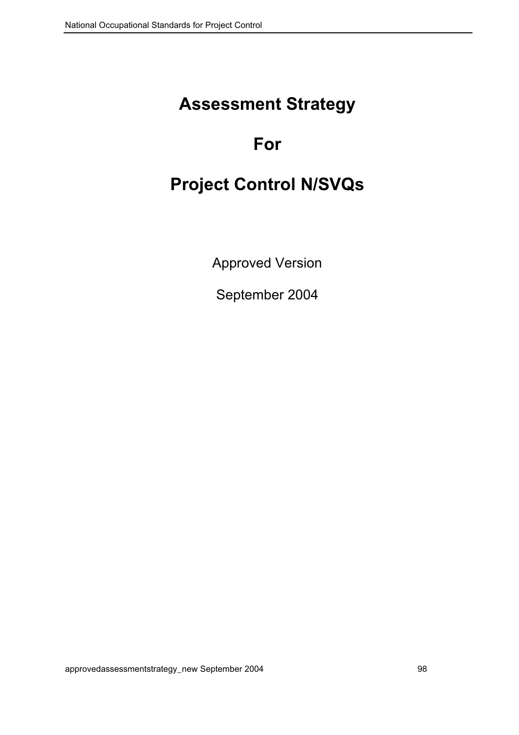# Assessment Strategy

# For

# Project Control N/SVQs

Approved Version

September 2004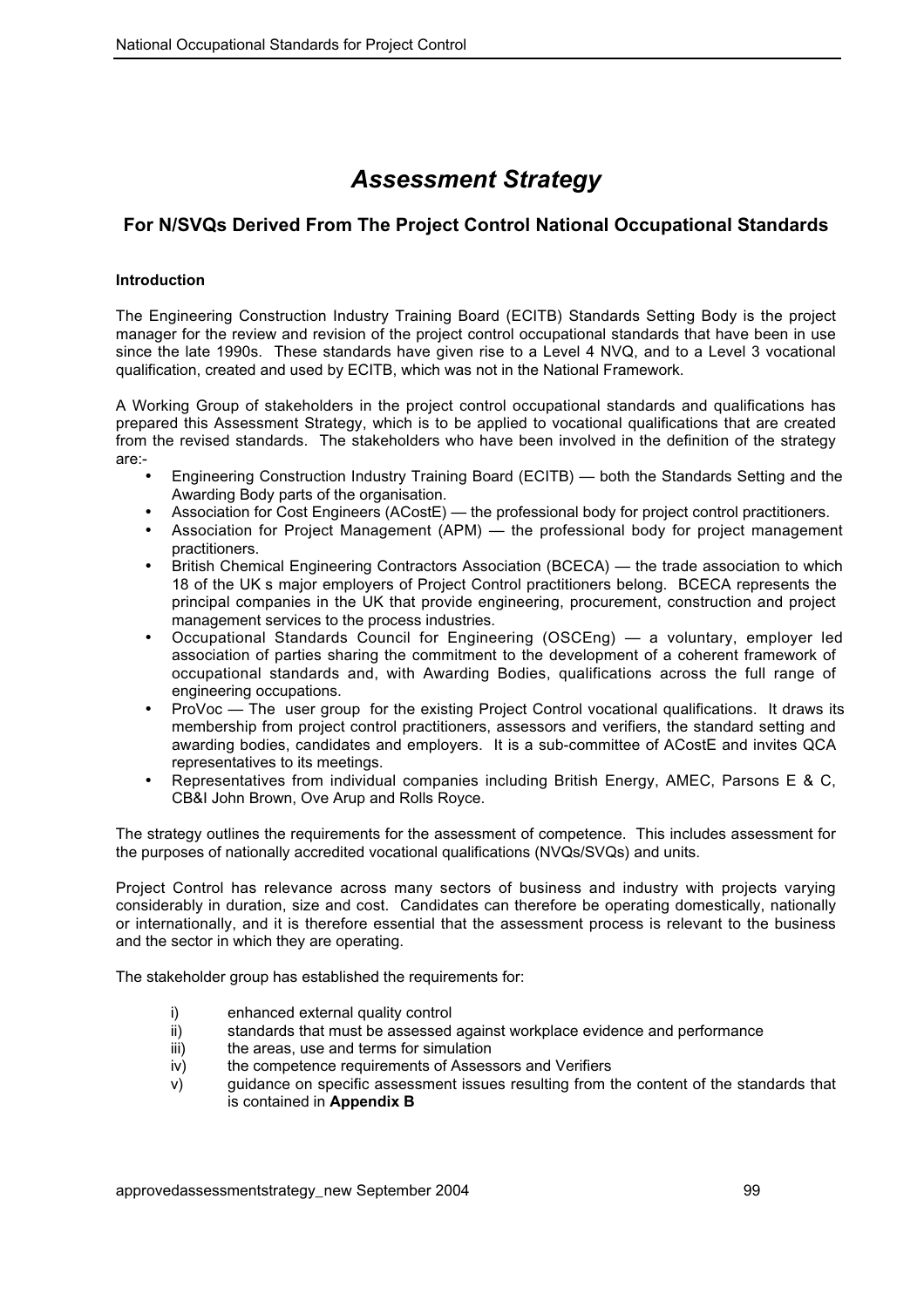# *Assessment Strategy*

## For N/SVQs Derived From The Project Control National Occupational Standards

**Introduction**

The Engineering Construction Industry Training Board (ECITB) Standards Setting Body is the project manager for the review and revision of the project control occupational standards that have been in use since the late 1990s. These standards have given rise to a Level 4 NVQ, and to a Level 3 vocational qualification, created and used by ECITB, which was not in the National Framework.

A Working Group of stakeholders in the project control occupational standards and qualifications has prepared this Assessment Strategy, which is to be applied to vocational qualifications that are created from the revised standards. The stakeholders who have been involved in the definition of the strategy are:-

- Engineering Construction Industry Training Board (ECITB) — both the Standards Setting and the Awarding Body parts of the organisation.
- Association for Cost Engineers (ACostE) — the professional body for project control practitioners.
- Association for Project Management (APM) — the professional body for project management practitioners.
- British Chemical Engineering Contractors Association (BCECA) — the trade association to which 18 of the UK s major employers of Project Control practitioners belong. BCECA represents the principal companies in the UK that provide engineering, procurement, construction and project management services to the process industries.
- Occupational Standards Council for Engineering (OSCEng) — a voluntary, employer led association of parties sharing the commitment to the development of a coherent framework of occupational standards and, with Awarding Bodies, qualifications across the full range of engineering occupations.
- ProVoc — The user group for the existing Project Control vocational qualifications. It draws its membership from project control practitioners, assessors and verifiers, the standard setting and awarding bodies, candidates and employers. It is a sub-committee of ACostE and invites QCA representatives to its meetings.
- Representatives from individual companies including British Energy, AMEC, Parsons E & C, CB&I John Brown, Ove Arup and Rolls Royce.

The strategy outlines the requirements for the assessment of competence. This includes assessment for the purposes of nationally accredited vocational qualifications (NVQs/SVQs) and units.

Project Control has relevance across many sectors of business and industry with projects varying considerably in duration, size and cost. Candidates can therefore be operating domestically, nationally or internationally, and it is therefore essential that the assessment process is relevant to the business and the sector in which they are operating.

The stakeholder group has established the requirements for:

i) enhanced external quality control
ii) standards that must be assessed against workplace evidence and performance
iii) the areas, use and terms for simulation
iv) the competence requirements of Assessors and Verifiers
v) guidance on specific assessment issues resulting from the content of the standards that is contained in **Appendix B**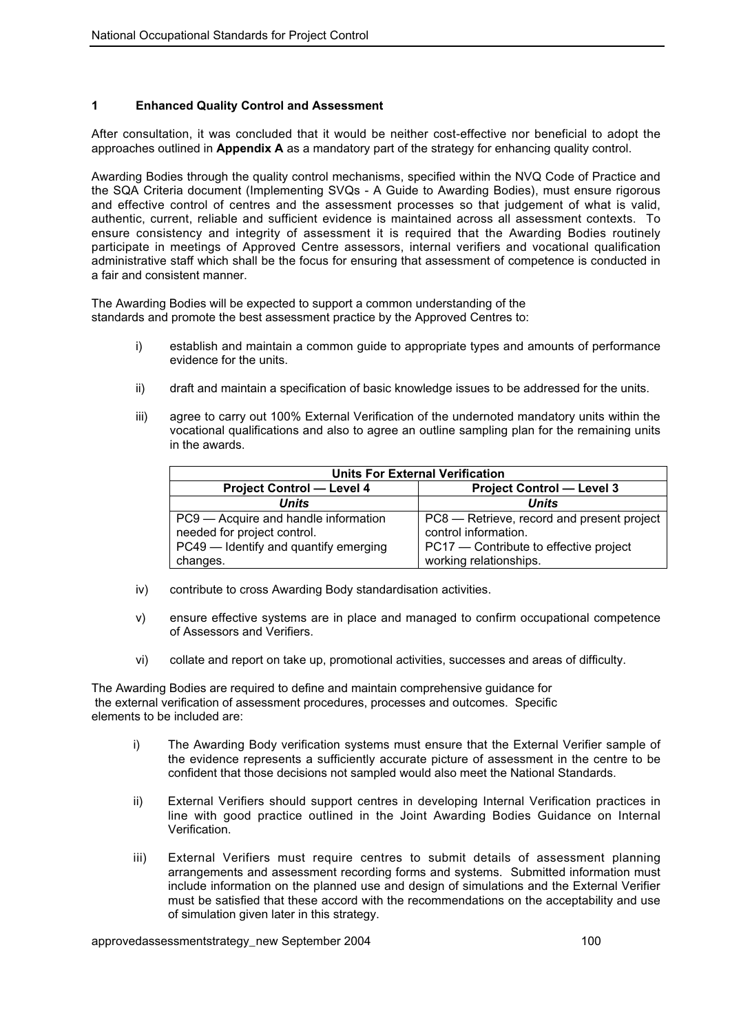## 1 Enhanced Quality Control and Assessment

After consultation, it was concluded that it would be neither cost-effective nor beneficial to adopt the approaches outlined in **Appendix A** as a mandatory part of the strategy for enhancing quality control.

Awarding Bodies through the quality control mechanisms, specified within the NVQ Code of Practice and the SQA Criteria document (Implementing SVQs - A Guide to Awarding Bodies), must ensure rigorous and effective control of centres and the assessment processes so that judgement of what is valid, authentic, current, reliable and sufficient evidence is maintained across all assessment contexts. To ensure consistency and integrity of assessment it is required that the Awarding Bodies routinely participate in meetings of Approved Centre assessors, internal verifiers and vocational qualification administrative staff which shall be the focus for ensuring that assessment of competence is conducted in a fair and consistent manner.

The Awarding Bodies will be expected to support a common understanding of the standards and promote the best assessment practice by the Approved Centres to:

i) establish and maintain a common guide to appropriate types and amounts of performance evidence for the units.

ii) draft and maintain a specification of basic knowledge issues to be addressed for the units.

iii) agree to carry out 100% External Verification of the undernoted mandatory units within the vocational qualifications and also to agree an outline sampling plan for the remaining units in the awards.

| **Units For External Verification** | |
|---|---|
| **Project Control — Level 4** | **Project Control — Level 3** |
| ***Units*** | ***Units*** |
| PC9 — Acquire and handle information needed for project control.<br>PC49 — Identify and quantify emerging changes. | PC8 — Retrieve, record and present project control information.<br>PC17 — Contribute to effective project working relationships. |

iv) contribute to cross Awarding Body standardisation activities.

v) ensure effective systems are in place and managed to confirm occupational competence of Assessors and Verifiers.

vi) collate and report on take up, promotional activities, successes and areas of difficulty.

The Awarding Bodies are required to define and maintain comprehensive guidance for the external verification of assessment procedures, processes and outcomes. Specific elements to be included are:

i) The Awarding Body verification systems must ensure that the External Verifier sample of the evidence represents a sufficiently accurate picture of assessment in the centre to be confident that those decisions not sampled would also meet the National Standards.

ii) External Verifiers should support centres in developing Internal Verification practices in line with good practice outlined in the Joint Awarding Bodies Guidance on Internal Verification.

iii) External Verifiers must require centres to submit details of assessment planning arrangements and assessment recording forms and systems. Submitted information must include information on the planned use and design of simulations and the External Verifier must be satisfied that these accord with the recommendations on the acceptability and use of simulation given later in this strategy.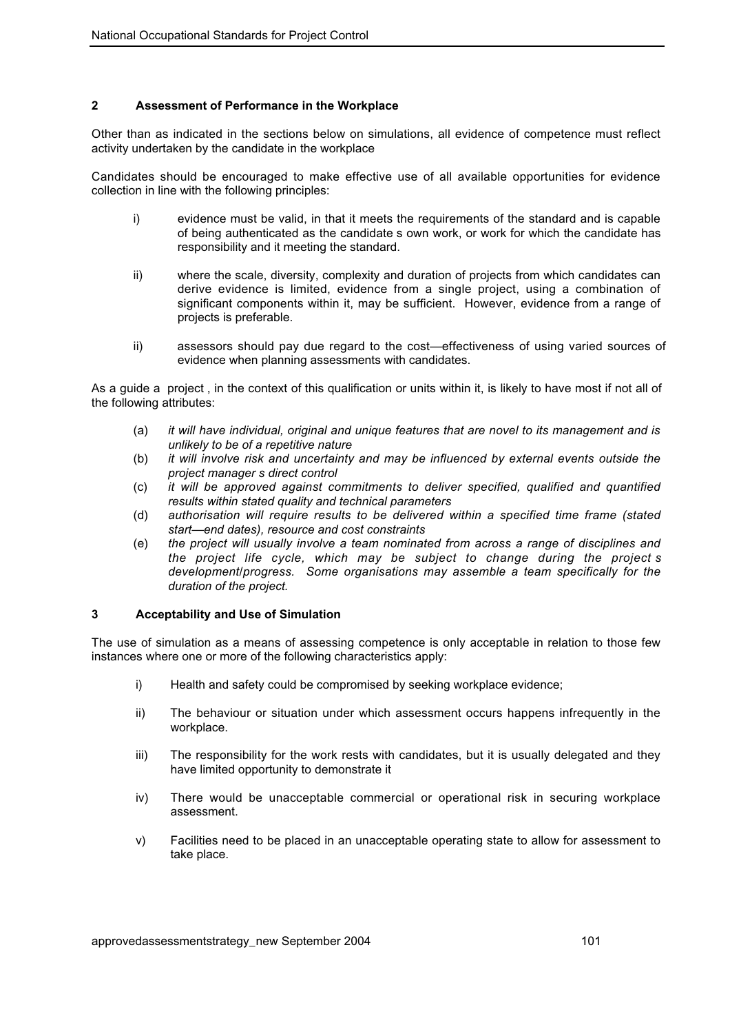## 2 Assessment of Performance in the Workplace

Other than as indicated in the sections below on simulations, all evidence of competence must reflect activity undertaken by the candidate in the workplace

Candidates should be encouraged to make effective use of all available opportunities for evidence collection in line with the following principles:

- i) evidence must be valid, in that it meets the requirements of the standard and is capable of being authenticated as the candidate s own work, or work for which the candidate has responsibility and it meeting the standard.
- ii) where the scale, diversity, complexity and duration of projects from which candidates can derive evidence is limited, evidence from a single project, using a combination of significant components within it, may be sufficient. However, evidence from a range of projects is preferable.
- ii) assessors should pay due regard to the cost—effectiveness of using varied sources of evidence when planning assessments with candidates.

As a guide a project , in the context of this qualification or units within it, is likely to have most if not all of the following attributes:

- (a) *it will have individual, original and unique features that are novel to its management and is unlikely to be of a repetitive nature*
- (b) *it will involve risk and uncertainty and may be influenced by external events outside the project manager s direct control*
- (c) *it will be approved against commitments to deliver specified, qualified and quantified results within stated quality and technical parameters*
- (d) *authorisation will require results to be delivered within a specified time frame (stated start—end dates), resource and cost constraints*
- (e) *the project will usually involve a team nominated from across a range of disciplines and the project life cycle, which may be subject to change during the project s development/progress. Some organisations may assemble a team specifically for the duration of the project.*

## 3 Acceptability and Use of Simulation

The use of simulation as a means of assessing competence is only acceptable in relation to those few instances where one or more of the following characteristics apply:

- i) Health and safety could be compromised by seeking workplace evidence;
- ii) The behaviour or situation under which assessment occurs happens infrequently in the workplace.
- iii) The responsibility for the work rests with candidates, but it is usually delegated and they have limited opportunity to demonstrate it
- iv) There would be unacceptable commercial or operational risk in securing workplace assessment.
- v) Facilities need to be placed in an unacceptable operating state to allow for assessment to take place.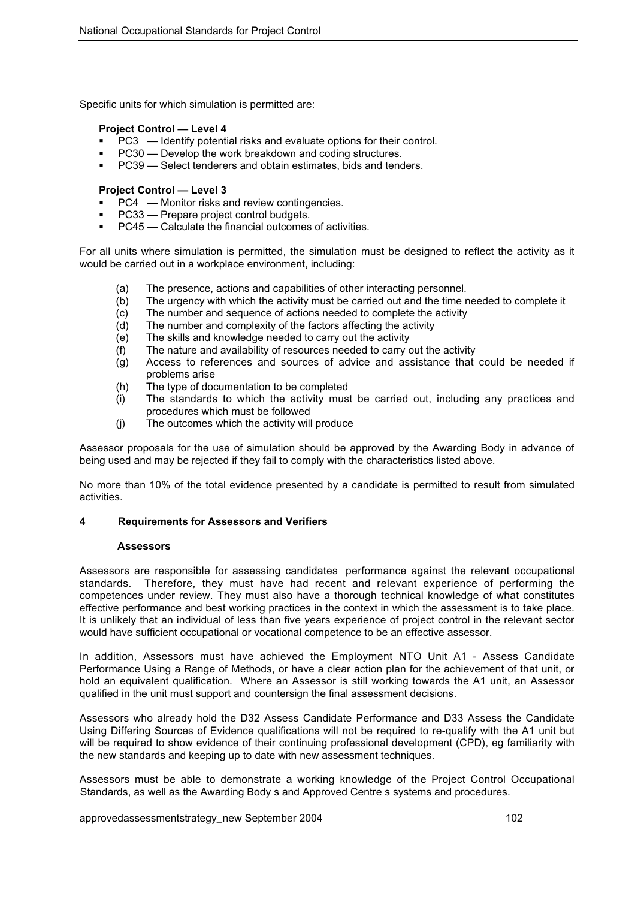Specific units for which simulation is permitted are:

**Project Control — Level 4**

- PC3 — Identify potential risks and evaluate options for their control.
- PC30 — Develop the work breakdown and coding structures.
- PC39 — Select tenderers and obtain estimates, bids and tenders.

**Project Control — Level 3**

- PC4 — Monitor risks and review contingencies.
- PC33 — Prepare project control budgets.
- PC45 — Calculate the financial outcomes of activities.

For all units where simulation is permitted, the simulation must be designed to reflect the activity as it would be carried out in a workplace environment, including:

(a) The presence, actions and capabilities of other interacting personnel.
(b) The urgency with which the activity must be carried out and the time needed to complete it
(c) The number and sequence of actions needed to complete the activity
(d) The number and complexity of the factors affecting the activity
(e) The skills and knowledge needed to carry out the activity
(f) The nature and availability of resources needed to carry out the activity
(g) Access to references and sources of advice and assistance that could be needed if problems arise
(h) The type of documentation to be completed
(i) The standards to which the activity must be carried out, including any practices and procedures which must be followed
(j) The outcomes which the activity will produce

Assessor proposals for the use of simulation should be approved by the Awarding Body in advance of being used and may be rejected if they fail to comply with the characteristics listed above.

No more than 10% of the total evidence presented by a candidate is permitted to result from simulated activities.

## 4 Requirements for Assessors and Verifiers

### Assessors

Assessors are responsible for assessing candidates performance against the relevant occupational standards. Therefore, they must have had recent and relevant experience of performing the competences under review. They must also have a thorough technical knowledge of what constitutes effective performance and best working practices in the context in which the assessment is to take place. It is unlikely that an individual of less than five years experience of project control in the relevant sector would have sufficient occupational or vocational competence to be an effective assessor.

In addition, Assessors must have achieved the Employment NTO Unit A1 - Assess Candidate Performance Using a Range of Methods, or have a clear action plan for the achievement of that unit, or hold an equivalent qualification. Where an Assessor is still working towards the A1 unit, an Assessor qualified in the unit must support and countersign the final assessment decisions.

Assessors who already hold the D32 Assess Candidate Performance and D33 Assess the Candidate Using Differing Sources of Evidence qualifications will not be required to re-qualify with the A1 unit but will be required to show evidence of their continuing professional development (CPD), eg familiarity with the new standards and keeping up to date with new assessment techniques.

Assessors must be able to demonstrate a working knowledge of the Project Control Occupational Standards, as well as the Awarding Body s and Approved Centre s systems and procedures.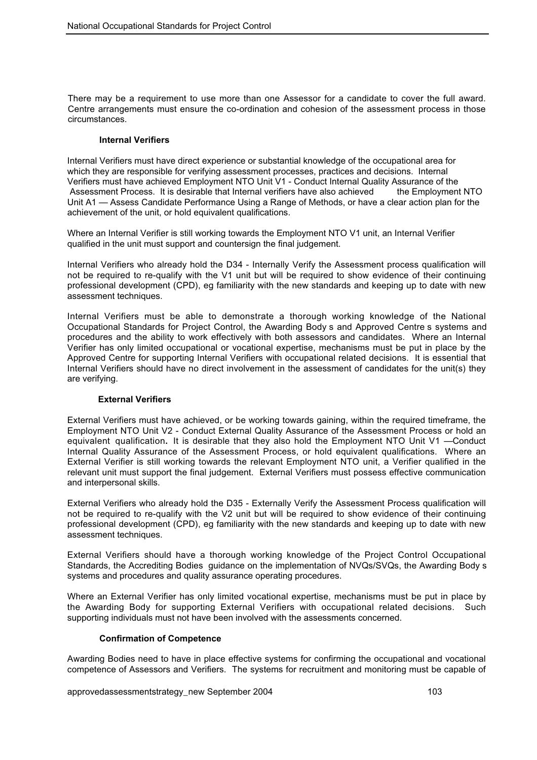There may be a requirement to use more than one Assessor for a candidate to cover the full award. Centre arrangements must ensure the co-ordination and cohesion of the assessment process in those circumstances.

### Internal Verifiers

Internal Verifiers must have direct experience or substantial knowledge of the occupational area for which they are responsible for verifying assessment processes, practices and decisions. Internal Verifiers must have achieved Employment NTO Unit V1 - Conduct Internal Quality Assurance of the Assessment Process. It is desirable that Internal verifiers have also achieved the Employment NTO Unit A1 — Assess Candidate Performance Using a Range of Methods, or have a clear action plan for the achievement of the unit, or hold equivalent qualifications.

Where an Internal Verifier is still working towards the Employment NTO V1 unit, an Internal Verifier qualified in the unit must support and countersign the final judgement.

Internal Verifiers who already hold the D34 - Internally Verify the Assessment process qualification will not be required to re-qualify with the V1 unit but will be required to show evidence of their continuing professional development (CPD), eg familiarity with the new standards and keeping up to date with new assessment techniques.

Internal Verifiers must be able to demonstrate a thorough working knowledge of the National Occupational Standards for Project Control, the Awarding Body s and Approved Centre s systems and procedures and the ability to work effectively with both assessors and candidates. Where an Internal Verifier has only limited occupational or vocational expertise, mechanisms must be put in place by the Approved Centre for supporting Internal Verifiers with occupational related decisions. It is essential that Internal Verifiers should have no direct involvement in the assessment of candidates for the unit(s) they are verifying.

### External Verifiers

External Verifiers must have achieved, or be working towards gaining, within the required timeframe, the Employment NTO Unit V2 - Conduct External Quality Assurance of the Assessment Process or hold an equivalent qualification**.** It is desirable that they also hold the Employment NTO Unit V1 —Conduct Internal Quality Assurance of the Assessment Process, or hold equivalent qualifications. Where an External Verifier is still working towards the relevant Employment NTO unit, a Verifier qualified in the relevant unit must support the final judgement. External Verifiers must possess effective communication and interpersonal skills.

External Verifiers who already hold the D35 - Externally Verify the Assessment Process qualification will not be required to re-qualify with the V2 unit but will be required to show evidence of their continuing professional development (CPD), eg familiarity with the new standards and keeping up to date with new assessment techniques.

External Verifiers should have a thorough working knowledge of the Project Control Occupational Standards, the Accrediting Bodies guidance on the implementation of NVQs/SVQs, the Awarding Body s systems and procedures and quality assurance operating procedures.

Where an External Verifier has only limited vocational expertise, mechanisms must be put in place by the Awarding Body for supporting External Verifiers with occupational related decisions. Such supporting individuals must not have been involved with the assessments concerned.

### Confirmation of Competence

Awarding Bodies need to have in place effective systems for confirming the occupational and vocational competence of Assessors and Verifiers. The systems for recruitment and monitoring must be capable of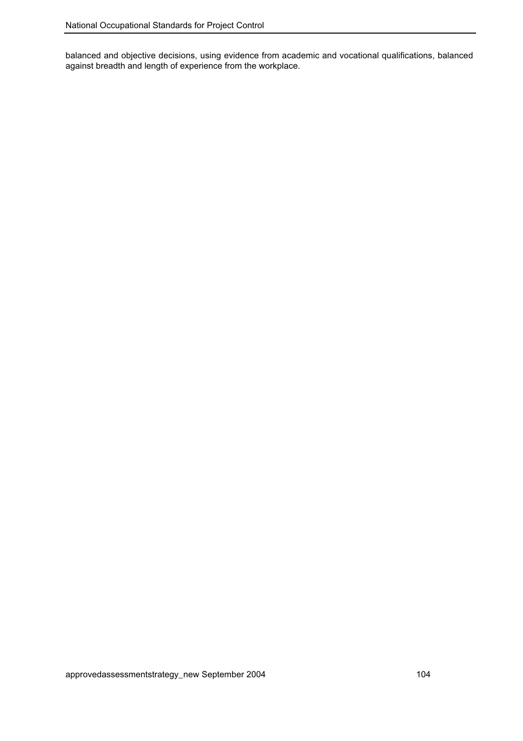balanced and objective decisions, using evidence from academic and vocational qualifications, balanced against breadth and length of experience from the workplace.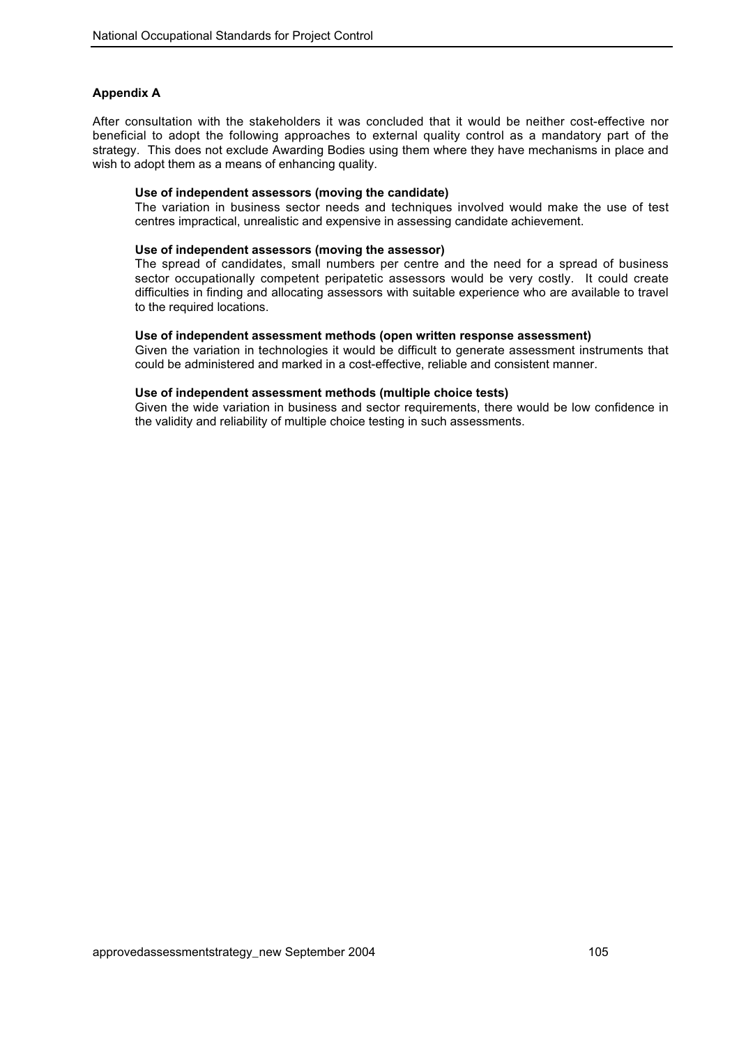## Appendix A

After consultation with the stakeholders it was concluded that it would be neither cost-effective nor beneficial to adopt the following approaches to external quality control as a mandatory part of the strategy. This does not exclude Awarding Bodies using them where they have mechanisms in place and wish to adopt them as a means of enhancing quality.

**Use of independent assessors (moving the candidate)**
The variation in business sector needs and techniques involved would make the use of test centres impractical, unrealistic and expensive in assessing candidate achievement.

**Use of independent assessors (moving the assessor)**
The spread of candidates, small numbers per centre and the need for a spread of business sector occupationally competent peripatetic assessors would be very costly. It could create difficulties in finding and allocating assessors with suitable experience who are available to travel to the required locations.

**Use of independent assessment methods (open written response assessment)**
Given the variation in technologies it would be difficult to generate assessment instruments that could be administered and marked in a cost-effective, reliable and consistent manner.

**Use of independent assessment methods (multiple choice tests)**
Given the wide variation in business and sector requirements, there would be low confidence in the validity and reliability of multiple choice testing in such assessments.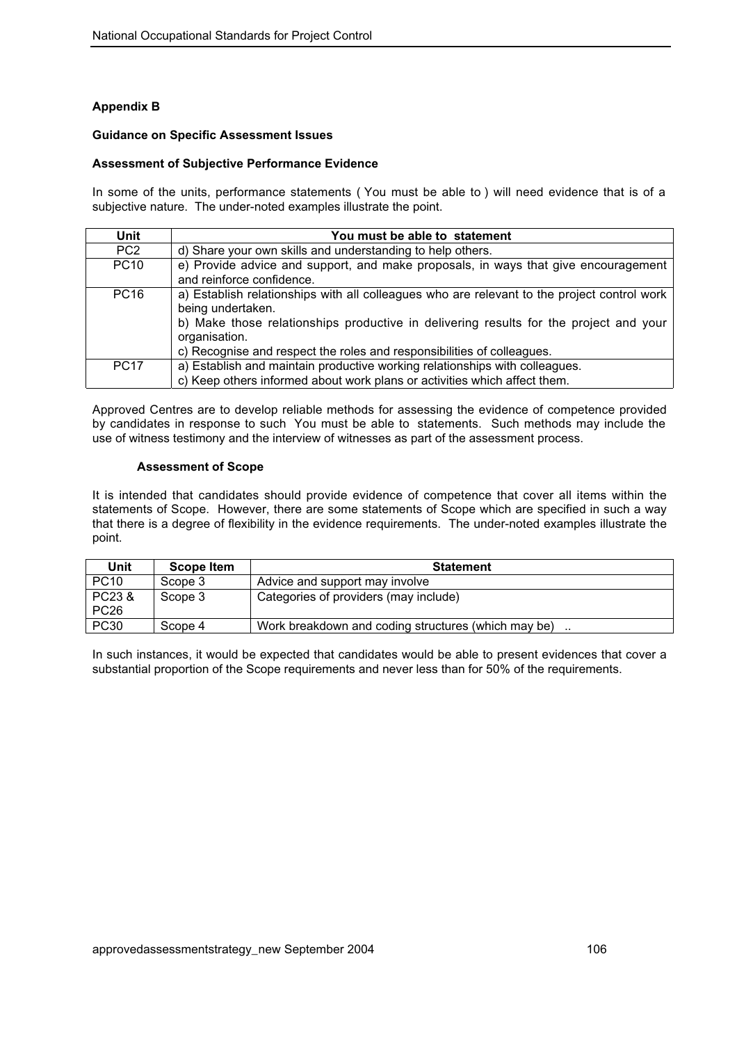**Appendix B**

**Guidance on Specific Assessment Issues**

**Assessment of Subjective Performance Evidence**

In some of the units, performance statements ( You must be able to ) will need evidence that is of a subjective nature. The under-noted examples illustrate the point.

| Unit | You must be able to statement |
|---|---|
| PC2 | d) Share your own skills and understanding to help others. |
| PC10 | e) Provide advice and support, and make proposals, in ways that give encouragement and reinforce confidence. |
| PC16 | a) Establish relationships with all colleagues who are relevant to the project control work being undertaken.<br>b) Make those relationships productive in delivering results for the project and your organisation.<br>c) Recognise and respect the roles and responsibilities of colleagues. |
| PC17 | a) Establish and maintain productive working relationships with colleagues.<br>c) Keep others informed about work plans or activities which affect them. |

Approved Centres are to develop reliable methods for assessing the evidence of competence provided by candidates in response to such You must be able to statements. Such methods may include the use of witness testimony and the interview of witnesses as part of the assessment process.

**Assessment of Scope**

It is intended that candidates should provide evidence of competence that cover all items within the statements of Scope. However, there are some statements of Scope which are specified in such a way that there is a degree of flexibility in the evidence requirements. The under-noted examples illustrate the point.

| Unit | Scope Item | Statement |
|---|---|---|
| PC10 | Scope 3 | Advice and support may involve |
| PC23 & PC26 | Scope 3 | Categories of providers (may include) |
| PC30 | Scope 4 | Work breakdown and coding structures (which may be) .. |

In such instances, it would be expected that candidates would be able to present evidences that cover a substantial proportion of the Scope requirements and never less than for 50% of the requirements.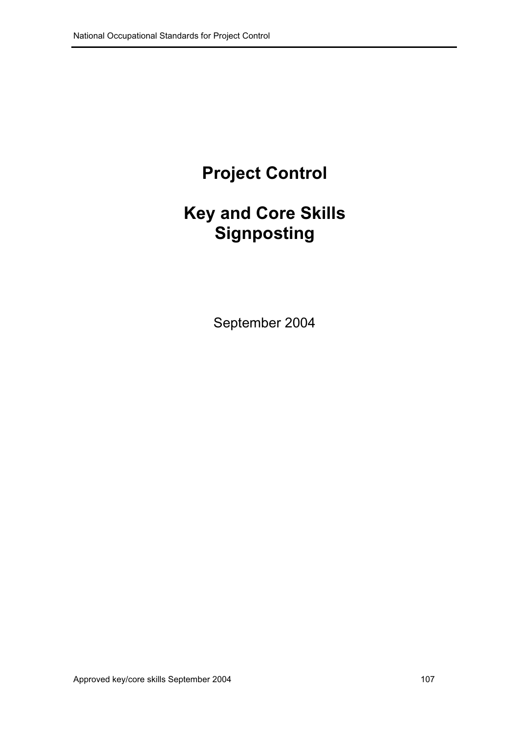# Project Control

# Key and Core Skills Signposting

September 2004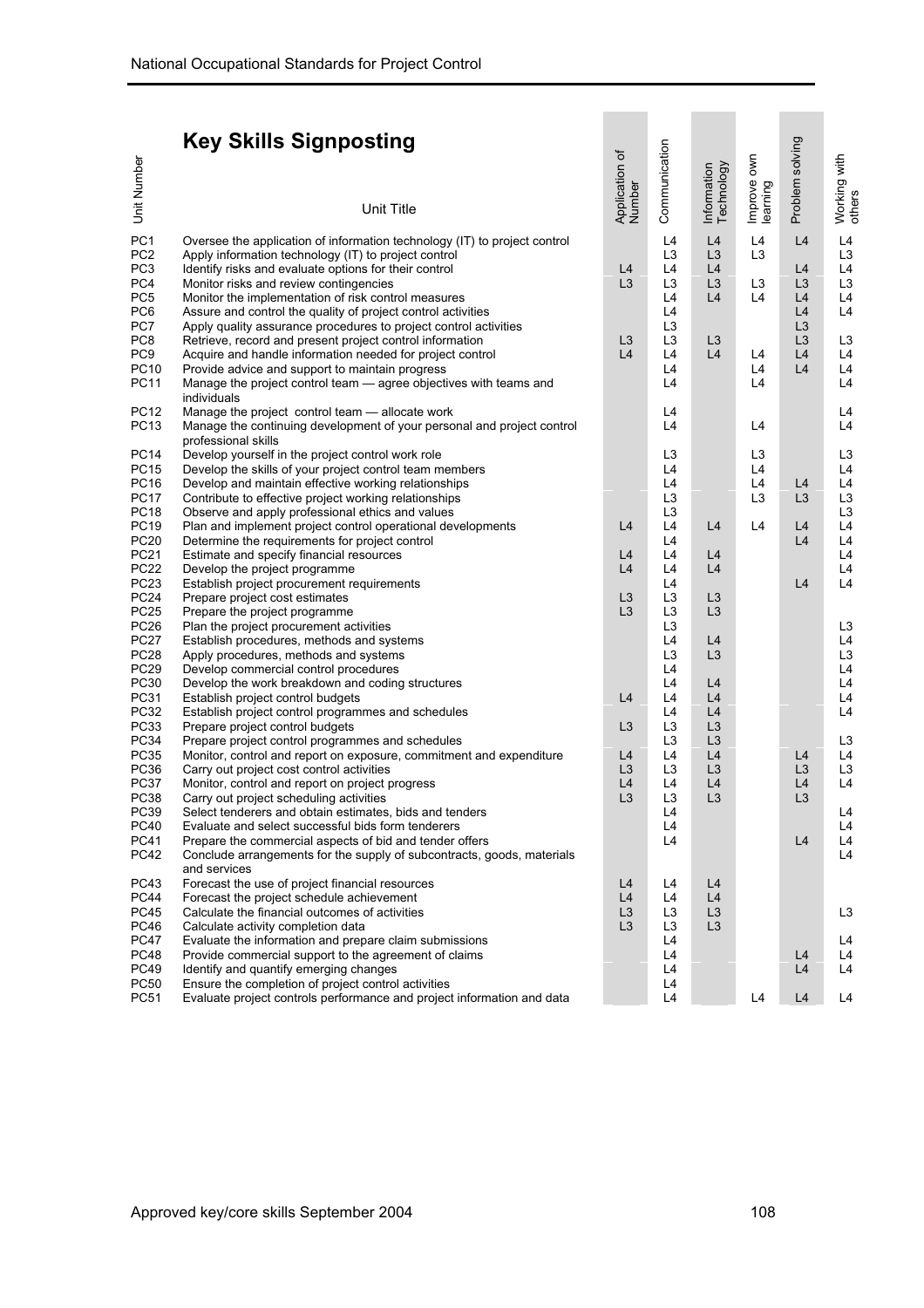## Key Skills Signposting

| Unit Number | Unit Title | Application of Number | Communication | Information Technology | Improve own learning | Problem solving | Working with others |
|---|---|---|---|---|---|---|---|
| PC1 | Oversee the application of information technology (IT) to project control | | L4 | L4 | L4 | L4 | L4 |
| PC2 | Apply information technology (IT) to project control | | L3 | L3 | L3 | | L3 |
| PC3 | Identify risks and evaluate options for their control | L4 | L4 | L4 | | L4 | L4 |
| PC4 | Monitor risks and review contingencies | L3 | L3 | L3 | L3 | L3 | L3 |
| PC5 | Monitor the implementation of risk control measures | | L4 | L4 | L4 | L4 | L4 |
| PC6 | Assure and control the quality of project control activities | | L4 | | | L4 | L4 |
| PC7 | Apply quality assurance procedures to project control activities | | L3 | | | L3 | |
| PC8 | Retrieve, record and present project control information | L3 | L3 | L3 | | L3 | L3 |
| PC9 | Acquire and handle information needed for project control | L4 | L4 | L4 | L4 | L4 | L4 |
| PC10 | Provide advice and support to maintain progress | | L4 | | L4 | L4 | L4 |
| PC11 | Manage the project control team — agree objectives with teams and individuals | | L4 | | L4 | | L4 |
| PC12 | Manage the project control team — allocate work | | L4 | | | | L4 |
| PC13 | Manage the continuing development of your personal and project control professional skills | | L4 | | L4 | | L4 |
| PC14 | Develop yourself in the project control work role | | L3 | | L3 | | L3 |
| PC15 | Develop the skills of your project control team members | | L4 | | L4 | | L4 |
| PC16 | Develop and maintain effective working relationships | | L4 | | L4 | L4 | L4 |
| PC17 | Contribute to effective project working relationships | | L3 | | L3 | L3 | L3 |
| PC18 | Observe and apply professional ethics and values | | L3 | | | | L3 |
| PC19 | Plan and implement project control operational developments | L4 | L4 | L4 | L4 | L4 | L4 |
| PC20 | Determine the requirements for project control | | L4 | | | L4 | L4 |
| PC21 | Estimate and specify financial resources | L4 | L4 | L4 | | | L4 |
| PC22 | Develop the project programme | L4 | L4 | L4 | | | L4 |
| PC23 | Establish project procurement requirements | | L4 | | | L4 | L4 |
| PC24 | Prepare project cost estimates | L3 | L3 | L3 | | | |
| PC25 | Prepare the project programme | L3 | L3 | L3 | | | |
| PC26 | Plan the project procurement activities | | L3 | | | | L3 |
| PC27 | Establish procedures, methods and systems | | L4 | L4 | | | L4 |
| PC28 | Apply procedures, methods and systems | | L3 | L3 | | | L3 |
| PC29 | Develop commercial control procedures | | L4 | | | | L4 |
| PC30 | Develop the work breakdown and coding structures | | L4 | L4 | | | L4 |
| PC31 | Establish project control budgets | L4 | L4 | L4 | | | L4 |
| PC32 | Establish project control programmes and schedules | | L4 | L4 | | | L4 |
| PC33 | Prepare project control budgets | L3 | L3 | L3 | | | |
| PC34 | Prepare project control programmes and schedules | | L3 | L3 | | | L3 |
| PC35 | Monitor, control and report on exposure, commitment and expenditure | L4 | L4 | L4 | | L4 | L4 |
| PC36 | Carry out project cost control activities | L3 | L3 | L3 | | L3 | L3 |
| PC37 | Monitor, control and report on project progress | L4 | L4 | L4 | | L4 | L4 |
| PC38 | Carry out project scheduling activities | L3 | L3 | L3 | | L3 | |
| PC39 | Select tenderers and obtain estimates, bids and tenders | | L4 | | | | L4 |
| PC40 | Evaluate and select successful bids form tenderers | | L4 | | | | L4 |
| PC41 | Prepare the commercial aspects of bid and tender offers | | L4 | | | L4 | L4 |
| PC42 | Conclude arrangements for the supply of subcontracts, goods, materials and services | | | | | | L4 |
| PC43 | Forecast the use of project financial resources | L4 | L4 | L4 | | | |
| PC44 | Forecast the project schedule achievement | L4 | L4 | L4 | | | |
| PC45 | Calculate the financial outcomes of activities | L3 | L3 | L3 | | | L3 |
| PC46 | Calculate activity completion data | L3 | L3 | L3 | | | |
| PC47 | Evaluate the information and prepare claim submissions | | L4 | | | | L4 |
| PC48 | Provide commercial support to the agreement of claims | | L4 | | | L4 | L4 |
| PC49 | Identify and quantify emerging changes | | L4 | | | L4 | L4 |
| PC50 | Ensure the completion of project control activities | | L4 | | | | |
| PC51 | Evaluate project controls performance and project information and data | | L4 | | L4 | L4 | L4 |

Approved key/core skills September 2004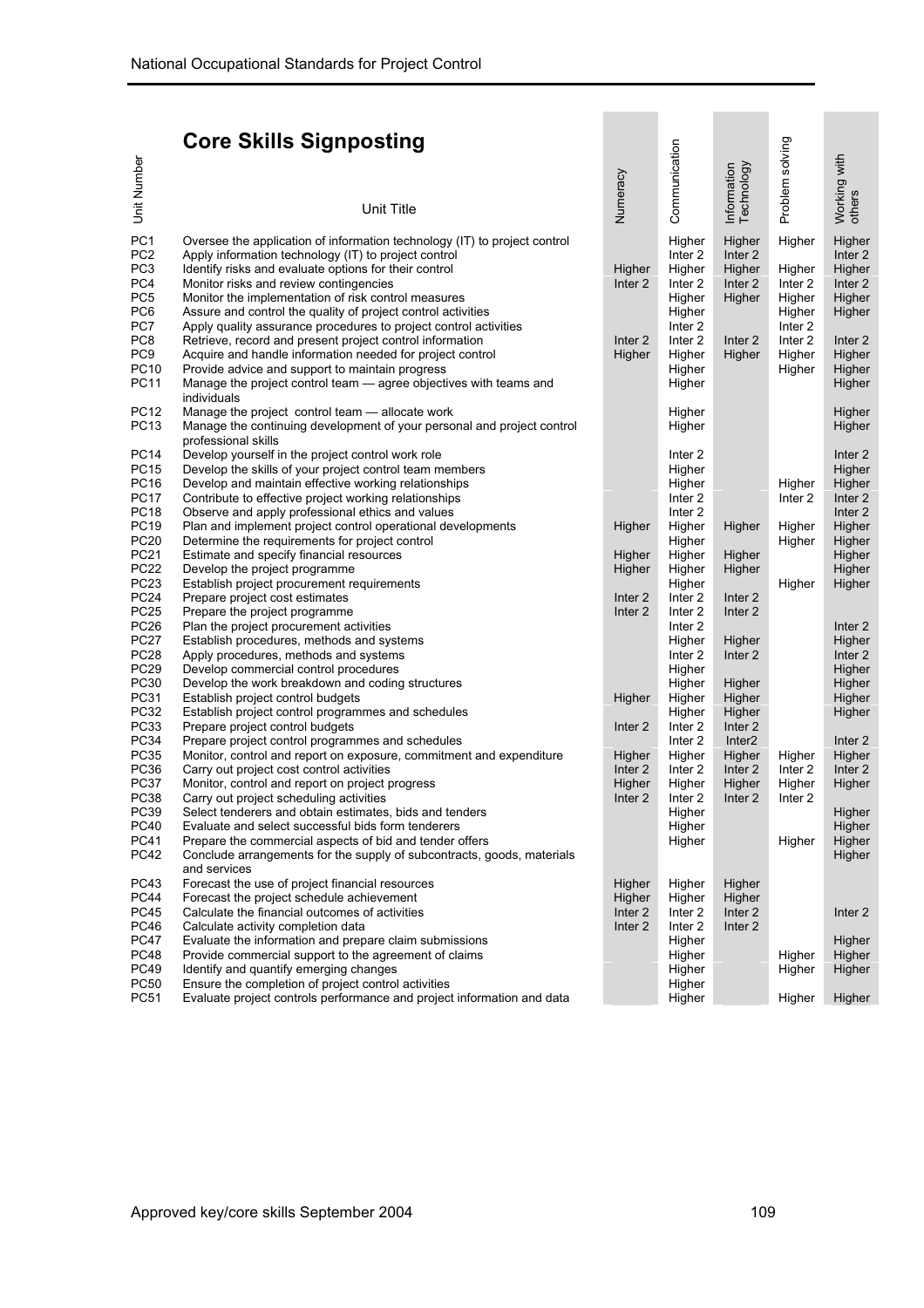## Core Skills Signposting

| Unit Number | Unit Title | Numeracy | Communication | Information Technology | Problem solving | Working with others |
|---|---|---|---|---|---|---|
| PC1 | Oversee the application of information technology (IT) to project control | | Higher | Higher | Higher | Higher |
| PC2 | Apply information technology (IT) to project control | | Inter 2 | Inter 2 | | Inter 2 |
| PC3 | Identify risks and evaluate options for their control | Higher | Higher | Higher | Higher | Higher |
| PC4 | Monitor risks and review contingencies | Inter 2 | Inter 2 | Inter 2 | Inter 2 | Inter 2 |
| PC5 | Monitor the implementation of risk control measures | | Higher | Higher | Higher | Higher |
| PC6 | Assure and control the quality of project control activities | | Higher | | Higher | Higher |
| PC7 | Apply quality assurance procedures to project control activities | | Inter 2 | | Inter 2 | |
| PC8 | Retrieve, record and present project control information | Inter 2 | Inter 2 | Inter 2 | Inter 2 | Inter 2 |
| PC9 | Acquire and handle information needed for project control | Higher | Higher | Higher | Higher | Higher |
| PC10 | Provide advice and support to maintain progress | | Higher | | Higher | Higher |
| PC11 | Manage the project control team — agree objectives with teams and individuals | | Higher | | | Higher |
| PC12 | Manage the project control team — allocate work | | Higher | | | Higher |
| PC13 | Manage the continuing development of your personal and project control professional skills | | Higher | | | Higher |
| PC14 | Develop yourself in the project control work role | | Inter 2 | | | Inter 2 |
| PC15 | Develop the skills of your project control team members | | Higher | | | Higher |
| PC16 | Develop and maintain effective working relationships | | Higher | | Higher | Higher |
| PC17 | Contribute to effective project working relationships | | Inter 2 | | Inter 2 | Inter 2 |
| PC18 | Observe and apply professional ethics and values | | Inter 2 | | | Inter 2 |
| PC19 | Plan and implement project control operational developments | Higher | Higher | Higher | Higher | Higher |
| PC20 | Determine the requirements for project control | | Higher | | Higher | Higher |
| PC21 | Estimate and specify financial resources | Higher | Higher | Higher | | Higher |
| PC22 | Develop the project programme | Higher | Higher | Higher | | Higher |
| PC23 | Establish project procurement requirements | | Higher | | Higher | Higher |
| PC24 | Prepare project cost estimates | Inter 2 | Inter 2 | Inter 2 | | |
| PC25 | Prepare the project programme | Inter 2 | Inter 2 | Inter 2 | | |
| PC26 | Plan the project procurement activities | | Inter 2 | | | Inter 2 |
| PC27 | Establish procedures, methods and systems | | Higher | Higher | | Higher |
| PC28 | Apply procedures, methods and systems | | Inter 2 | Inter 2 | | Inter 2 |
| PC29 | Develop commercial control procedures | | Higher | | | Higher |
| PC30 | Develop the work breakdown and coding structures | | Higher | Higher | | Higher |
| PC31 | Establish project control budgets | Higher | Higher | Higher | | Higher |
| PC32 | Establish project control programmes and schedules | | Higher | Higher | | Higher |
| PC33 | Prepare project control budgets | Inter 2 | Inter 2 | Inter 2 | | |
| PC34 | Prepare project control programmes and schedules | | Inter 2 | Inter2 | | Inter 2 |
| PC35 | Monitor, control and report on exposure, commitment and expenditure | Higher | Higher | Higher | Higher | Higher |
| PC36 | Carry out project cost control activities | Inter 2 | Inter 2 | Inter 2 | Inter 2 | Inter 2 |
| PC37 | Monitor, control and report on project progress | Higher | Higher | Higher | Higher | Higher |
| PC38 | Carry out project scheduling activities | Inter 2 | Inter 2 | Inter 2 | Inter 2 | |
| PC39 | Select tenderers and obtain estimates, bids and tenders | | Higher | | | Higher |
| PC40 | Evaluate and select successful bids form tenderers | | Higher | | | Higher |
| PC41 | Prepare the commercial aspects of bid and tender offers | | Higher | | Higher | Higher |
| PC42 | Conclude arrangements for the supply of subcontracts, goods, materials and services | | | | | Higher |
| PC43 | Forecast the use of project financial resources | Higher | Higher | Higher | | |
| PC44 | Forecast the project schedule achievement | Higher | Higher | Higher | | |
| PC45 | Calculate the financial outcomes of activities | Inter 2 | Inter 2 | Inter 2 | | Inter 2 |
| PC46 | Calculate activity completion data | Inter 2 | Inter 2 | Inter 2 | | |
| PC47 | Evaluate the information and prepare claim submissions | | Higher | | | Higher |
| PC48 | Provide commercial support to the agreement of claims | | Higher | | Higher | Higher |
| PC49 | Identify and quantify emerging changes | | Higher | | Higher | Higher |
| PC50 | Ensure the completion of project control activities | | Higher | | | |
| PC51 | Evaluate project controls performance and project information and data | | Higher | | Higher | Higher |

Approved key/core skills September 2004